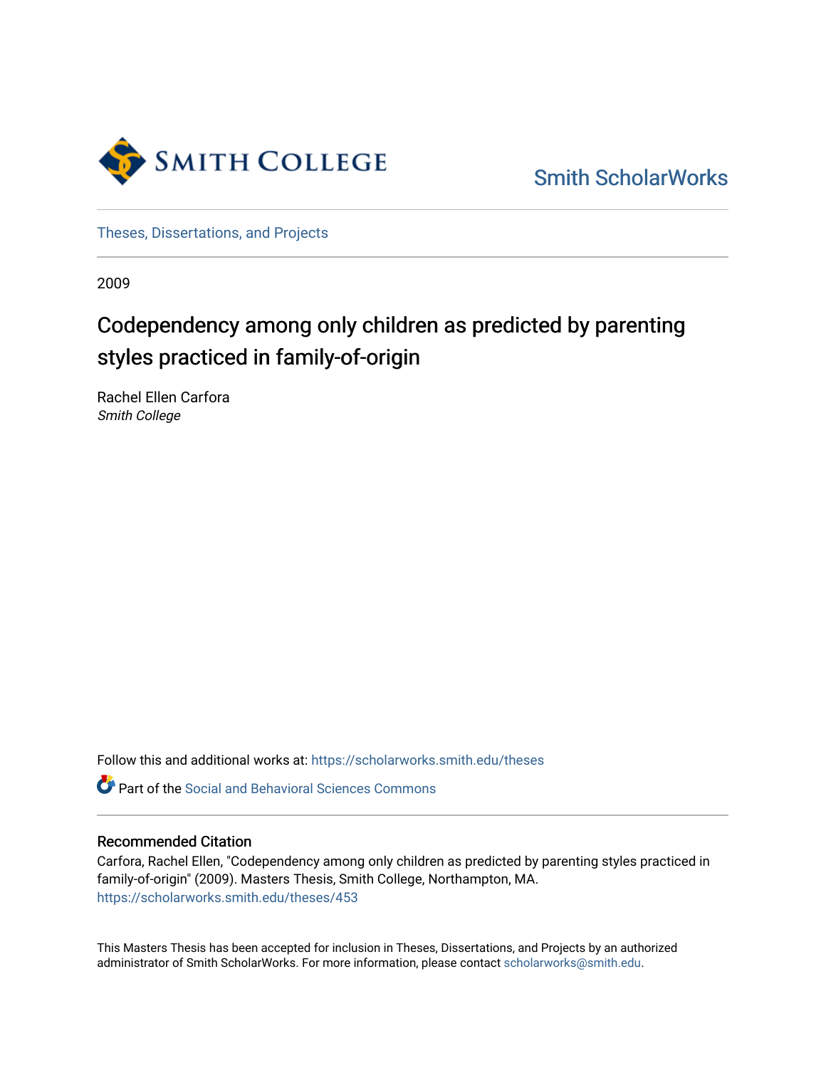Smith College

Smith ScholarWorks

Theses, Dissertations, and Projects

2009

# Codependency among only children as predicted by parenting styles practiced in family-of-origin

Rachel Ellen Carfora
*Smith College*

Follow this and additional works at: https://scholarworks.smith.edu/theses

Part of the Social and Behavioral Sciences Commons

### Recommended Citation

Carfora, Rachel Ellen, "Codependency among only children as predicted by parenting styles practiced in family-of-origin" (2009). Masters Thesis, Smith College, Northampton, MA.
https://scholarworks.smith.edu/theses/453

This Masters Thesis has been accepted for inclusion in Theses, Dissertations, and Projects by an authorized administrator of Smith ScholarWorks. For more information, please contact scholarworks@smith.edu.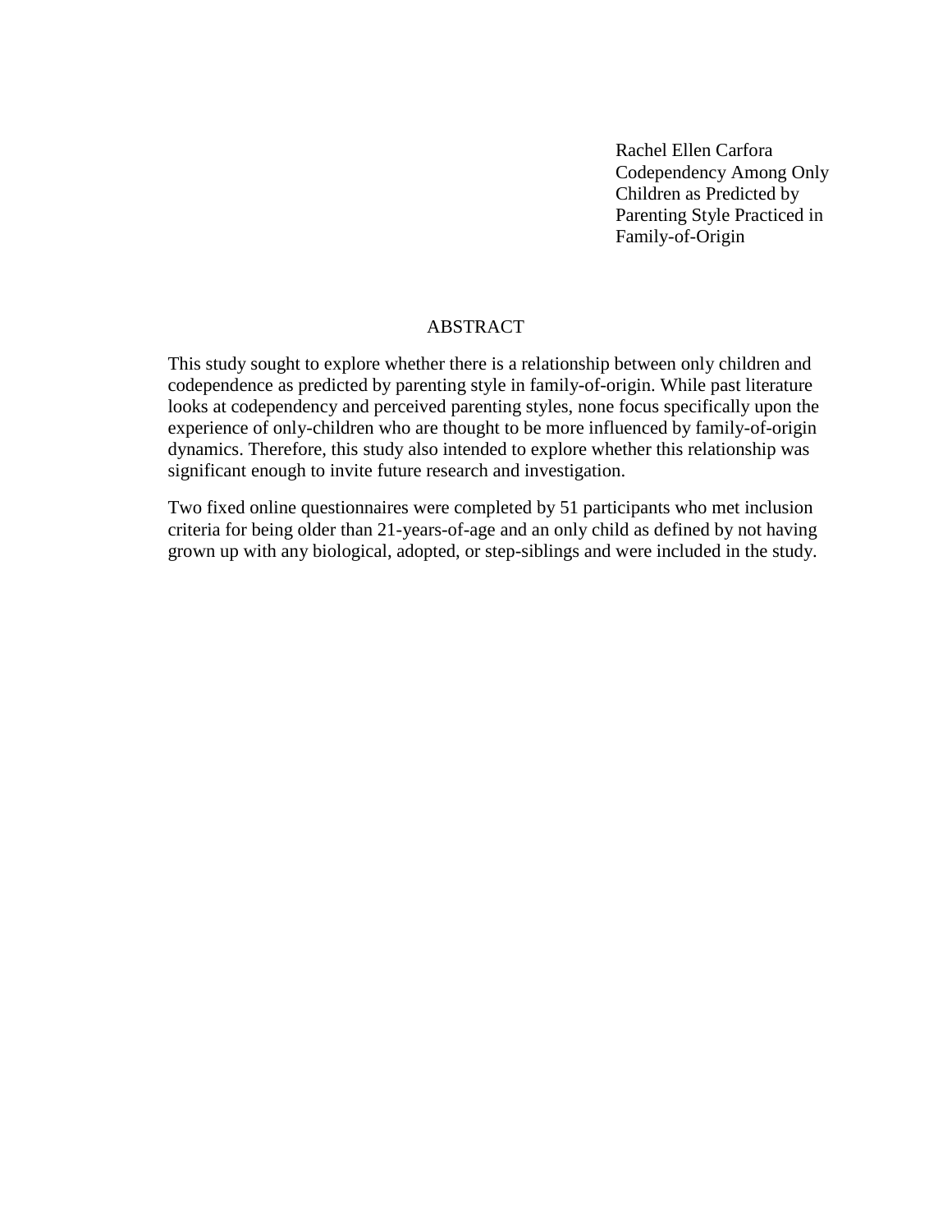Rachel Ellen Carfora
Codependency Among Only Children as Predicted by Parenting Style Practiced in Family-of-Origin

## ABSTRACT

This study sought to explore whether there is a relationship between only children and codependence as predicted by parenting style in family-of-origin. While past literature looks at codependency and perceived parenting styles, none focus specifically upon the experience of only-children who are thought to be more influenced by family-of-origin dynamics. Therefore, this study also intended to explore whether this relationship was significant enough to invite future research and investigation.

Two fixed online questionnaires were completed by 51 participants who met inclusion criteria for being older than 21-years-of-age and an only child as defined by not having grown up with any biological, adopted, or step-siblings and were included in the study.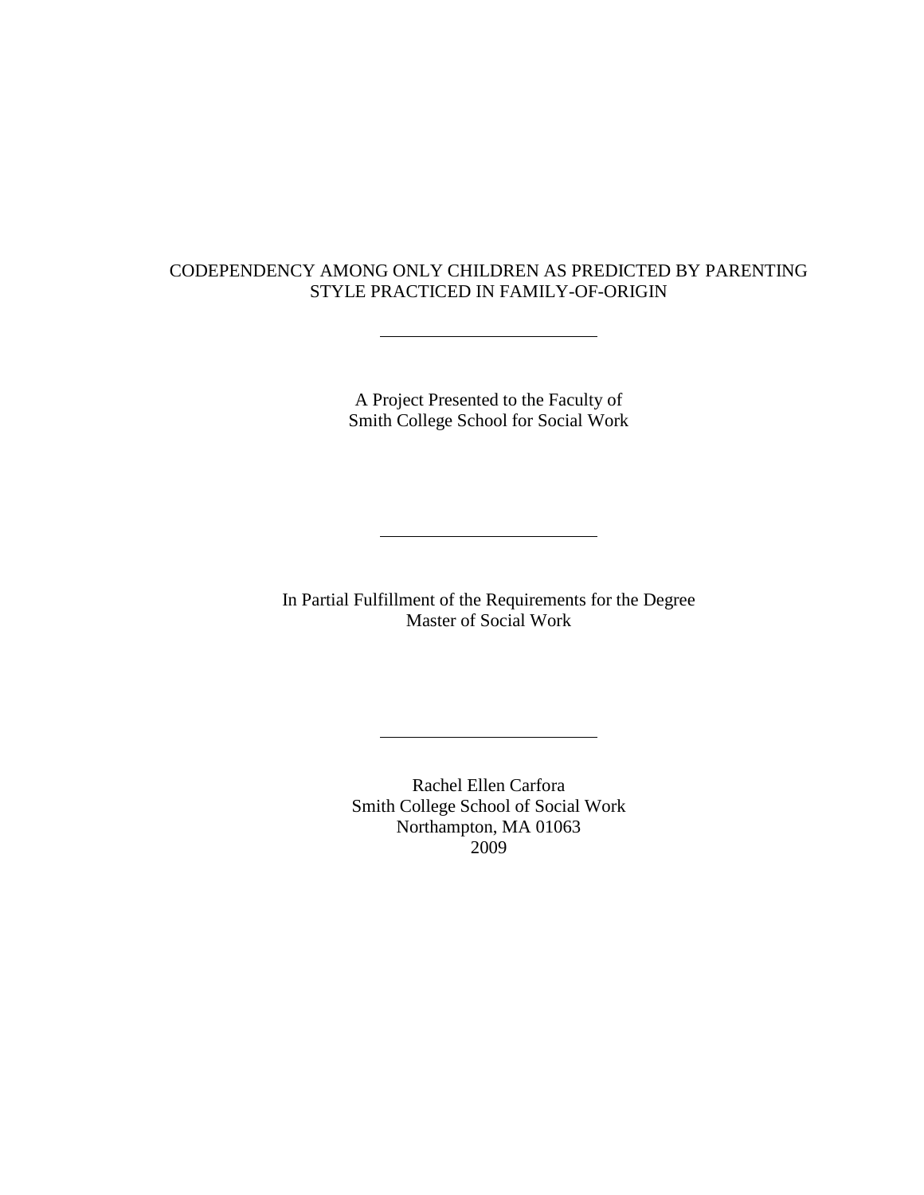CODEPENDENCY AMONG ONLY CHILDREN AS PREDICTED BY PARENTING STYLE PRACTICED IN FAMILY-OF-ORIGIN

---

A Project Presented to the Faculty of
Smith College School for Social Work

---

In Partial Fulfillment of the Requirements for the Degree
Master of Social Work

---

Rachel Ellen Carfora
Smith College School of Social Work
Northampton, MA 01063
2009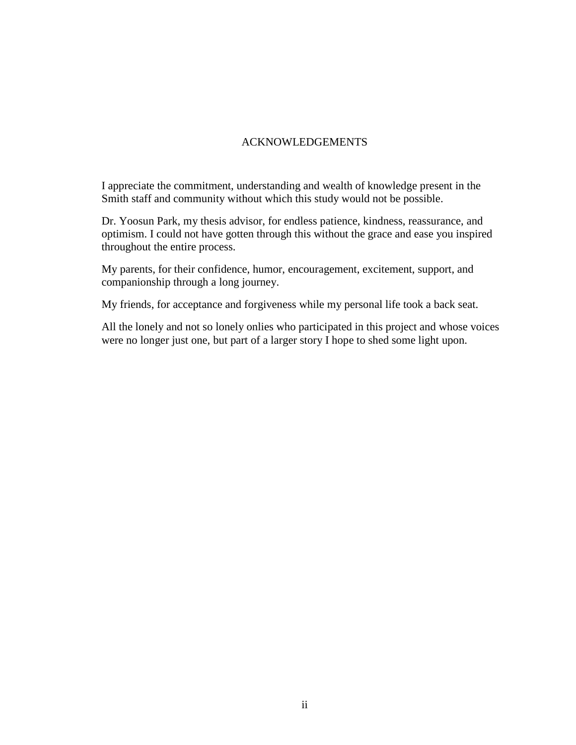# ACKNOWLEDGEMENTS

I appreciate the commitment, understanding and wealth of knowledge present in the Smith staff and community without which this study would not be possible.

Dr. Yoosun Park, my thesis advisor, for endless patience, kindness, reassurance, and optimism. I could not have gotten through this without the grace and ease you inspired throughout the entire process.

My parents, for their confidence, humor, encouragement, excitement, support, and companionship through a long journey.

My friends, for acceptance and forgiveness while my personal life took a back seat.

All the lonely and not so lonely onlies who participated in this project and whose voices were no longer just one, but part of a larger story I hope to shed some light upon.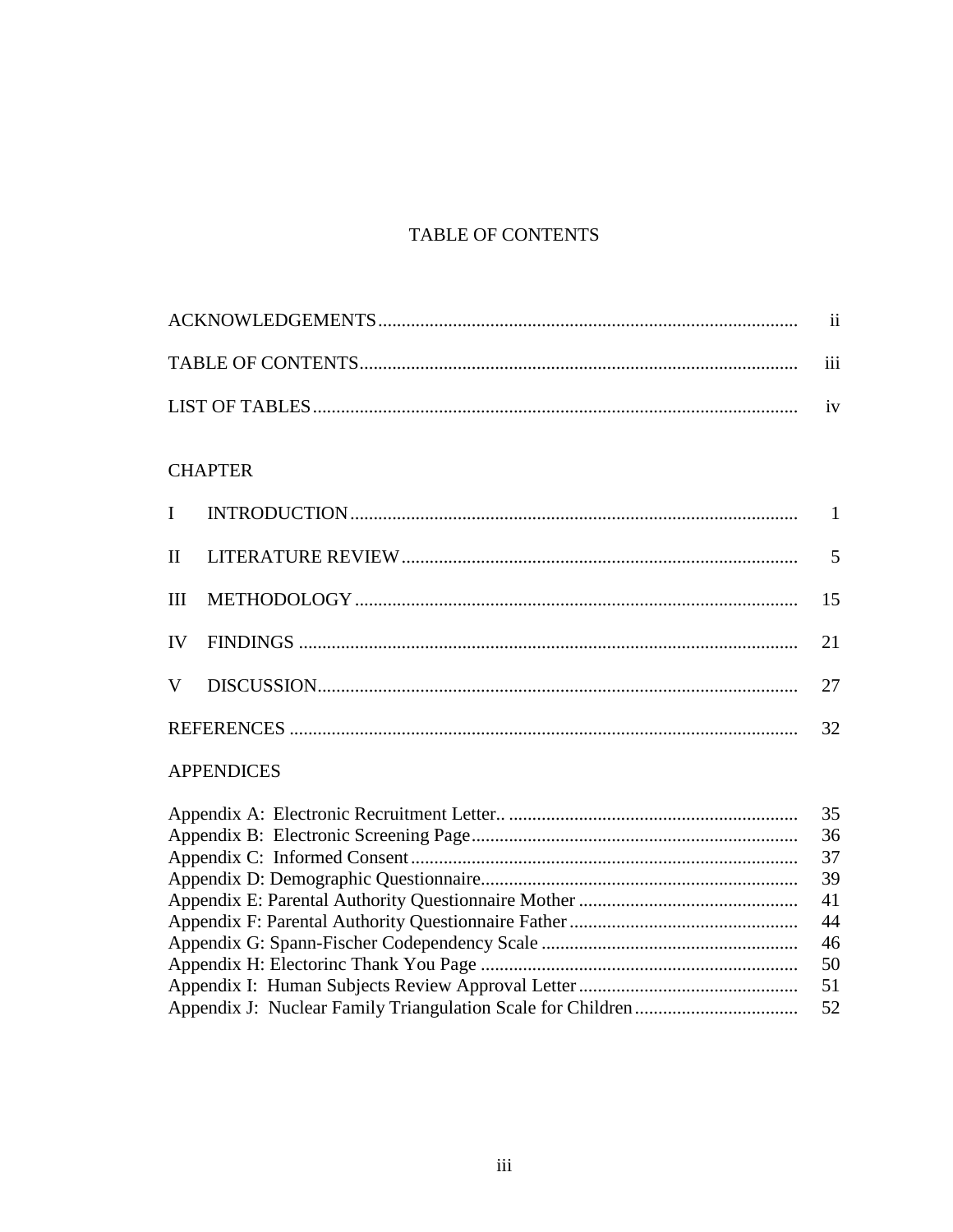# TABLE OF CONTENTS

| | |
|---|---|
| ACKNOWLEDGEMENTS | ii |
| TABLE OF CONTENTS | iii |
| LIST OF TABLES | iv |

CHAPTER

| | | |
|---|---|---|
| I | INTRODUCTION | 1 |
| II | LITERATURE REVIEW | 5 |
| III | METHODOLOGY | 15 |
| IV | FINDINGS | 21 |
| V | DISCUSSION | 27 |

| | |
|---|---|
| REFERENCES | 32 |

APPENDICES

| | |
|---|---|
| Appendix A: Electronic Recruitment Letter.. | 35 |
| Appendix B: Electronic Screening Page | 36 |
| Appendix C: Informed Consent | 37 |
| Appendix D: Demographic Questionnaire | 39 |
| Appendix E: Parental Authority Questionnaire Mother | 41 |
| Appendix F: Parental Authority Questionnaire Father | 44 |
| Appendix G: Spann-Fischer Codependency Scale | 46 |
| Appendix H: Electorinc Thank You Page | 50 |
| Appendix I: Human Subjects Review Approval Letter | 51 |
| Appendix J: Nuclear Family Triangulation Scale for Children | 52 |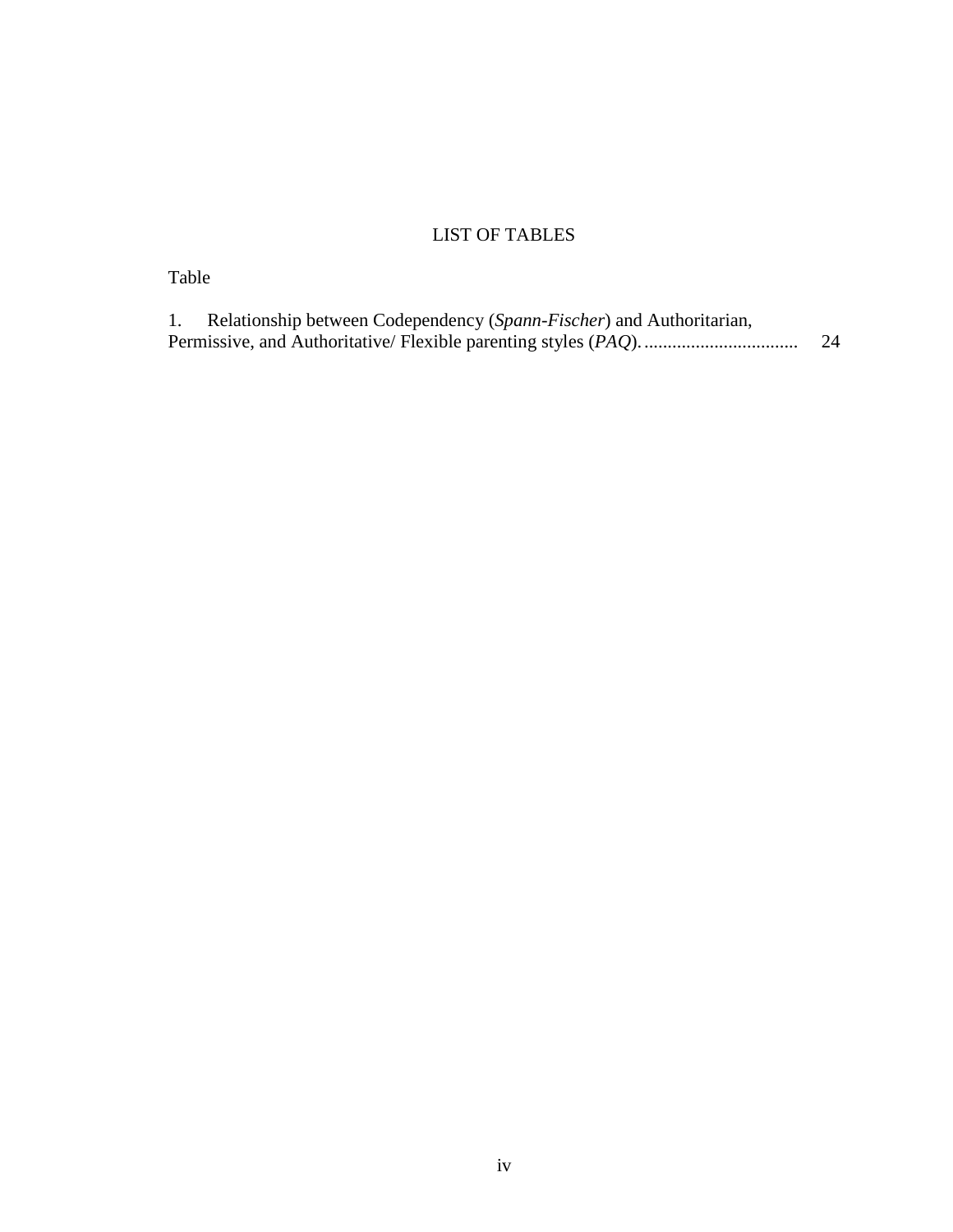# LIST OF TABLES

Table

1. Relationship between Codependency (*Spann-Fischer*) and Authoritarian, Permissive, and Authoritative/ Flexible parenting styles (*PAQ*). ................................. 24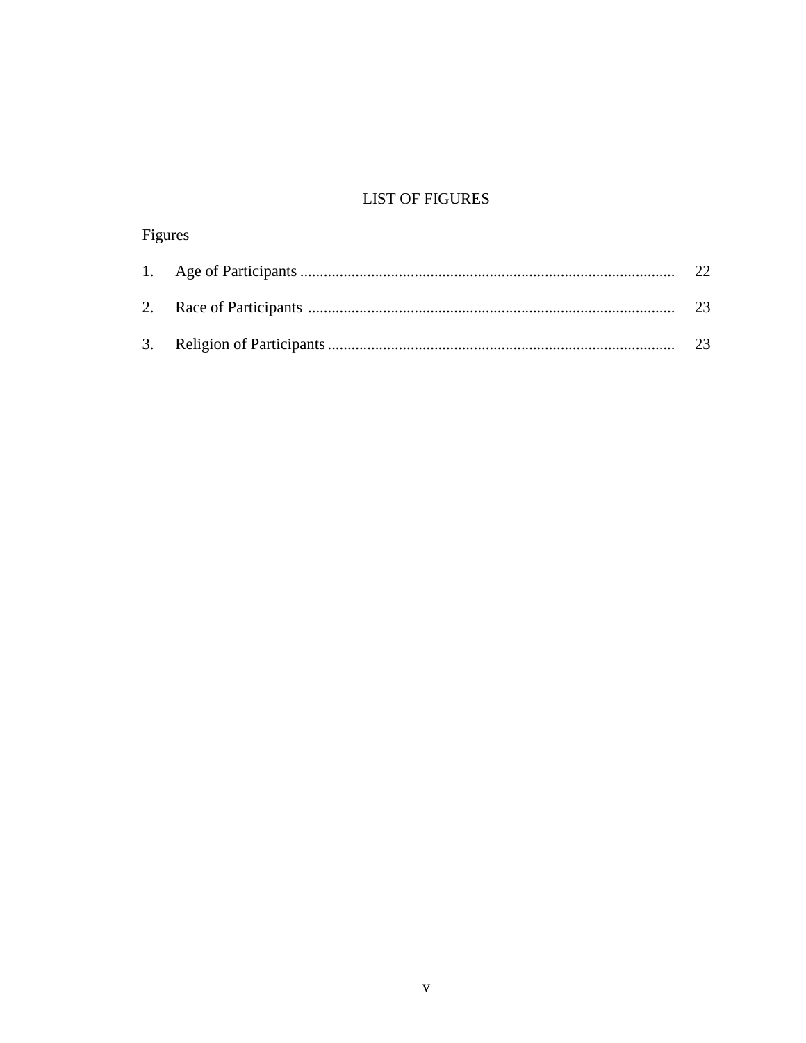# LIST OF FIGURES

Figures

1. Age of Participants .................................................................................................. 22

2. Race of Participants ................................................................................................ 23

3. Religion of Participants ........................................................................................... 23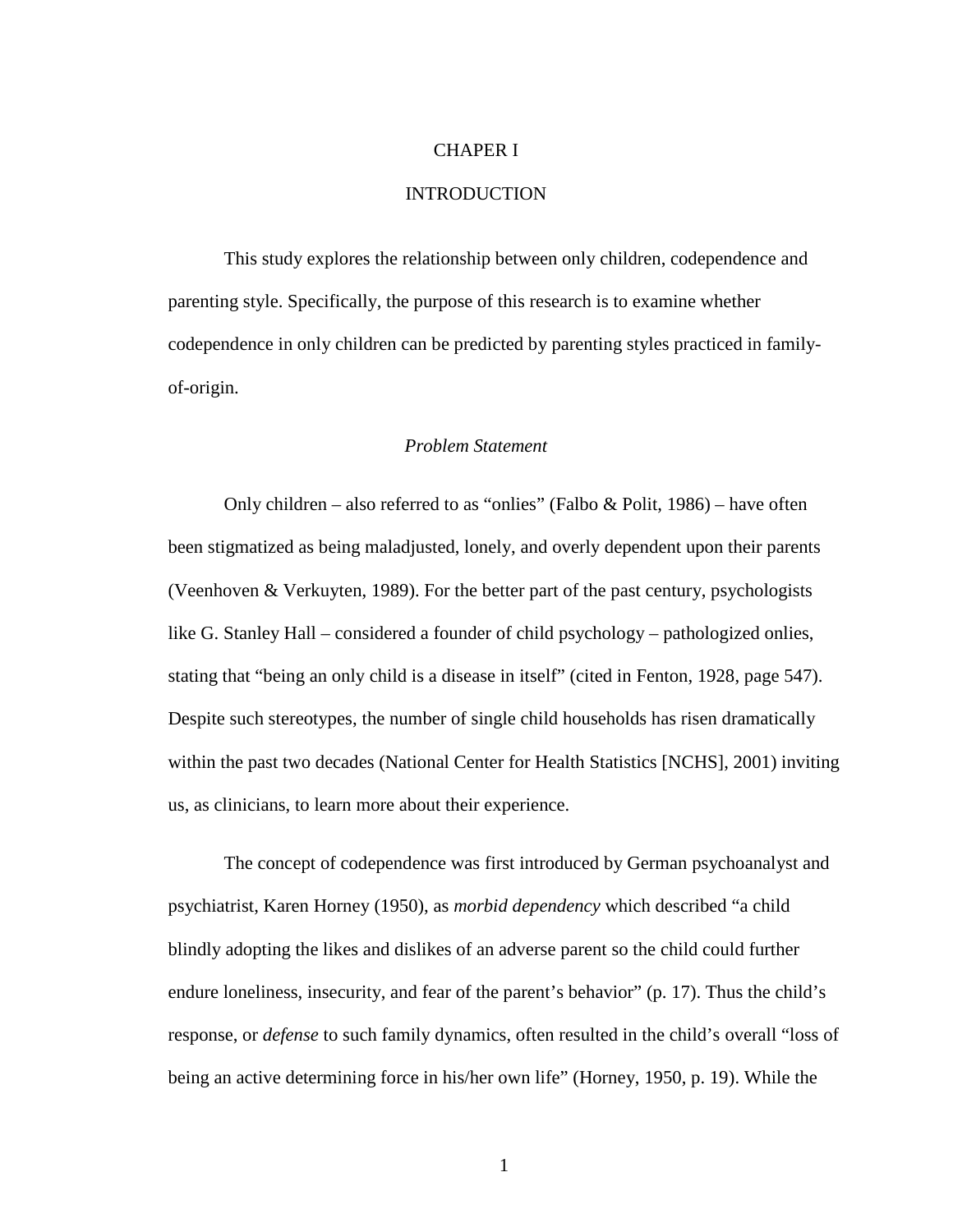# CHAPER I

# INTRODUCTION

This study explores the relationship between only children, codependence and parenting style. Specifically, the purpose of this research is to examine whether codependence in only children can be predicted by parenting styles practiced in family-of-origin.

## *Problem Statement*

Only children – also referred to as "onlies" (Falbo & Polit, 1986) – have often been stigmatized as being maladjusted, lonely, and overly dependent upon their parents (Veenhoven & Verkuyten, 1989). For the better part of the past century, psychologists like G. Stanley Hall – considered a founder of child psychology – pathologized onlies, stating that "being an only child is a disease in itself" (cited in Fenton, 1928, page 547). Despite such stereotypes, the number of single child households has risen dramatically within the past two decades (National Center for Health Statistics [NCHS], 2001) inviting us, as clinicians, to learn more about their experience.

The concept of codependence was first introduced by German psychoanalyst and psychiatrist, Karen Horney (1950), as *morbid dependency* which described "a child blindly adopting the likes and dislikes of an adverse parent so the child could further endure loneliness, insecurity, and fear of the parent's behavior" (p. 17). Thus the child's response, or *defense* to such family dynamics, often resulted in the child's overall "loss of being an active determining force in his/her own life" (Horney, 1950, p. 19). While the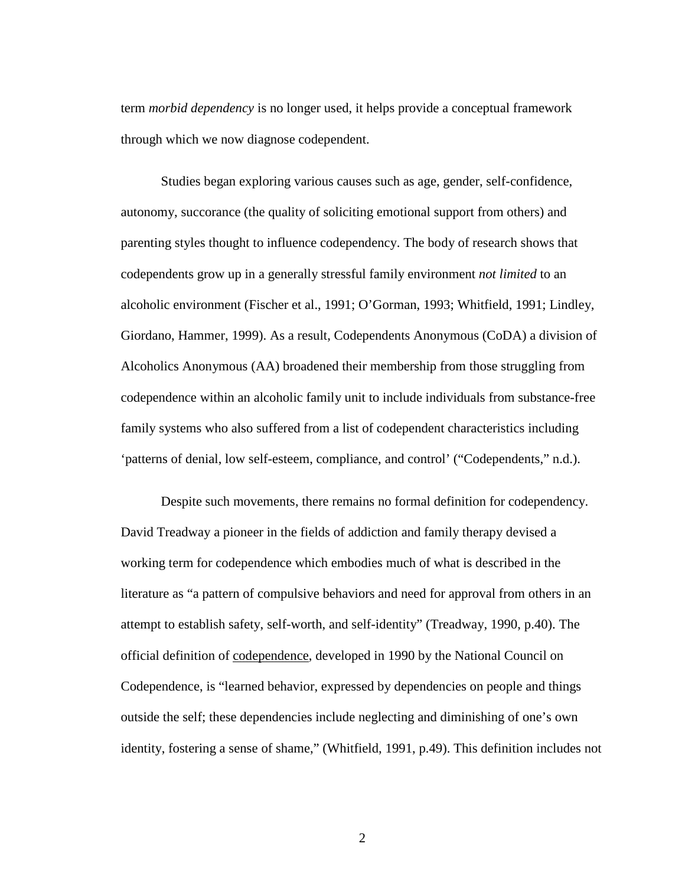term *morbid dependency* is no longer used, it helps provide a conceptual framework through which we now diagnose codependent.

Studies began exploring various causes such as age, gender, self-confidence, autonomy, succorance (the quality of soliciting emotional support from others) and parenting styles thought to influence codependency. The body of research shows that codependents grow up in a generally stressful family environment *not limited* to an alcoholic environment (Fischer et al., 1991; O'Gorman, 1993; Whitfield, 1991; Lindley, Giordano, Hammer, 1999). As a result, Codependents Anonymous (CoDA) a division of Alcoholics Anonymous (AA) broadened their membership from those struggling from codependence within an alcoholic family unit to include individuals from substance-free family systems who also suffered from a list of codependent characteristics including 'patterns of denial, low self-esteem, compliance, and control' ("Codependents," n.d.).

Despite such movements, there remains no formal definition for codependency. David Treadway a pioneer in the fields of addiction and family therapy devised a working term for codependence which embodies much of what is described in the literature as "a pattern of compulsive behaviors and need for approval from others in an attempt to establish safety, self-worth, and self-identity" (Treadway, 1990, p.40). The official definition of <u>codependence</u>, developed in 1990 by the National Council on Codependence, is "learned behavior, expressed by dependencies on people and things outside the self; these dependencies include neglecting and diminishing of one's own identity, fostering a sense of shame," (Whitfield, 1991, p.49). This definition includes not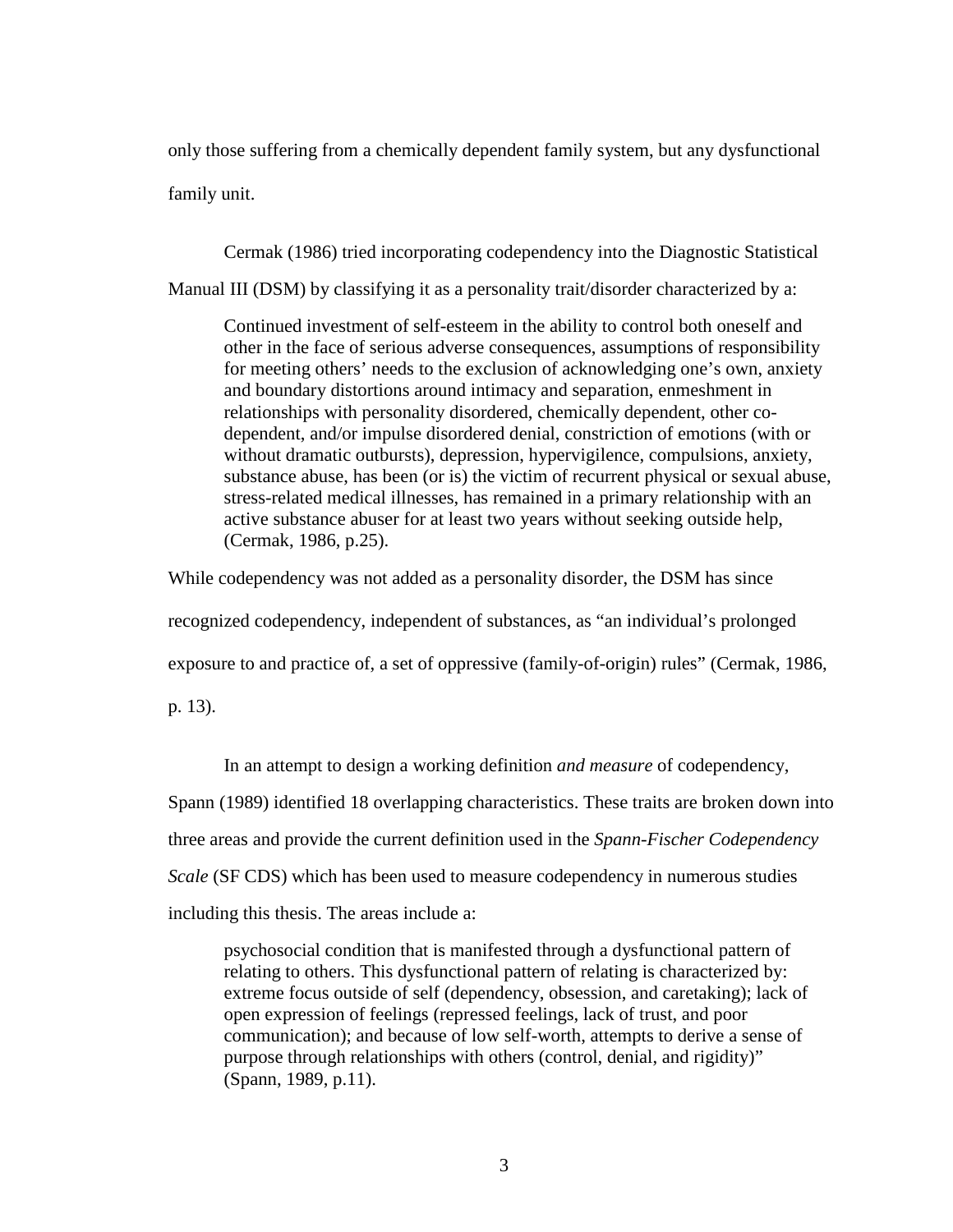only those suffering from a chemically dependent family system, but any dysfunctional family unit.

Cermak (1986) tried incorporating codependency into the Diagnostic Statistical Manual III (DSM) by classifying it as a personality trait/disorder characterized by a:

> Continued investment of self-esteem in the ability to control both oneself and other in the face of serious adverse consequences, assumptions of responsibility for meeting others' needs to the exclusion of acknowledging one's own, anxiety and boundary distortions around intimacy and separation, enmeshment in relationships with personality disordered, chemically dependent, other co-dependent, and/or impulse disordered denial, constriction of emotions (with or without dramatic outbursts), depression, hypervigilence, compulsions, anxiety, substance abuse, has been (or is) the victim of recurrent physical or sexual abuse, stress-related medical illnesses, has remained in a primary relationship with an active substance abuser for at least two years without seeking outside help, (Cermak, 1986, p.25).

While codependency was not added as a personality disorder, the DSM has since recognized codependency, independent of substances, as "an individual's prolonged exposure to and practice of, a set of oppressive (family-of-origin) rules" (Cermak, 1986, p. 13).

In an attempt to design a working definition *and measure* of codependency, Spann (1989) identified 18 overlapping characteristics. These traits are broken down into three areas and provide the current definition used in the *Spann-Fischer Codependency Scale* (SF CDS) which has been used to measure codependency in numerous studies including this thesis. The areas include a:

> psychosocial condition that is manifested through a dysfunctional pattern of relating to others. This dysfunctional pattern of relating is characterized by: extreme focus outside of self (dependency, obsession, and caretaking); lack of open expression of feelings (repressed feelings, lack of trust, and poor communication); and because of low self-worth, attempts to derive a sense of purpose through relationships with others (control, denial, and rigidity)" (Spann, 1989, p.11).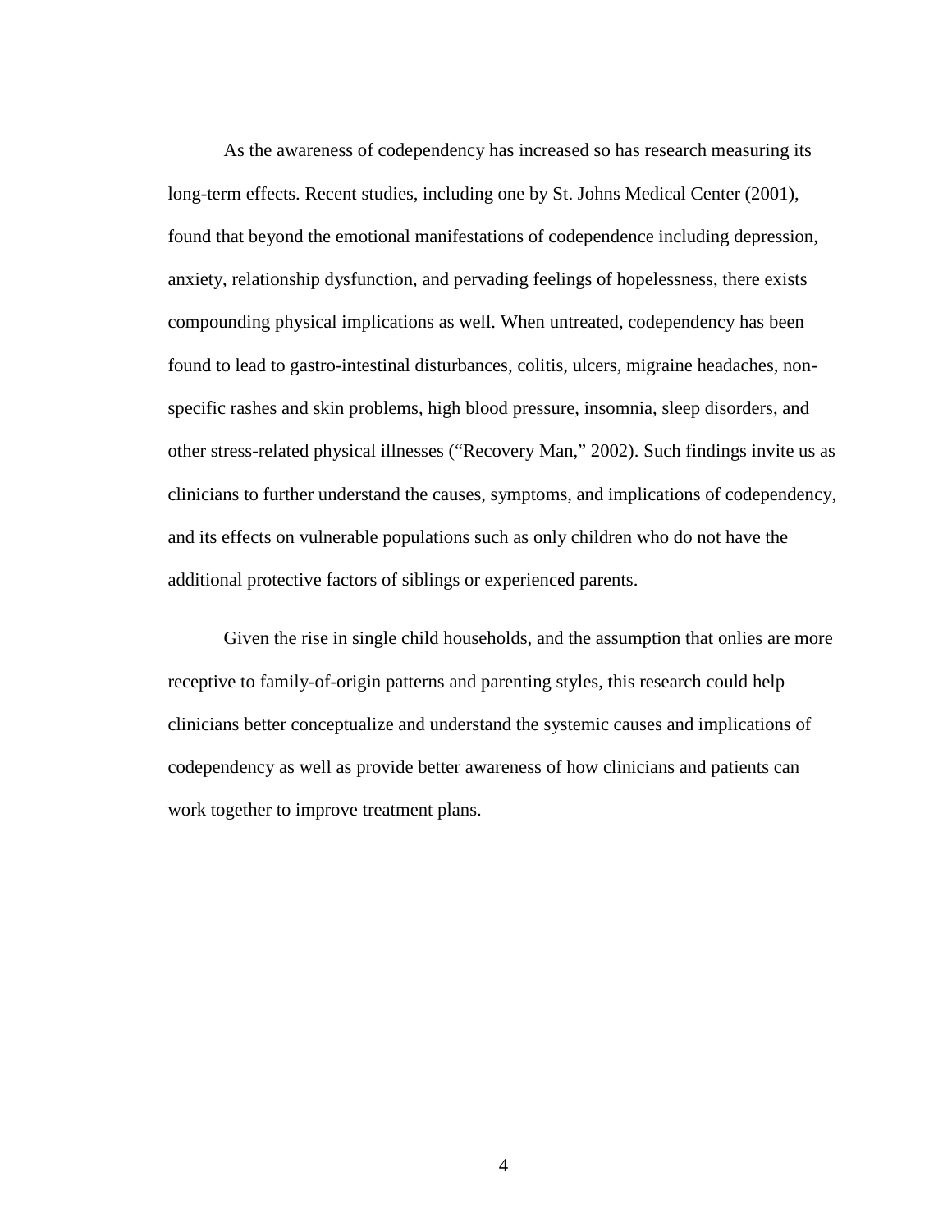As the awareness of codependency has increased so has research measuring its long-term effects. Recent studies, including one by St. Johns Medical Center (2001), found that beyond the emotional manifestations of codependence including depression, anxiety, relationship dysfunction, and pervading feelings of hopelessness, there exists compounding physical implications as well. When untreated, codependency has been found to lead to gastro-intestinal disturbances, colitis, ulcers, migraine headaches, non-specific rashes and skin problems, high blood pressure, insomnia, sleep disorders, and other stress-related physical illnesses ("Recovery Man," 2002). Such findings invite us as clinicians to further understand the causes, symptoms, and implications of codependency, and its effects on vulnerable populations such as only children who do not have the additional protective factors of siblings or experienced parents.

Given the rise in single child households, and the assumption that onlies are more receptive to family-of-origin patterns and parenting styles, this research could help clinicians better conceptualize and understand the systemic causes and implications of codependency as well as provide better awareness of how clinicians and patients can work together to improve treatment plans.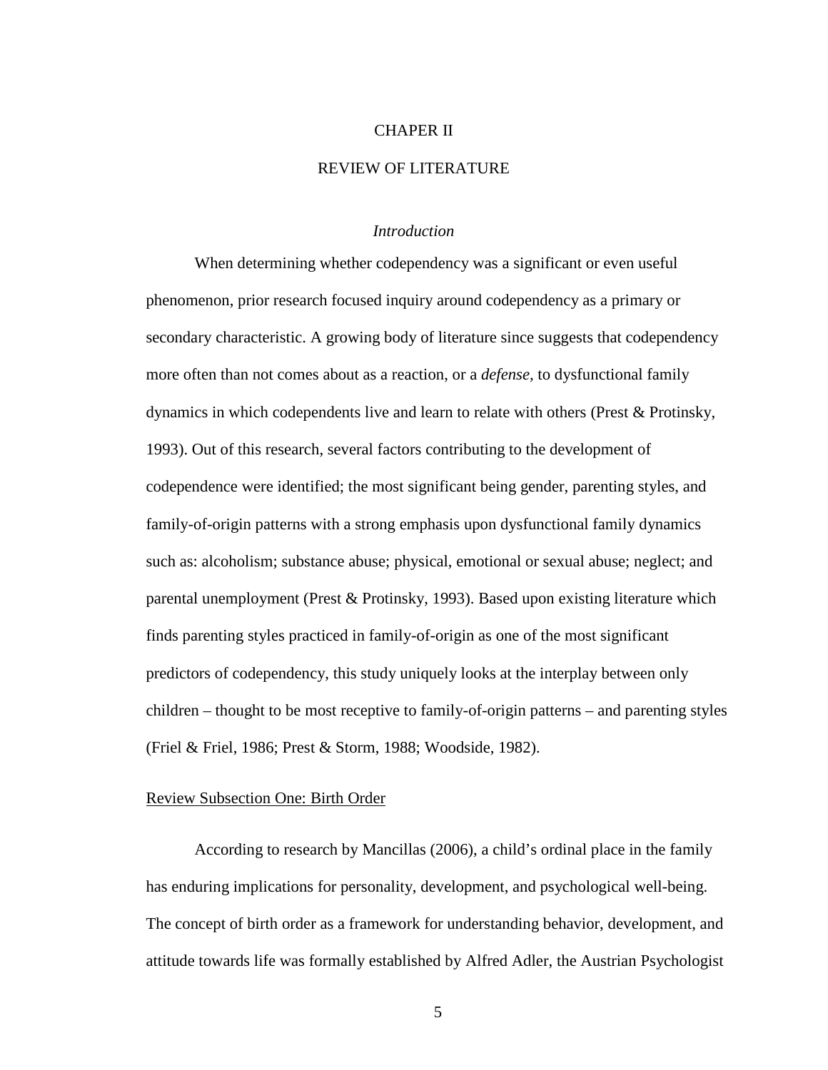# CHAPER II

# REVIEW OF LITERATURE

### *Introduction*

When determining whether codependency was a significant or even useful phenomenon, prior research focused inquiry around codependency as a primary or secondary characteristic. A growing body of literature since suggests that codependency more often than not comes about as a reaction, or a *defense,* to dysfunctional family dynamics in which codependents live and learn to relate with others (Prest & Protinsky, 1993). Out of this research, several factors contributing to the development of codependence were identified; the most significant being gender, parenting styles, and family-of-origin patterns with a strong emphasis upon dysfunctional family dynamics such as: alcoholism; substance abuse; physical, emotional or sexual abuse; neglect; and parental unemployment (Prest & Protinsky, 1993). Based upon existing literature which finds parenting styles practiced in family-of-origin as one of the most significant predictors of codependency, this study uniquely looks at the interplay between only children – thought to be most receptive to family-of-origin patterns – and parenting styles (Friel & Friel, 1986; Prest & Storm, 1988; Woodside, 1982).

## <u>Review Subsection One: Birth Order</u>

According to research by Mancillas (2006), a child's ordinal place in the family has enduring implications for personality, development, and psychological well-being. The concept of birth order as a framework for understanding behavior, development, and attitude towards life was formally established by Alfred Adler, the Austrian Psychologist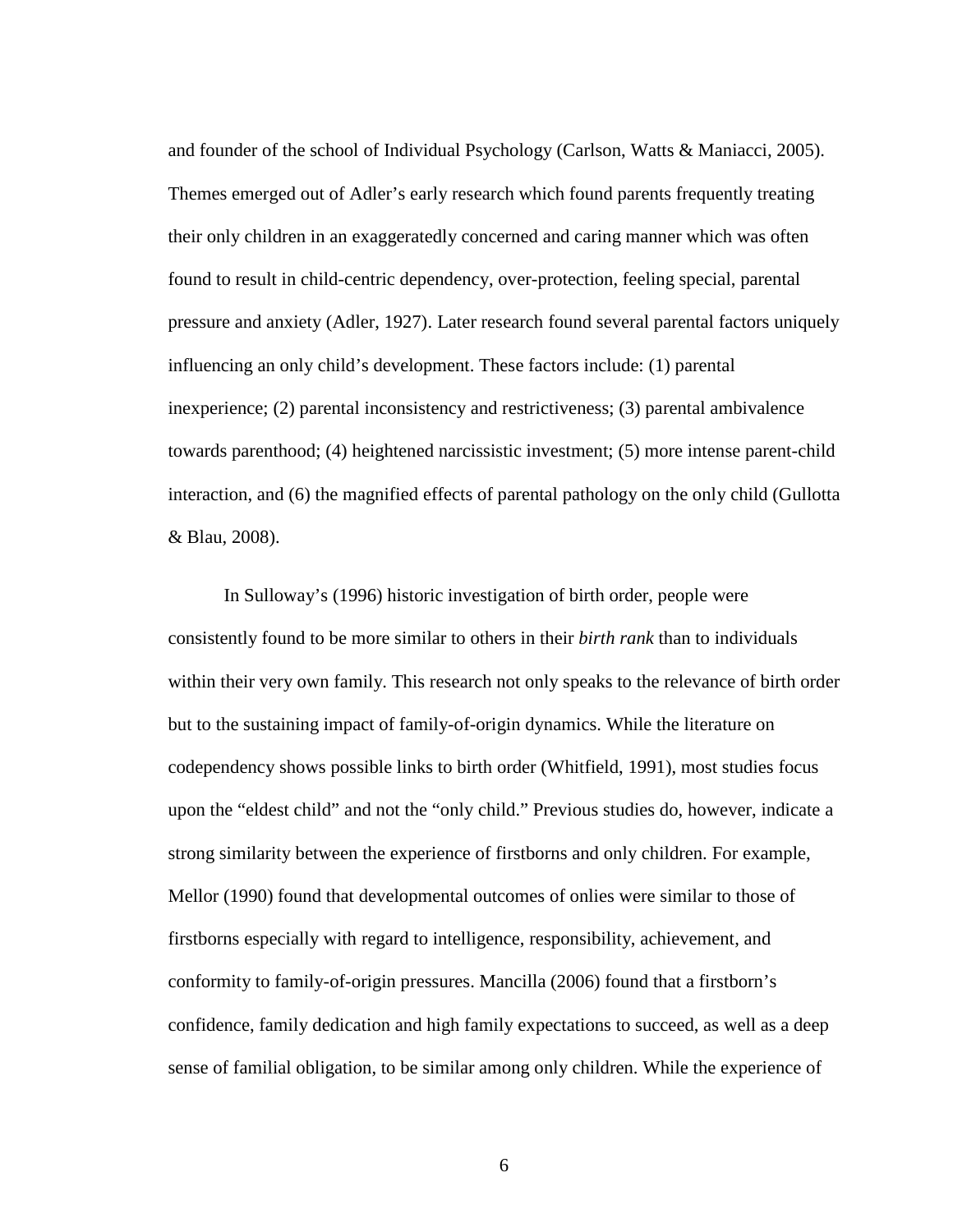and founder of the school of Individual Psychology (Carlson, Watts & Maniacci, 2005). Themes emerged out of Adler's early research which found parents frequently treating their only children in an exaggeratedly concerned and caring manner which was often found to result in child-centric dependency, over-protection, feeling special, parental pressure and anxiety (Adler, 1927). Later research found several parental factors uniquely influencing an only child's development. These factors include: (1) parental inexperience; (2) parental inconsistency and restrictiveness; (3) parental ambivalence towards parenthood; (4) heightened narcissistic investment; (5) more intense parent-child interaction, and (6) the magnified effects of parental pathology on the only child (Gullotta & Blau, 2008).

In Sulloway's (1996) historic investigation of birth order, people were consistently found to be more similar to others in their *birth rank* than to individuals within their very own family. This research not only speaks to the relevance of birth order but to the sustaining impact of family-of-origin dynamics. While the literature on codependency shows possible links to birth order (Whitfield, 1991), most studies focus upon the "eldest child" and not the "only child." Previous studies do, however, indicate a strong similarity between the experience of firstborns and only children. For example, Mellor (1990) found that developmental outcomes of onlies were similar to those of firstborns especially with regard to intelligence, responsibility, achievement, and conformity to family-of-origin pressures. Mancilla (2006) found that a firstborn's confidence, family dedication and high family expectations to succeed, as well as a deep sense of familial obligation, to be similar among only children. While the experience of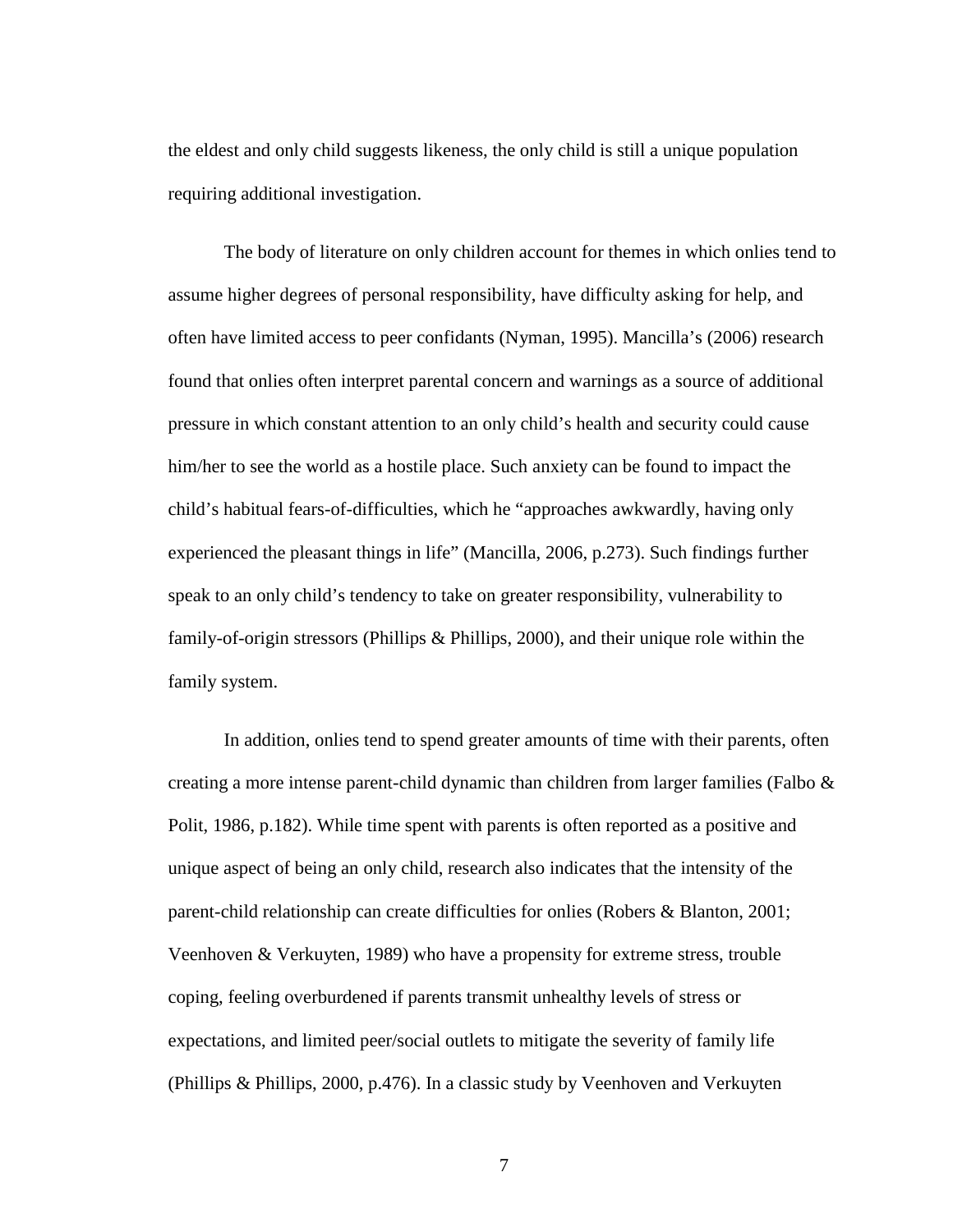the eldest and only child suggests likeness, the only child is still a unique population requiring additional investigation.

The body of literature on only children account for themes in which onlies tend to assume higher degrees of personal responsibility, have difficulty asking for help, and often have limited access to peer confidants (Nyman, 1995). Mancilla's (2006) research found that onlies often interpret parental concern and warnings as a source of additional pressure in which constant attention to an only child's health and security could cause him/her to see the world as a hostile place. Such anxiety can be found to impact the child's habitual fears-of-difficulties, which he "approaches awkwardly, having only experienced the pleasant things in life" (Mancilla, 2006, p.273). Such findings further speak to an only child's tendency to take on greater responsibility, vulnerability to family-of-origin stressors (Phillips & Phillips, 2000), and their unique role within the family system.

In addition, onlies tend to spend greater amounts of time with their parents, often creating a more intense parent-child dynamic than children from larger families (Falbo & Polit, 1986, p.182). While time spent with parents is often reported as a positive and unique aspect of being an only child, research also indicates that the intensity of the parent-child relationship can create difficulties for onlies (Robers & Blanton, 2001; Veenhoven & Verkuyten, 1989) who have a propensity for extreme stress, trouble coping, feeling overburdened if parents transmit unhealthy levels of stress or expectations, and limited peer/social outlets to mitigate the severity of family life (Phillips & Phillips, 2000, p.476). In a classic study by Veenhoven and Verkuyten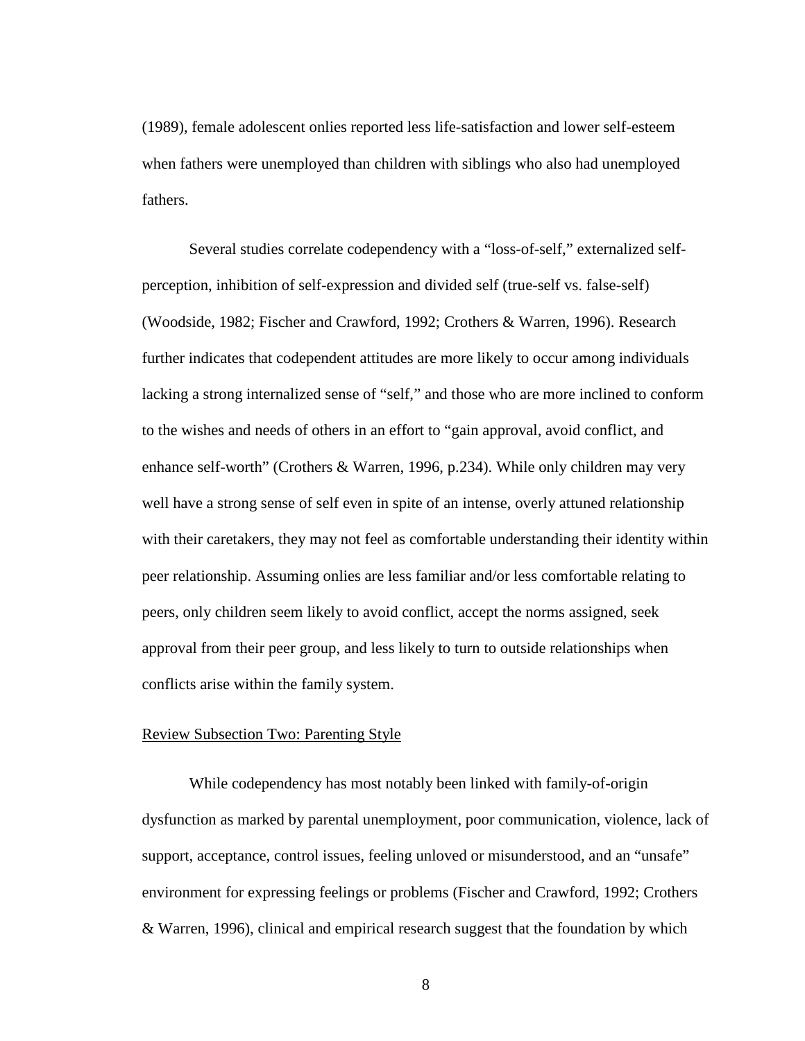(1989), female adolescent onlies reported less life-satisfaction and lower self-esteem when fathers were unemployed than children with siblings who also had unemployed fathers.

Several studies correlate codependency with a "loss-of-self," externalized self-perception, inhibition of self-expression and divided self (true-self vs. false-self) (Woodside, 1982; Fischer and Crawford, 1992; Crothers & Warren, 1996). Research further indicates that codependent attitudes are more likely to occur among individuals lacking a strong internalized sense of "self," and those who are more inclined to conform to the wishes and needs of others in an effort to "gain approval, avoid conflict, and enhance self-worth" (Crothers & Warren, 1996, p.234). While only children may very well have a strong sense of self even in spite of an intense, overly attuned relationship with their caretakers, they may not feel as comfortable understanding their identity within peer relationship. Assuming onlies are less familiar and/or less comfortable relating to peers, only children seem likely to avoid conflict, accept the norms assigned, seek approval from their peer group, and less likely to turn to outside relationships when conflicts arise within the family system.

## Review Subsection Two: Parenting Style

While codependency has most notably been linked with family-of-origin dysfunction as marked by parental unemployment, poor communication, violence, lack of support, acceptance, control issues, feeling unloved or misunderstood, and an "unsafe" environment for expressing feelings or problems (Fischer and Crawford, 1992; Crothers & Warren, 1996), clinical and empirical research suggest that the foundation by which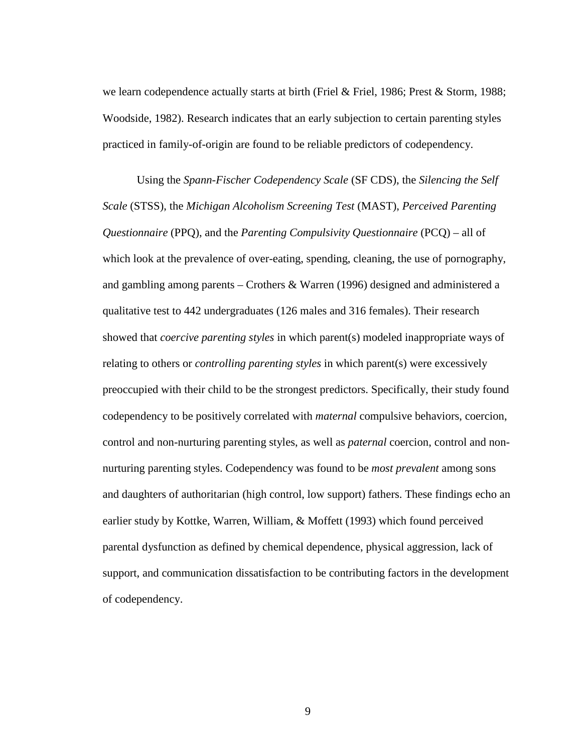we learn codependence actually starts at birth (Friel & Friel, 1986; Prest & Storm, 1988; Woodside, 1982). Research indicates that an early subjection to certain parenting styles practiced in family-of-origin are found to be reliable predictors of codependency.

Using the *Spann-Fischer Codependency Scale* (SF CDS), the *Silencing the Self Scale* (STSS), the *Michigan Alcoholism Screening Test* (MAST), *Perceived Parenting Questionnaire* (PPQ), and the *Parenting Compulsivity Questionnaire* (PCQ) – all of which look at the prevalence of over-eating, spending, cleaning, the use of pornography, and gambling among parents – Crothers & Warren (1996) designed and administered a qualitative test to 442 undergraduates (126 males and 316 females). Their research showed that *coercive parenting styles* in which parent(s) modeled inappropriate ways of relating to others or *controlling parenting styles* in which parent(s) were excessively preoccupied with their child to be the strongest predictors. Specifically, their study found codependency to be positively correlated with *maternal* compulsive behaviors, coercion, control and non-nurturing parenting styles, as well as *paternal* coercion, control and non-nurturing parenting styles. Codependency was found to be *most prevalent* among sons and daughters of authoritarian (high control, low support) fathers. These findings echo an earlier study by Kottke, Warren, William, & Moffett (1993) which found perceived parental dysfunction as defined by chemical dependence, physical aggression, lack of support, and communication dissatisfaction to be contributing factors in the development of codependency.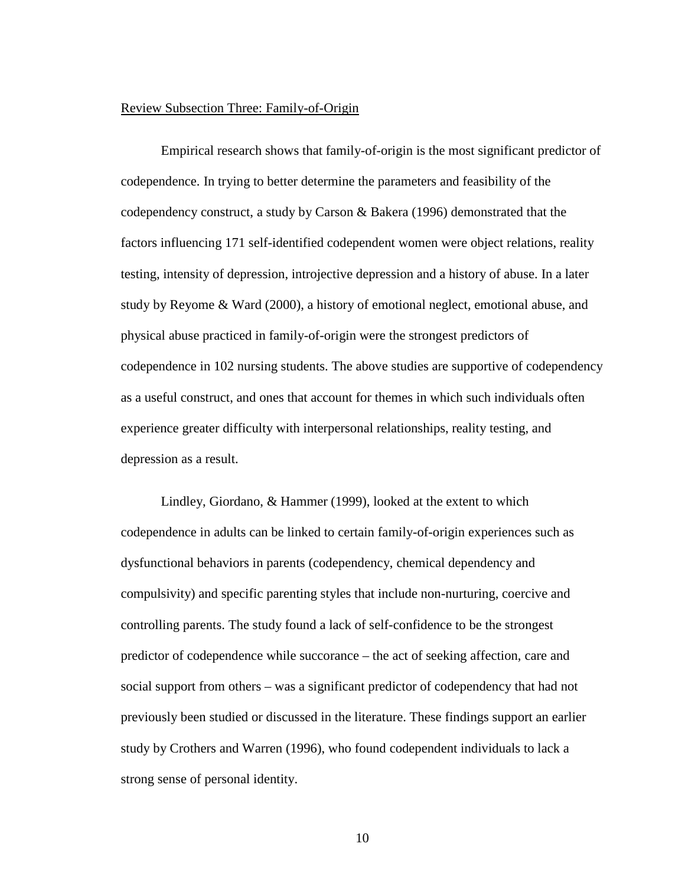Review Subsection Three: Family-of-Origin

Empirical research shows that family-of-origin is the most significant predictor of codependence. In trying to better determine the parameters and feasibility of the codependency construct, a study by Carson & Bakera (1996) demonstrated that the factors influencing 171 self-identified codependent women were object relations, reality testing, intensity of depression, introjective depression and a history of abuse. In a later study by Reyome & Ward (2000), a history of emotional neglect, emotional abuse, and physical abuse practiced in family-of-origin were the strongest predictors of codependence in 102 nursing students. The above studies are supportive of codependency as a useful construct, and ones that account for themes in which such individuals often experience greater difficulty with interpersonal relationships, reality testing, and depression as a result.

Lindley, Giordano, & Hammer (1999), looked at the extent to which codependence in adults can be linked to certain family-of-origin experiences such as dysfunctional behaviors in parents (codependency, chemical dependency and compulsivity) and specific parenting styles that include non-nurturing, coercive and controlling parents. The study found a lack of self-confidence to be the strongest predictor of codependence while succorance – the act of seeking affection, care and social support from others – was a significant predictor of codependency that had not previously been studied or discussed in the literature. These findings support an earlier study by Crothers and Warren (1996), who found codependent individuals to lack a strong sense of personal identity.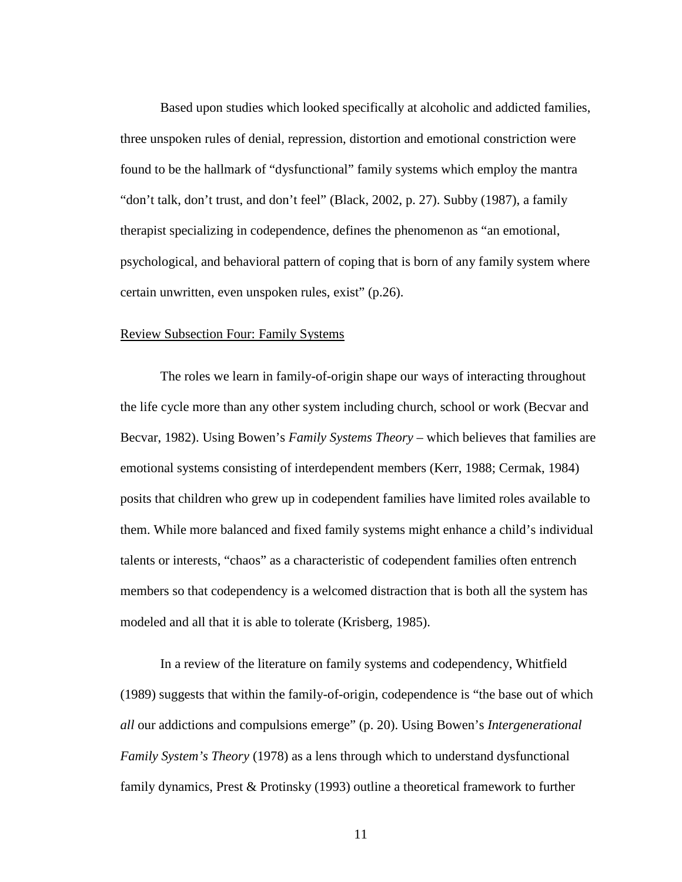Based upon studies which looked specifically at alcoholic and addicted families, three unspoken rules of denial, repression, distortion and emotional constriction were found to be the hallmark of "dysfunctional" family systems which employ the mantra "don't talk, don't trust, and don't feel" (Black, 2002, p. 27). Subby (1987), a family therapist specializing in codependence, defines the phenomenon as "an emotional, psychological, and behavioral pattern of coping that is born of any family system where certain unwritten, even unspoken rules, exist" (p.26).

<u>Review Subsection Four: Family Systems</u>

The roles we learn in family-of-origin shape our ways of interacting throughout the life cycle more than any other system including church, school or work (Becvar and Becvar, 1982). Using Bowen's *Family Systems Theory* – which believes that families are emotional systems consisting of interdependent members (Kerr, 1988; Cermak, 1984) posits that children who grew up in codependent families have limited roles available to them. While more balanced and fixed family systems might enhance a child's individual talents or interests, "chaos" as a characteristic of codependent families often entrench members so that codependency is a welcomed distraction that is both all the system has modeled and all that it is able to tolerate (Krisberg, 1985).

In a review of the literature on family systems and codependency, Whitfield (1989) suggests that within the family-of-origin, codependence is "the base out of which *all* our addictions and compulsions emerge" (p. 20). Using Bowen's *Intergenerational Family System's Theory* (1978) as a lens through which to understand dysfunctional family dynamics, Prest & Protinsky (1993) outline a theoretical framework to further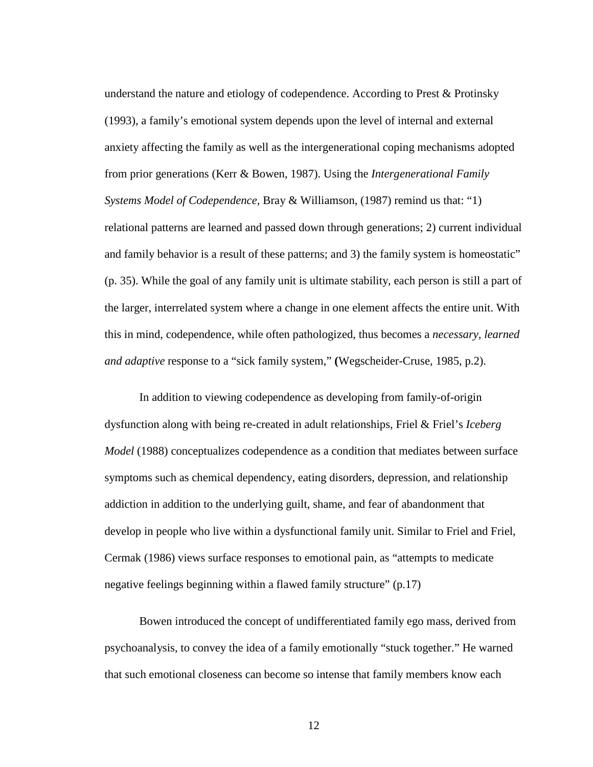understand the nature and etiology of codependence. According to Prest & Protinsky (1993), a family's emotional system depends upon the level of internal and external anxiety affecting the family as well as the intergenerational coping mechanisms adopted from prior generations (Kerr & Bowen, 1987). Using the *Intergenerational Family Systems Model of Codependence,* Bray & Williamson, (1987) remind us that: "1) relational patterns are learned and passed down through generations; 2) current individual and family behavior is a result of these patterns; and 3) the family system is homeostatic" (p. 35). While the goal of any family unit is ultimate stability, each person is still a part of the larger, interrelated system where a change in one element affects the entire unit. With this in mind, codependence, while often pathologized, thus becomes a *necessary, learned and adaptive* response to a "sick family system," **(**Wegscheider-Cruse, 1985, p.2).

In addition to viewing codependence as developing from family-of-origin dysfunction along with being re-created in adult relationships, Friel & Friel's *Iceberg Model* (1988) conceptualizes codependence as a condition that mediates between surface symptoms such as chemical dependency, eating disorders, depression, and relationship addiction in addition to the underlying guilt, shame, and fear of abandonment that develop in people who live within a dysfunctional family unit. Similar to Friel and Friel, Cermak (1986) views surface responses to emotional pain, as "attempts to medicate negative feelings beginning within a flawed family structure" (p.17)

Bowen introduced the concept of undifferentiated family ego mass, derived from psychoanalysis, to convey the idea of a family emotionally "stuck together." He warned that such emotional closeness can become so intense that family members know each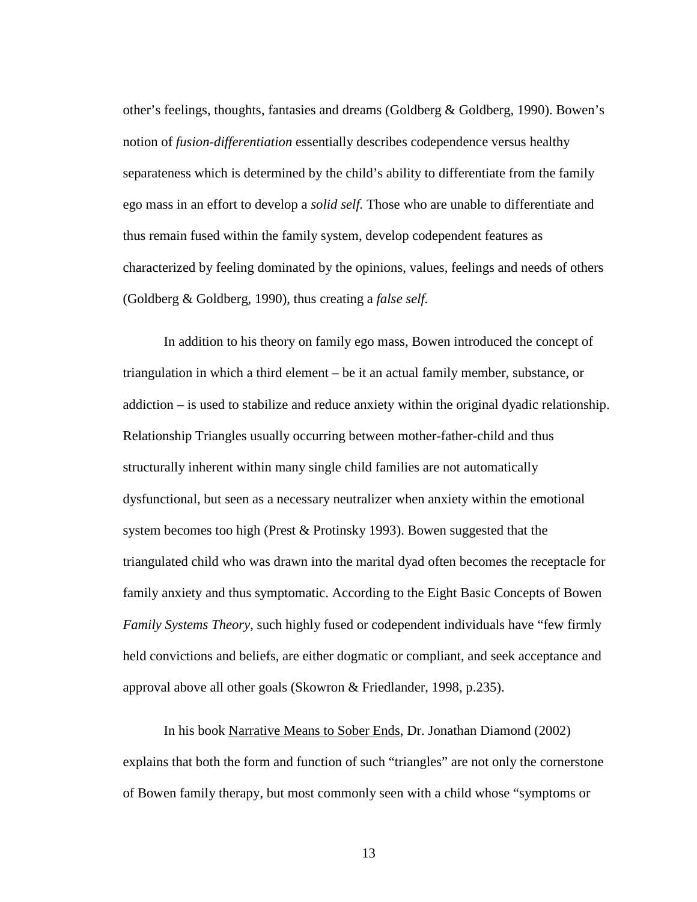other's feelings, thoughts, fantasies and dreams (Goldberg & Goldberg, 1990). Bowen's notion of *fusion-differentiation* essentially describes codependence versus healthy separateness which is determined by the child's ability to differentiate from the family ego mass in an effort to develop a *solid self.* Those who are unable to differentiate and thus remain fused within the family system, develop codependent features as characterized by feeling dominated by the opinions, values, feelings and needs of others (Goldberg & Goldberg, 1990), thus creating a *false self.*

In addition to his theory on family ego mass, Bowen introduced the concept of triangulation in which a third element – be it an actual family member, substance, or addiction – is used to stabilize and reduce anxiety within the original dyadic relationship. Relationship Triangles usually occurring between mother-father-child and thus structurally inherent within many single child families are not automatically dysfunctional, but seen as a necessary neutralizer when anxiety within the emotional system becomes too high (Prest & Protinsky 1993). Bowen suggested that the triangulated child who was drawn into the marital dyad often becomes the receptacle for family anxiety and thus symptomatic. According to the Eight Basic Concepts of Bowen *Family Systems Theory*, such highly fused or codependent individuals have "few firmly held convictions and beliefs, are either dogmatic or compliant, and seek acceptance and approval above all other goals (Skowron & Friedlander, 1998, p.235).

In his book Narrative Means to Sober Ends, Dr. Jonathan Diamond (2002) explains that both the form and function of such "triangles" are not only the cornerstone of Bowen family therapy, but most commonly seen with a child whose "symptoms or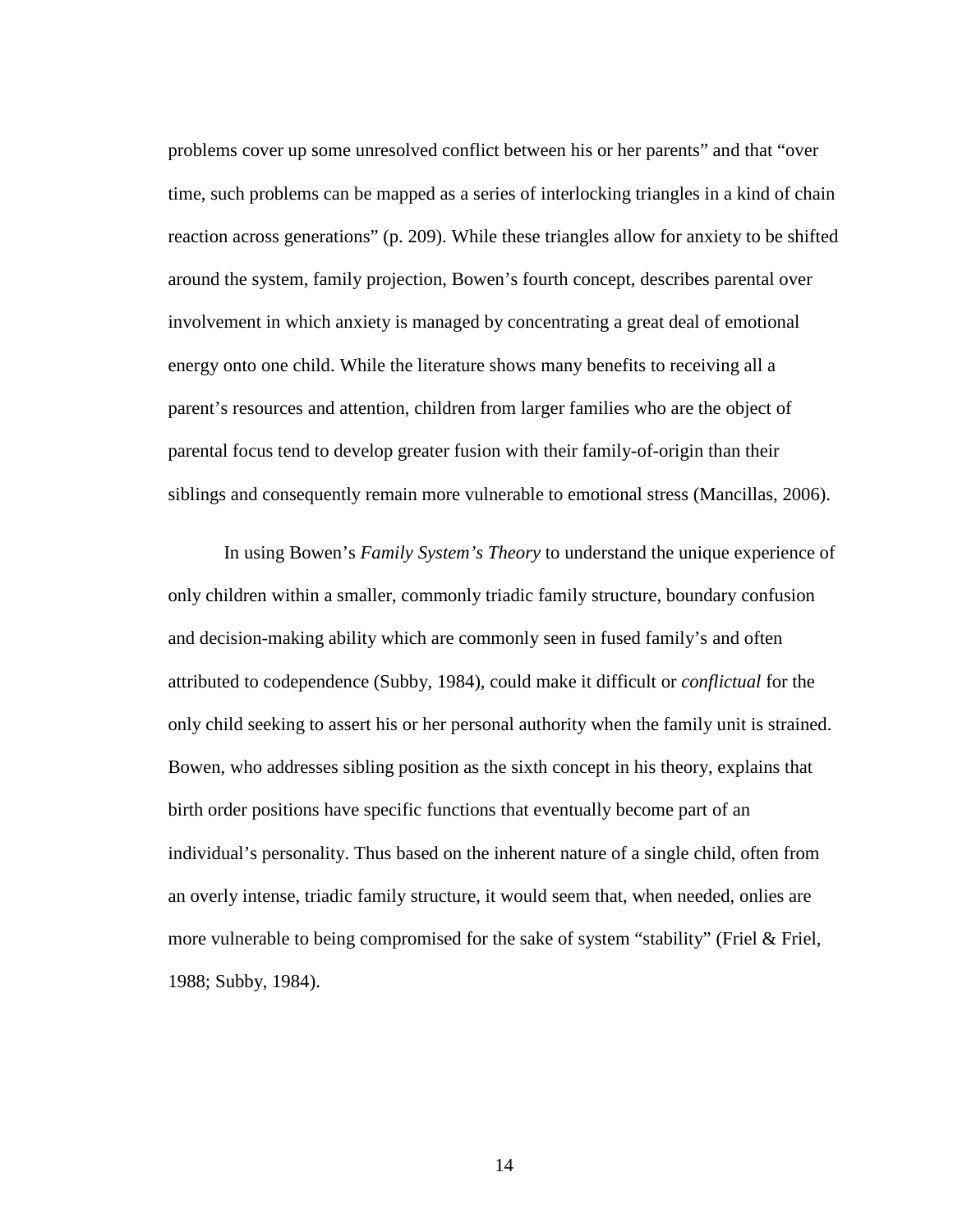problems cover up some unresolved conflict between his or her parents" and that "over time, such problems can be mapped as a series of interlocking triangles in a kind of chain reaction across generations" (p. 209). While these triangles allow for anxiety to be shifted around the system, family projection, Bowen's fourth concept, describes parental over involvement in which anxiety is managed by concentrating a great deal of emotional energy onto one child. While the literature shows many benefits to receiving all a parent's resources and attention, children from larger families who are the object of parental focus tend to develop greater fusion with their family-of-origin than their siblings and consequently remain more vulnerable to emotional stress (Mancillas, 2006).

In using Bowen's *Family System's Theory* to understand the unique experience of only children within a smaller, commonly triadic family structure, boundary confusion and decision-making ability which are commonly seen in fused family's and often attributed to codependence (Subby, 1984), could make it difficult or *conflictual* for the only child seeking to assert his or her personal authority when the family unit is strained. Bowen, who addresses sibling position as the sixth concept in his theory, explains that birth order positions have specific functions that eventually become part of an individual's personality. Thus based on the inherent nature of a single child, often from an overly intense, triadic family structure, it would seem that, when needed, onlies are more vulnerable to being compromised for the sake of system "stability" (Friel & Friel, 1988; Subby, 1984).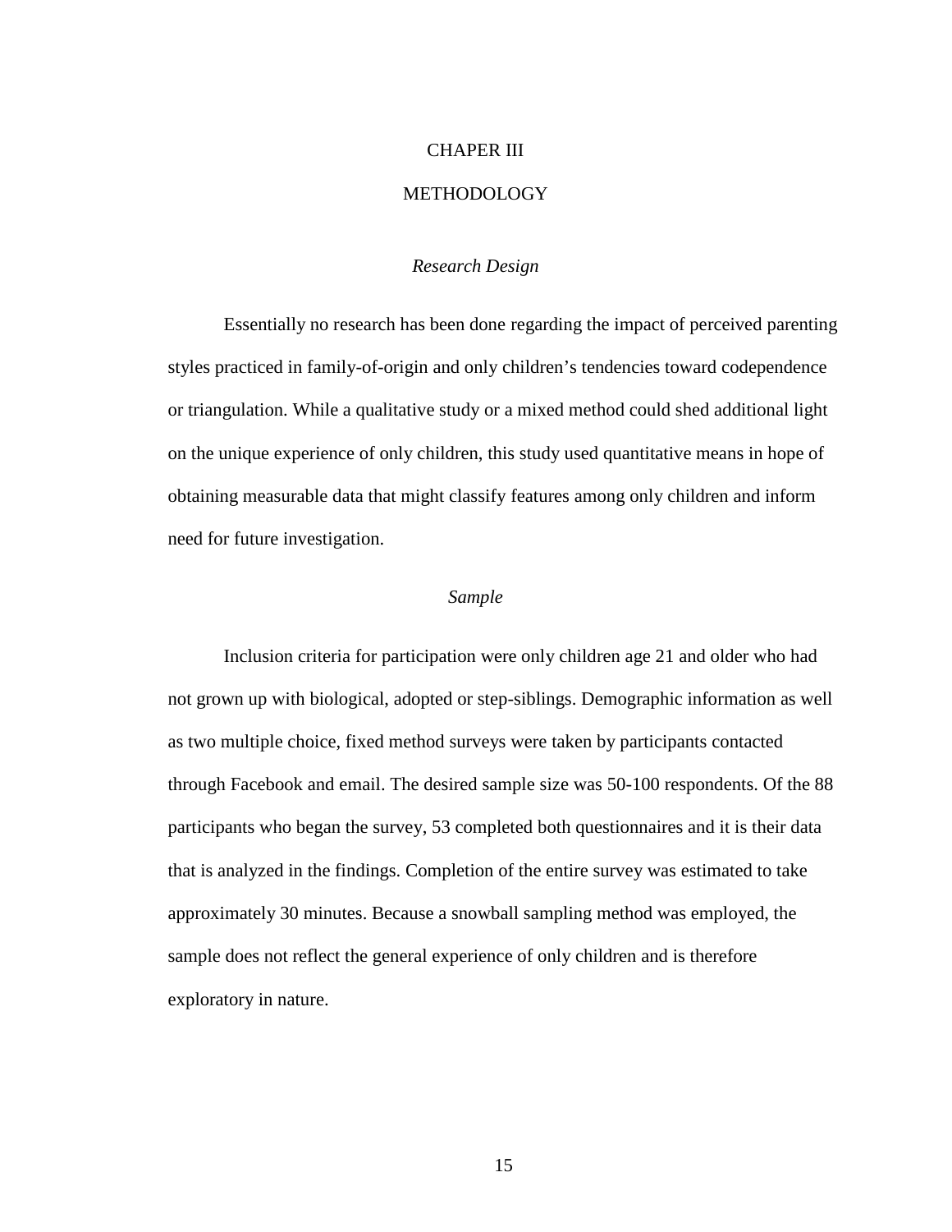# CHAPER III

# METHODOLOGY

### *Research Design*

Essentially no research has been done regarding the impact of perceived parenting styles practiced in family-of-origin and only children's tendencies toward codependence or triangulation. While a qualitative study or a mixed method could shed additional light on the unique experience of only children, this study used quantitative means in hope of obtaining measurable data that might classify features among only children and inform need for future investigation.

### *Sample*

Inclusion criteria for participation were only children age 21 and older who had not grown up with biological, adopted or step-siblings. Demographic information as well as two multiple choice, fixed method surveys were taken by participants contacted through Facebook and email. The desired sample size was 50-100 respondents. Of the 88 participants who began the survey, 53 completed both questionnaires and it is their data that is analyzed in the findings. Completion of the entire survey was estimated to take approximately 30 minutes. Because a snowball sampling method was employed, the sample does not reflect the general experience of only children and is therefore exploratory in nature.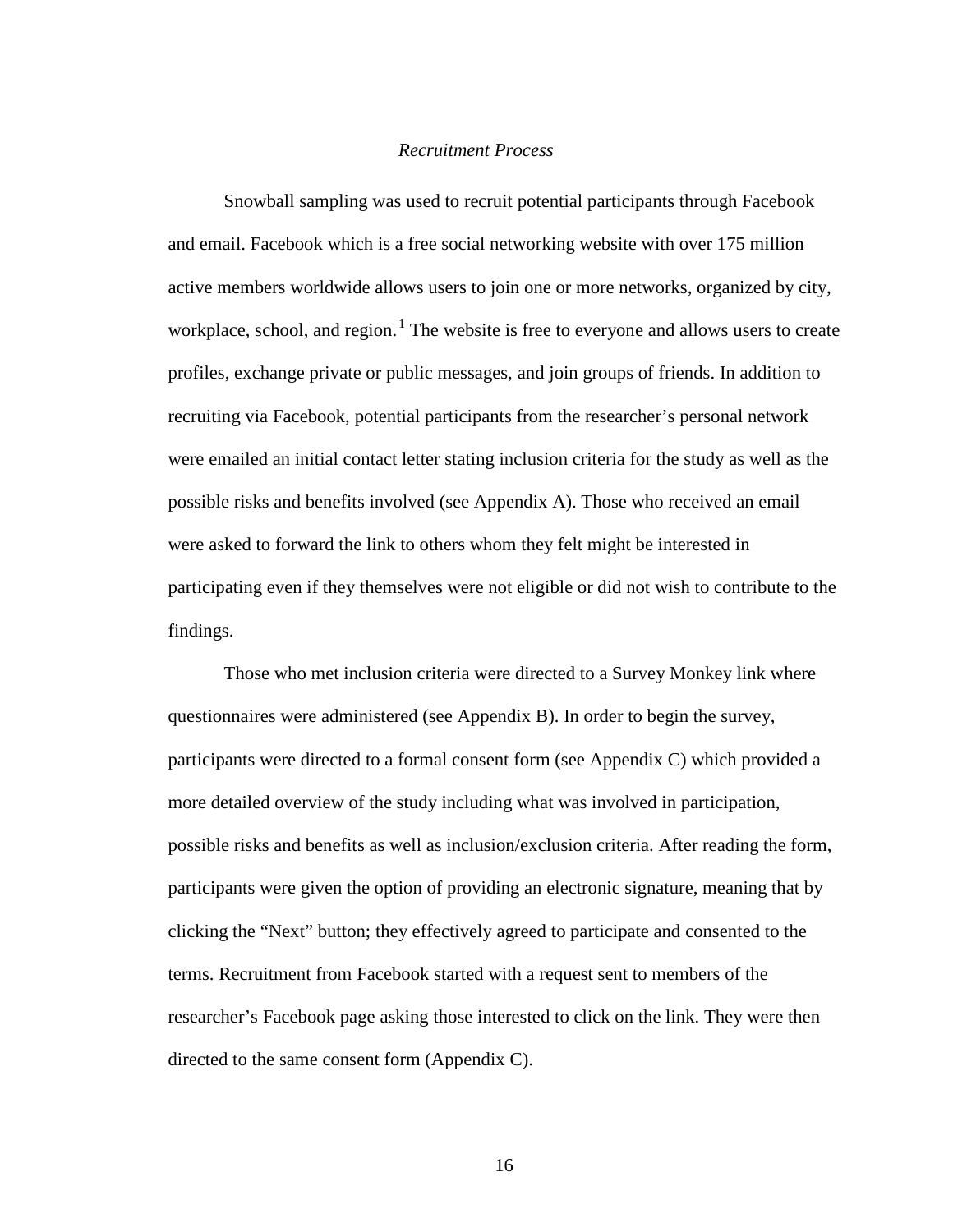### *Recruitment Process*

Snowball sampling was used to recruit potential participants through Facebook and email. Facebook which is a free social networking website with over 175 million active members worldwide allows users to join one or more networks, organized by city, workplace, school, and region.[1] The website is free to everyone and allows users to create profiles, exchange private or public messages, and join groups of friends. In addition to recruiting via Facebook, potential participants from the researcher's personal network were emailed an initial contact letter stating inclusion criteria for the study as well as the possible risks and benefits involved (see Appendix A). Those who received an email were asked to forward the link to others whom they felt might be interested in participating even if they themselves were not eligible or did not wish to contribute to the findings.

Those who met inclusion criteria were directed to a Survey Monkey link where questionnaires were administered (see Appendix B). In order to begin the survey, participants were directed to a formal consent form (see Appendix C) which provided a more detailed overview of the study including what was involved in participation, possible risks and benefits as well as inclusion/exclusion criteria. After reading the form, participants were given the option of providing an electronic signature, meaning that by clicking the "Next" button; they effectively agreed to participate and consented to the terms. Recruitment from Facebook started with a request sent to members of the researcher's Facebook page asking those interested to click on the link. They were then directed to the same consent form (Appendix C).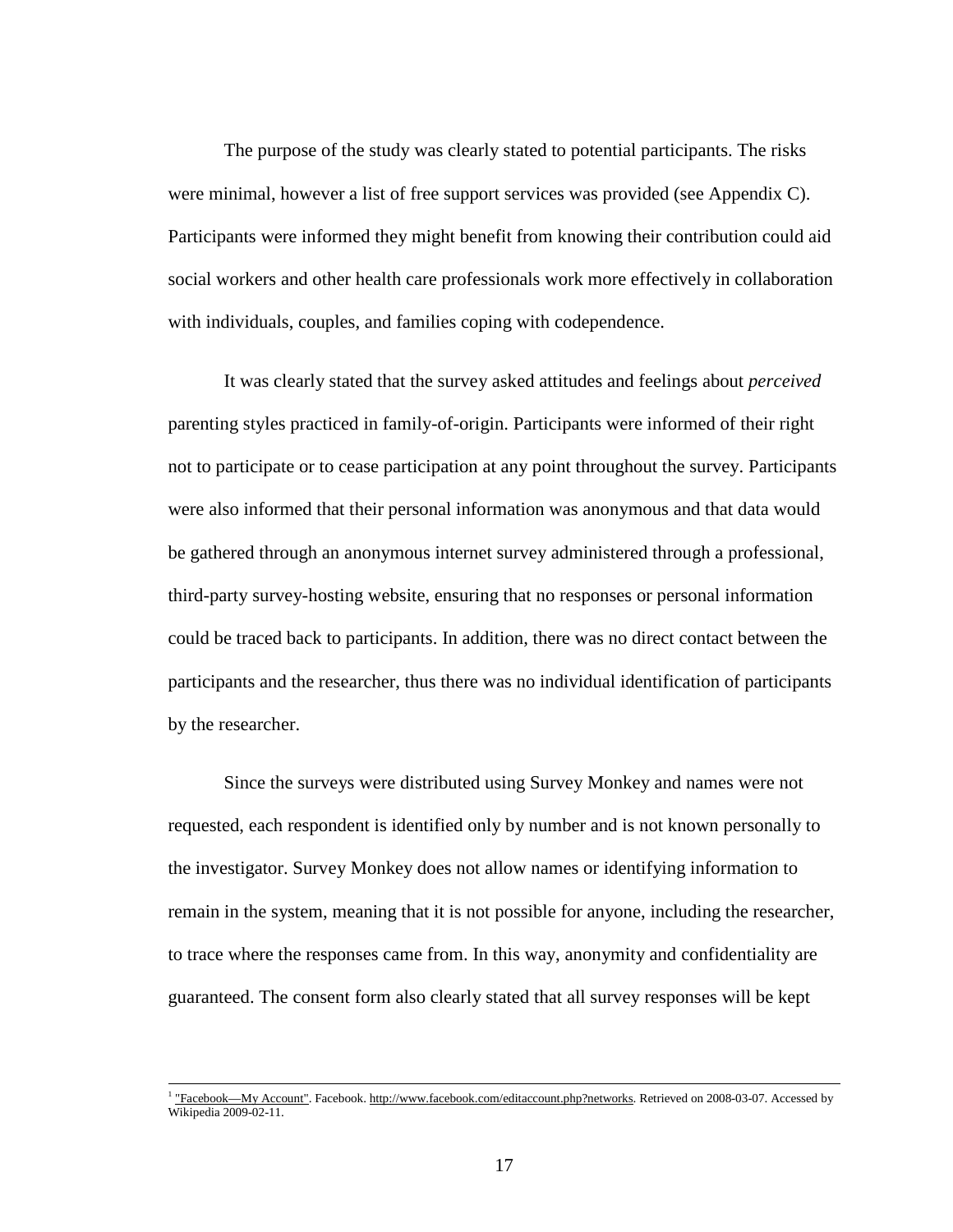The purpose of the study was clearly stated to potential participants. The risks were minimal, however a list of free support services was provided (see Appendix C). Participants were informed they might benefit from knowing their contribution could aid social workers and other health care professionals work more effectively in collaboration with individuals, couples, and families coping with codependence.

It was clearly stated that the survey asked attitudes and feelings about *perceived* parenting styles practiced in family-of-origin. Participants were informed of their right not to participate or to cease participation at any point throughout the survey. Participants were also informed that their personal information was anonymous and that data would be gathered through an anonymous internet survey administered through a professional, third-party survey-hosting website, ensuring that no responses or personal information could be traced back to participants. In addition, there was no direct contact between the participants and the researcher, thus there was no individual identification of participants by the researcher.

Since the surveys were distributed using Survey Monkey and names were not requested, each respondent is identified only by number and is not known personally to the investigator. Survey Monkey does not allow names or identifying information to remain in the system, meaning that it is not possible for anyone, including the researcher, to trace where the responses came from. In this way, anonymity and confidentiality are guaranteed. The consent form also clearly stated that all survey responses will be kept

---

[1] "Facebook—My Account". Facebook. http://www.facebook.com/editaccount.php?networks. Retrieved on 2008-03-07. Accessed by Wikipedia 2009-02-11.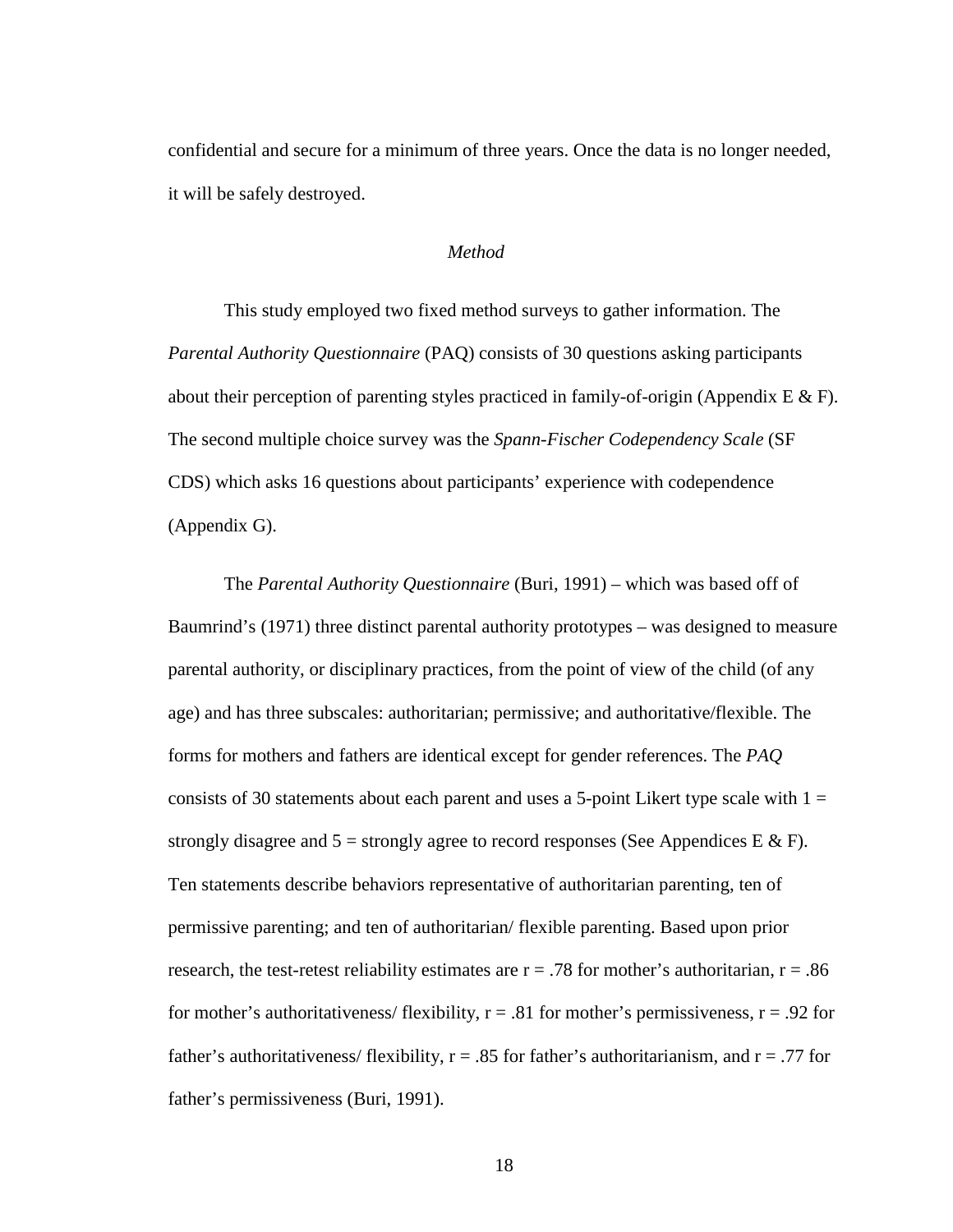confidential and secure for a minimum of three years. Once the data is no longer needed, it will be safely destroyed.

### *Method*

This study employed two fixed method surveys to gather information. The *Parental Authority Questionnaire* (PAQ) consists of 30 questions asking participants about their perception of parenting styles practiced in family-of-origin (Appendix E & F). The second multiple choice survey was the *Spann-Fischer Codependency Scale* (SF CDS) which asks 16 questions about participants' experience with codependence (Appendix G).

The *Parental Authority Questionnaire* (Buri, 1991) – which was based off of Baumrind's (1971) three distinct parental authority prototypes – was designed to measure parental authority, or disciplinary practices, from the point of view of the child (of any age) and has three subscales: authoritarian; permissive; and authoritative/flexible. The forms for mothers and fathers are identical except for gender references. The *PAQ* consists of 30 statements about each parent and uses a 5-point Likert type scale with 1 = strongly disagree and 5 = strongly agree to record responses (See Appendices E & F). Ten statements describe behaviors representative of authoritarian parenting, ten of permissive parenting; and ten of authoritarian/ flexible parenting. Based upon prior research, the test-retest reliability estimates are $r = .78$ for mother's authoritarian, $r = .86$ for mother's authoritativeness/ flexibility, $r = .81$ for mother's permissiveness, $r = .92$ for father's authoritativeness/ flexibility, $r = .85$ for father's authoritarianism, and $r = .77$ for father's permissiveness (Buri, 1991).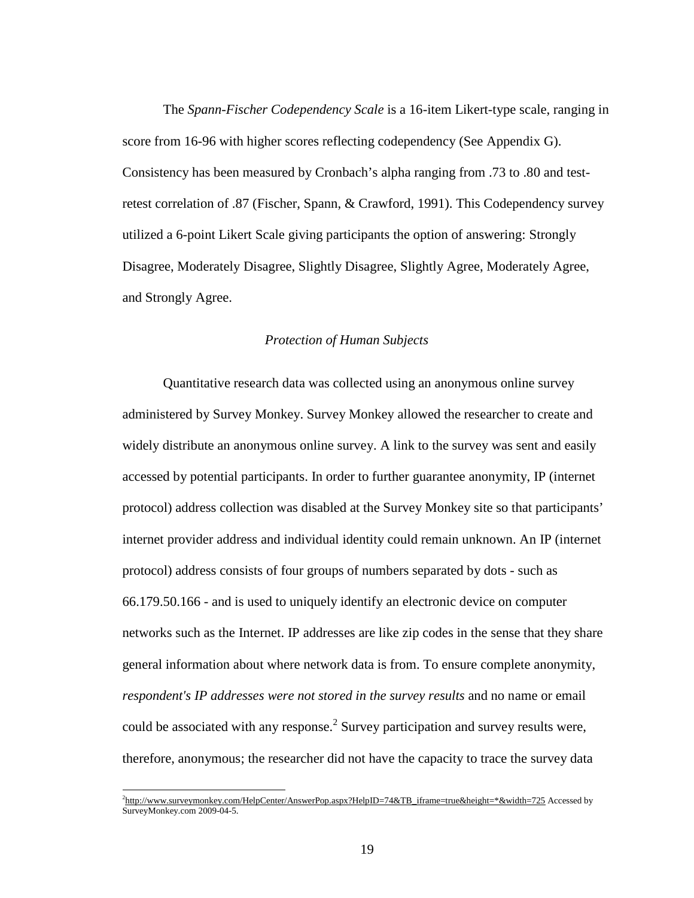The *Spann-Fischer Codependency Scale* is a 16-item Likert-type scale, ranging in score from 16-96 with higher scores reflecting codependency (See Appendix G). Consistency has been measured by Cronbach's alpha ranging from .73 to .80 and test-retest correlation of .87 (Fischer, Spann, & Crawford, 1991). This Codependency survey utilized a 6-point Likert Scale giving participants the option of answering: Strongly Disagree, Moderately Disagree, Slightly Disagree, Slightly Agree, Moderately Agree, and Strongly Agree.

### *Protection of Human Subjects*

Quantitative research data was collected using an anonymous online survey administered by Survey Monkey. Survey Monkey allowed the researcher to create and widely distribute an anonymous online survey. A link to the survey was sent and easily accessed by potential participants. In order to further guarantee anonymity, IP (internet protocol) address collection was disabled at the Survey Monkey site so that participants' internet provider address and individual identity could remain unknown. An IP (internet protocol) address consists of four groups of numbers separated by dots - such as 66.179.50.166 - and is used to uniquely identify an electronic device on computer networks such as the Internet. IP addresses are like zip codes in the sense that they share general information about where network data is from. To ensure complete anonymity, *respondent's IP addresses were not stored in the survey results* and no name or email could be associated with any response.[2] Survey participation and survey results were, therefore, anonymous; the researcher did not have the capacity to trace the survey data

[2] http://www.surveymonkey.com/HelpCenter/AnswerPop.aspx?HelpID=74&TB_iframe=true&height=*&width=725 Accessed by SurveyMonkey.com 2009-04-5.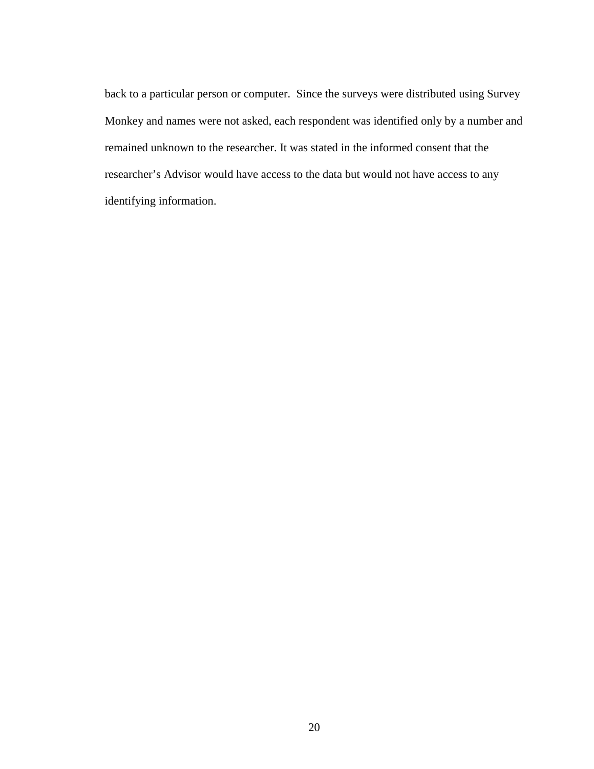back to a particular person or computer.  Since the surveys were distributed using Survey Monkey and names were not asked, each respondent was identified only by a number and remained unknown to the researcher. It was stated in the informed consent that the researcher's Advisor would have access to the data but would not have access to any identifying information.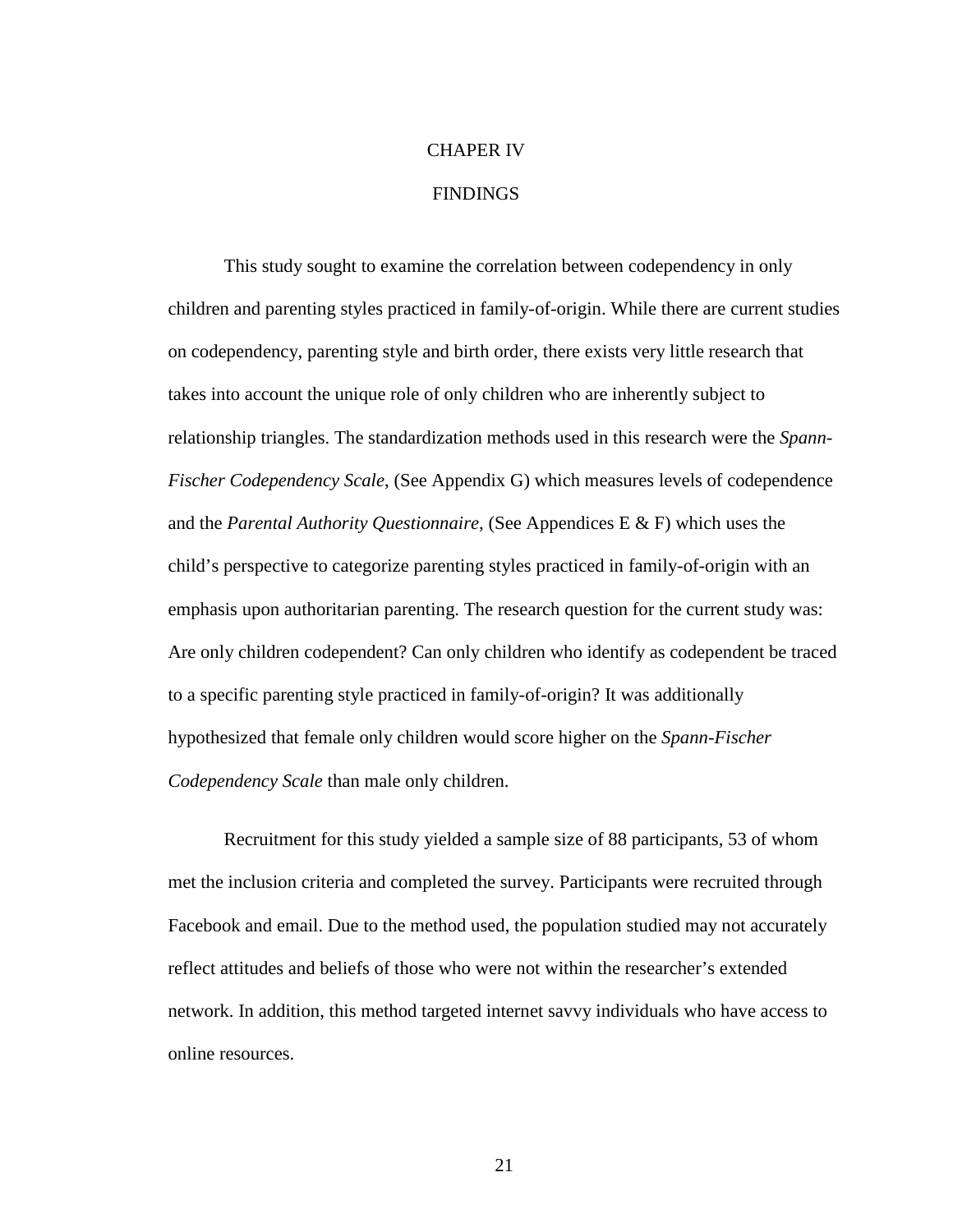# CHAPER IV

# FINDINGS

This study sought to examine the correlation between codependency in only children and parenting styles practiced in family-of-origin. While there are current studies on codependency, parenting style and birth order, there exists very little research that takes into account the unique role of only children who are inherently subject to relationship triangles. The standardization methods used in this research were the *Spann-Fischer Codependency Scale*, (See Appendix G) which measures levels of codependence and the *Parental Authority Questionnaire*, (See Appendices E & F) which uses the child's perspective to categorize parenting styles practiced in family-of-origin with an emphasis upon authoritarian parenting. The research question for the current study was: Are only children codependent? Can only children who identify as codependent be traced to a specific parenting style practiced in family-of-origin? It was additionally hypothesized that female only children would score higher on the *Spann-Fischer Codependency Scale* than male only children.

Recruitment for this study yielded a sample size of 88 participants, 53 of whom met the inclusion criteria and completed the survey. Participants were recruited through Facebook and email. Due to the method used, the population studied may not accurately reflect attitudes and beliefs of those who were not within the researcher's extended network. In addition, this method targeted internet savvy individuals who have access to online resources.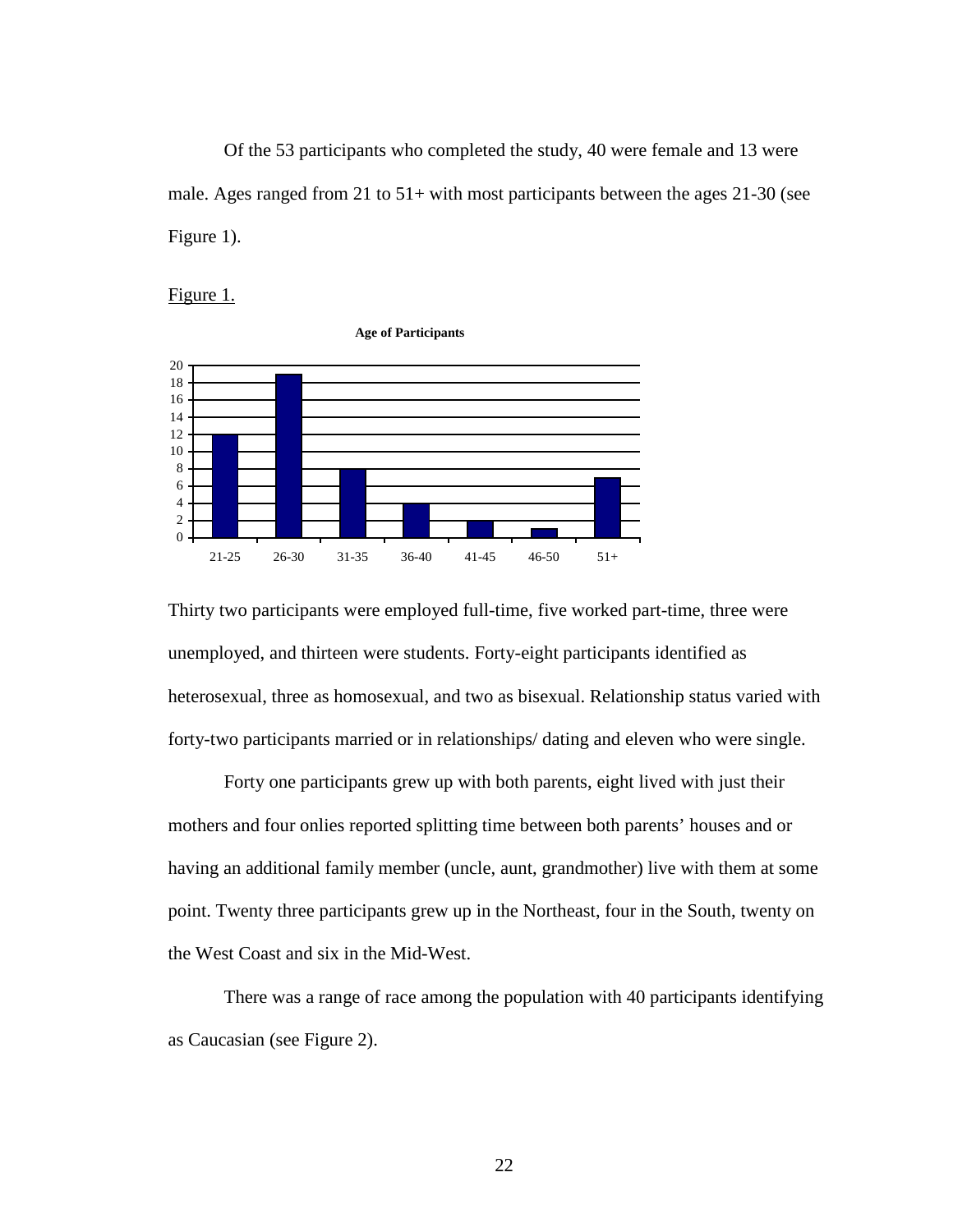Of the 53 participants who completed the study, 40 were female and 13 were male. Ages ranged from 21 to 51+ with most participants between the ages 21-30 (see Figure 1).

Figure 1.

**Age of Participants**

| Age | Participants |
|---|---|
| 21-25 | 12 |
| 26-30 | 19 |
| 31-35 | 8 |
| 36-40 | 4 |
| 41-45 | 2 |
| 46-50 | 1 |
| 51+ | 7 |

Thirty two participants were employed full-time, five worked part-time, three were unemployed, and thirteen were students. Forty-eight participants identified as heterosexual, three as homosexual, and two as bisexual. Relationship status varied with forty-two participants married or in relationships/ dating and eleven who were single.

Forty one participants grew up with both parents, eight lived with just their mothers and four onlies reported splitting time between both parents' houses and or having an additional family member (uncle, aunt, grandmother) live with them at some point. Twenty three participants grew up in the Northeast, four in the South, twenty on the West Coast and six in the Mid-West.

There was a range of race among the population with 40 participants identifying as Caucasian (see Figure 2).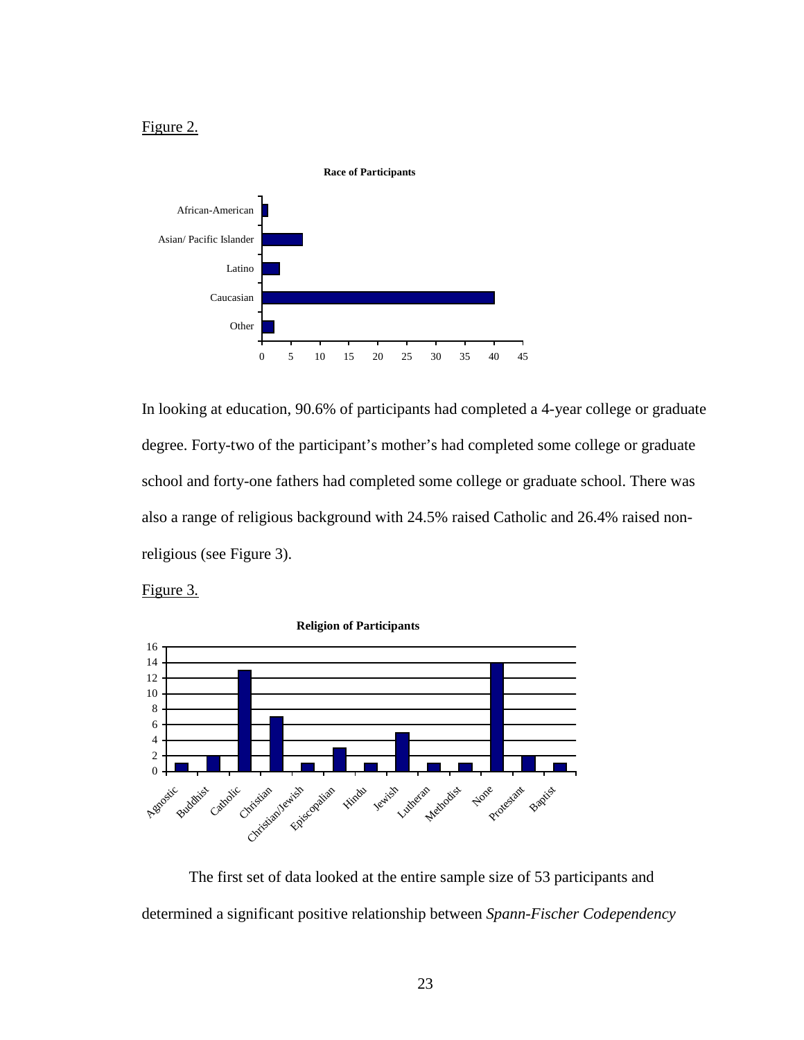Figure 2.

In looking at education, 90.6% of participants had completed a 4-year college or graduate degree. Forty-two of the participant's mother's had completed some college or graduate school and forty-one fathers had completed some college or graduate school. There was also a range of religious background with 24.5% raised Catholic and 26.4% raised non-religious (see Figure 3).

Figure 3.

The first set of data looked at the entire sample size of 53 participants and determined a significant positive relationship between *Spann-Fischer Codependency*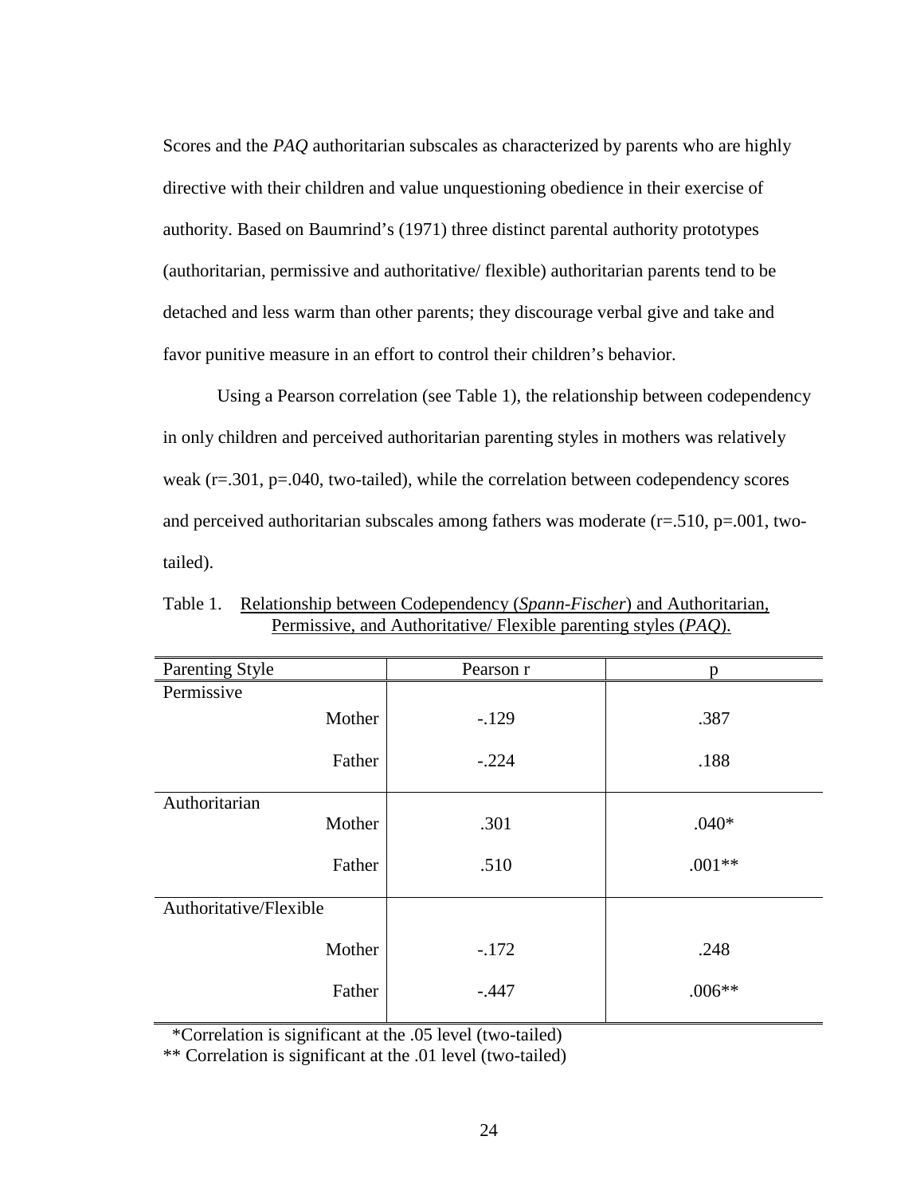Scores and the *PAQ* authoritarian subscales as characterized by parents who are highly directive with their children and value unquestioning obedience in their exercise of authority. Based on Baumrind's (1971) three distinct parental authority prototypes (authoritarian, permissive and authoritative/ flexible) authoritarian parents tend to be detached and less warm than other parents; they discourage verbal give and take and favor punitive measure in an effort to control their children's behavior.

Using a Pearson correlation (see Table 1), the relationship between codependency in only children and perceived authoritarian parenting styles in mothers was relatively weak ($r=.301$, $p=.040$, two-tailed), while the correlation between codependency scores and perceived authoritarian subscales among fathers was moderate ($r=.510$, $p=.001$, two-tailed).

Table 1. Relationship between Codependency (*Spann-Fischer*) and Authoritarian, Permissive, and Authoritative/ Flexible parenting styles (*PAQ*).

| Parenting Style | Pearson r | p |
|---|---|---|
| Permissive | | |
| Mother | -.129 | .387 |
| Father | -.224 | .188 |
| Authoritarian | | |
| Mother | .301 | .040* |
| Father | .510 | .001** |
| Authoritative/Flexible | | |
| Mother | -.172 | .248 |
| Father | -.447 | .006** |

*Correlation is significant at the .05 level (two-tailed)
** Correlation is significant at the .01 level (two-tailed)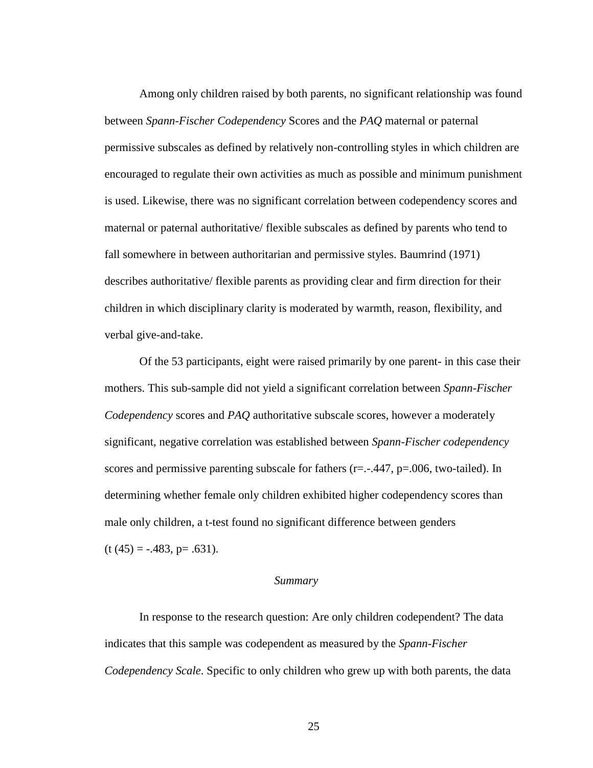Among only children raised by both parents, no significant relationship was found between *Spann-Fischer Codependency* Scores and the *PAQ* maternal or paternal permissive subscales as defined by relatively non-controlling styles in which children are encouraged to regulate their own activities as much as possible and minimum punishment is used. Likewise, there was no significant correlation between codependency scores and maternal or paternal authoritative/ flexible subscales as defined by parents who tend to fall somewhere in between authoritarian and permissive styles. Baumrind (1971) describes authoritative/ flexible parents as providing clear and firm direction for their children in which disciplinary clarity is moderated by warmth, reason, flexibility, and verbal give-and-take.

Of the 53 participants, eight were raised primarily by one parent- in this case their mothers. This sub-sample did not yield a significant correlation between *Spann-Fischer Codependency* scores and *PAQ* authoritative subscale scores, however a moderately significant, negative correlation was established between *Spann-Fischer codependency* scores and permissive parenting subscale for fathers ($r=.-.447$, $p=.006$, two-tailed). In determining whether female only children exhibited higher codependency scores than male only children, a t-test found no significant difference between genders ($t\ (45) = -.483$, $p= .631$).

*Summary*

In response to the research question: Are only children codependent? The data indicates that this sample was codependent as measured by the *Spann-Fischer Codependency Scale*. Specific to only children who grew up with both parents, the data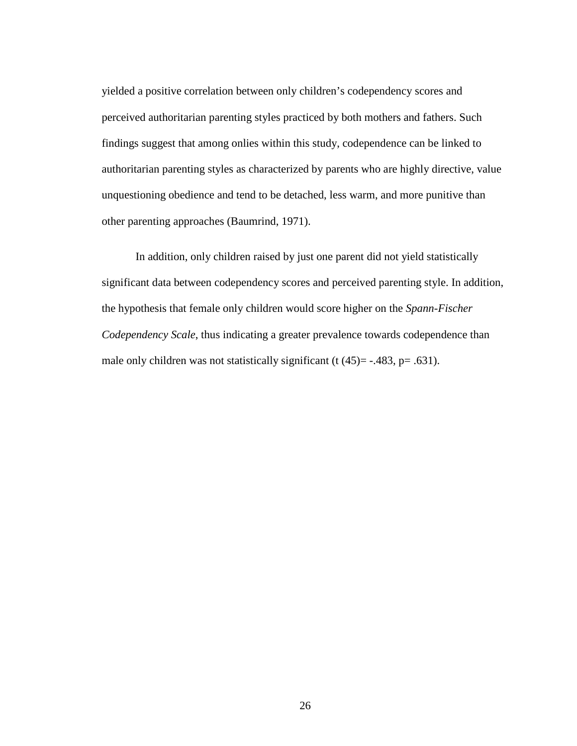yielded a positive correlation between only children's codependency scores and perceived authoritarian parenting styles practiced by both mothers and fathers. Such findings suggest that among onlies within this study, codependence can be linked to authoritarian parenting styles as characterized by parents who are highly directive, value unquestioning obedience and tend to be detached, less warm, and more punitive than other parenting approaches (Baumrind, 1971).

In addition, only children raised by just one parent did not yield statistically significant data between codependency scores and perceived parenting style. In addition, the hypothesis that female only children would score higher on the *Spann-Fischer Codependency Scale*, thus indicating a greater prevalence towards codependence than male only children was not statistically significant ($t\ (45) = -.483$, $p = .631$).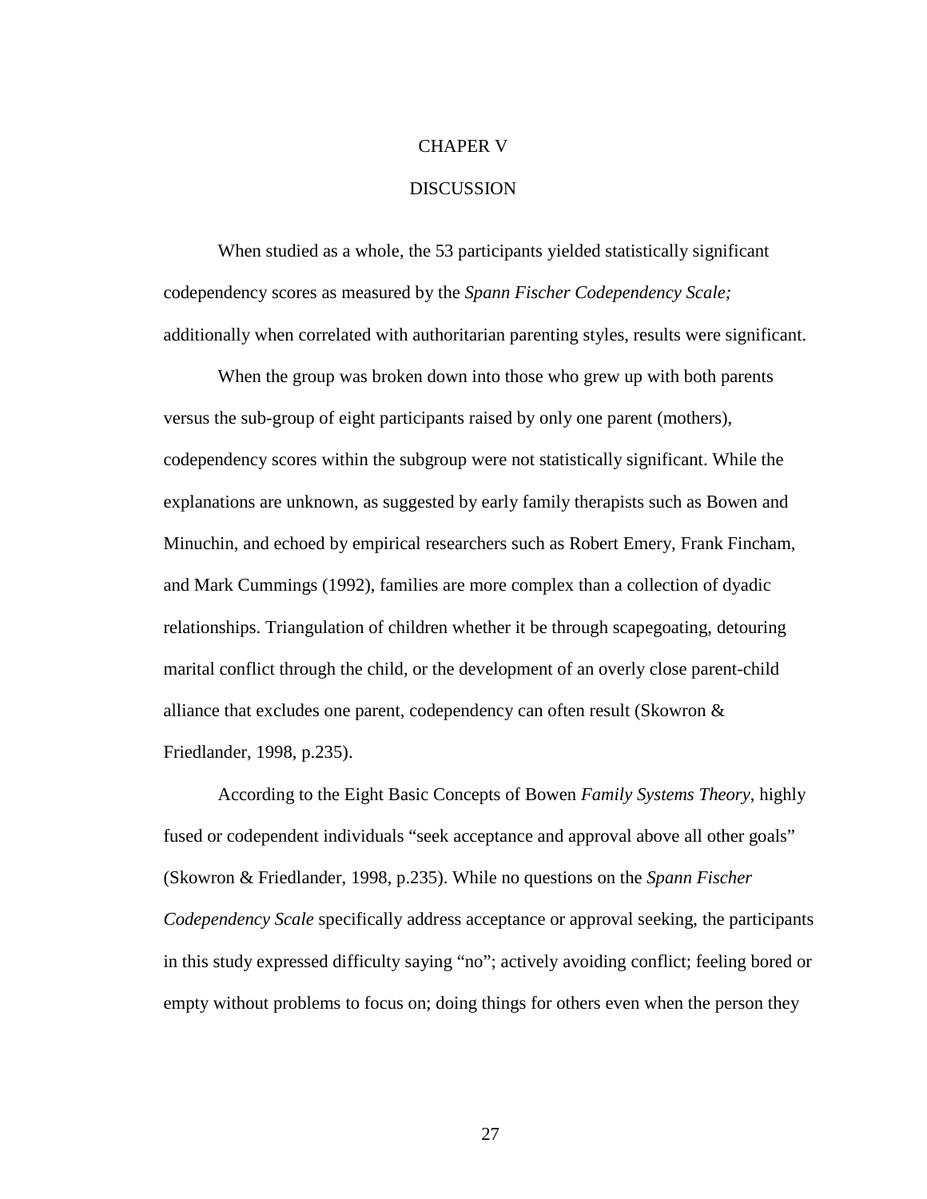# CHAPER V

## DISCUSSION

When studied as a whole, the 53 participants yielded statistically significant codependency scores as measured by the *Spann Fischer Codependency Scale;* additionally when correlated with authoritarian parenting styles, results were significant.

When the group was broken down into those who grew up with both parents versus the sub-group of eight participants raised by only one parent (mothers), codependency scores within the subgroup were not statistically significant. While the explanations are unknown, as suggested by early family therapists such as Bowen and Minuchin, and echoed by empirical researchers such as Robert Emery, Frank Fincham, and Mark Cummings (1992), families are more complex than a collection of dyadic relationships. Triangulation of children whether it be through scapegoating, detouring marital conflict through the child, or the development of an overly close parent-child alliance that excludes one parent, codependency can often result (Skowron & Friedlander, 1998, p.235).

According to the Eight Basic Concepts of Bowen *Family Systems Theory*, highly fused or codependent individuals "seek acceptance and approval above all other goals" (Skowron & Friedlander, 1998, p.235). While no questions on the *Spann Fischer Codependency Scale* specifically address acceptance or approval seeking, the participants in this study expressed difficulty saying "no"; actively avoiding conflict; feeling bored or empty without problems to focus on; doing things for others even when the person they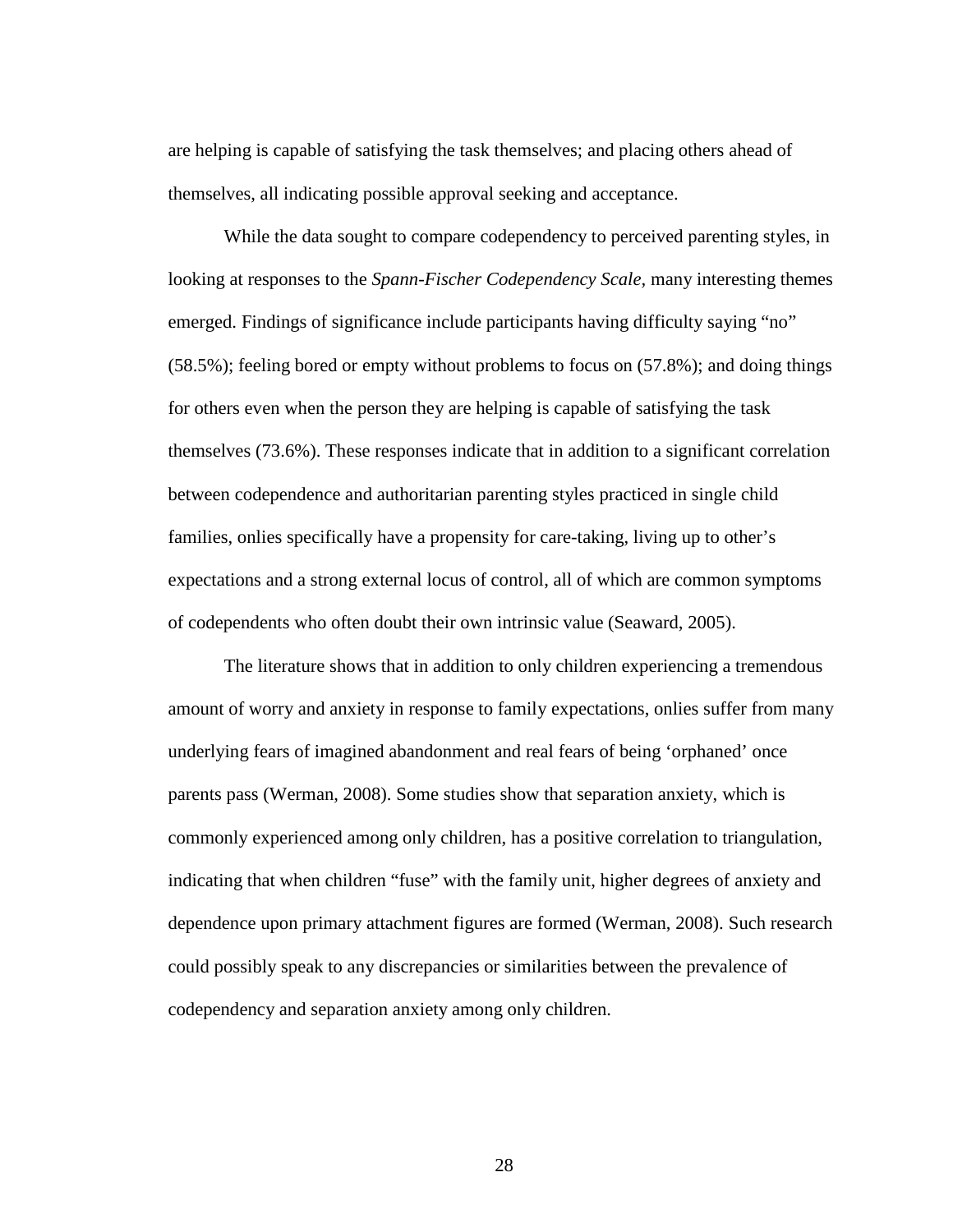are helping is capable of satisfying the task themselves; and placing others ahead of themselves, all indicating possible approval seeking and acceptance.

While the data sought to compare codependency to perceived parenting styles, in looking at responses to the *Spann-Fischer Codependency Scale,* many interesting themes emerged. Findings of significance include participants having difficulty saying "no" (58.5%); feeling bored or empty without problems to focus on (57.8%); and doing things for others even when the person they are helping is capable of satisfying the task themselves (73.6%). These responses indicate that in addition to a significant correlation between codependence and authoritarian parenting styles practiced in single child families, onlies specifically have a propensity for care-taking, living up to other's expectations and a strong external locus of control, all of which are common symptoms of codependents who often doubt their own intrinsic value (Seaward, 2005).

The literature shows that in addition to only children experiencing a tremendous amount of worry and anxiety in response to family expectations, onlies suffer from many underlying fears of imagined abandonment and real fears of being 'orphaned' once parents pass (Werman, 2008). Some studies show that separation anxiety, which is commonly experienced among only children, has a positive correlation to triangulation, indicating that when children "fuse" with the family unit, higher degrees of anxiety and dependence upon primary attachment figures are formed (Werman, 2008). Such research could possibly speak to any discrepancies or similarities between the prevalence of codependency and separation anxiety among only children.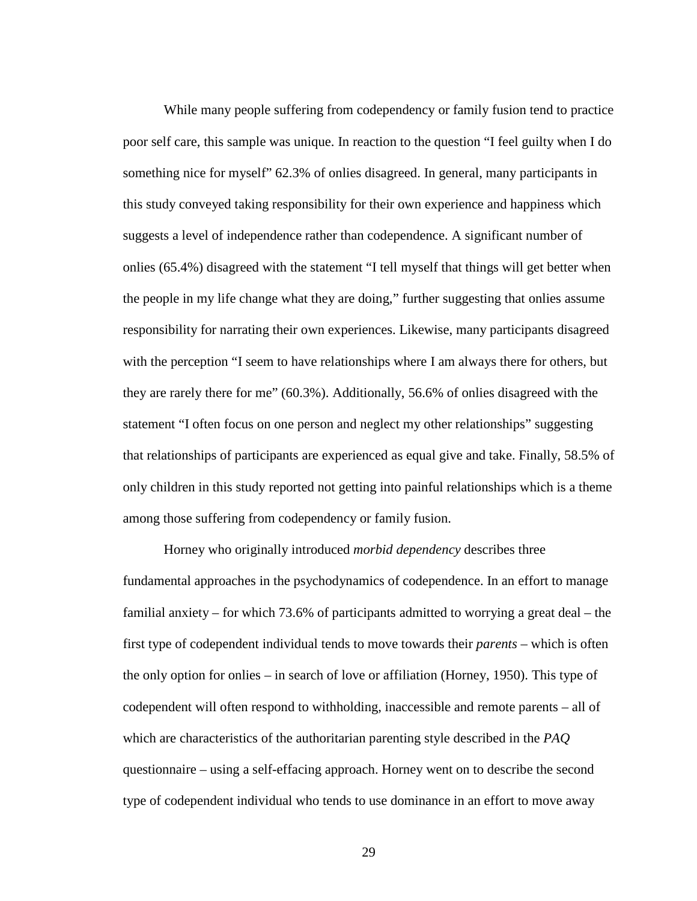While many people suffering from codependency or family fusion tend to practice poor self care, this sample was unique. In reaction to the question “I feel guilty when I do something nice for myself” 62.3% of onlies disagreed. In general, many participants in this study conveyed taking responsibility for their own experience and happiness which suggests a level of independence rather than codependence. A significant number of onlies (65.4%) disagreed with the statement “I tell myself that things will get better when the people in my life change what they are doing,” further suggesting that onlies assume responsibility for narrating their own experiences. Likewise, many participants disagreed with the perception “I seem to have relationships where I am always there for others, but they are rarely there for me” (60.3%). Additionally, 56.6% of onlies disagreed with the statement “I often focus on one person and neglect my other relationships” suggesting that relationships of participants are experienced as equal give and take. Finally, 58.5% of only children in this study reported not getting into painful relationships which is a theme among those suffering from codependency or family fusion.

Horney who originally introduced *morbid dependency* describes three fundamental approaches in the psychodynamics of codependence. In an effort to manage familial anxiety – for which 73.6% of participants admitted to worrying a great deal – the first type of codependent individual tends to move towards their *parents* – which is often the only option for onlies – in search of love or affiliation (Horney, 1950). This type of codependent will often respond to withholding, inaccessible and remote parents – all of which are characteristics of the authoritarian parenting style described in the *PAQ* questionnaire – using a self-effacing approach. Horney went on to describe the second type of codependent individual who tends to use dominance in an effort to move away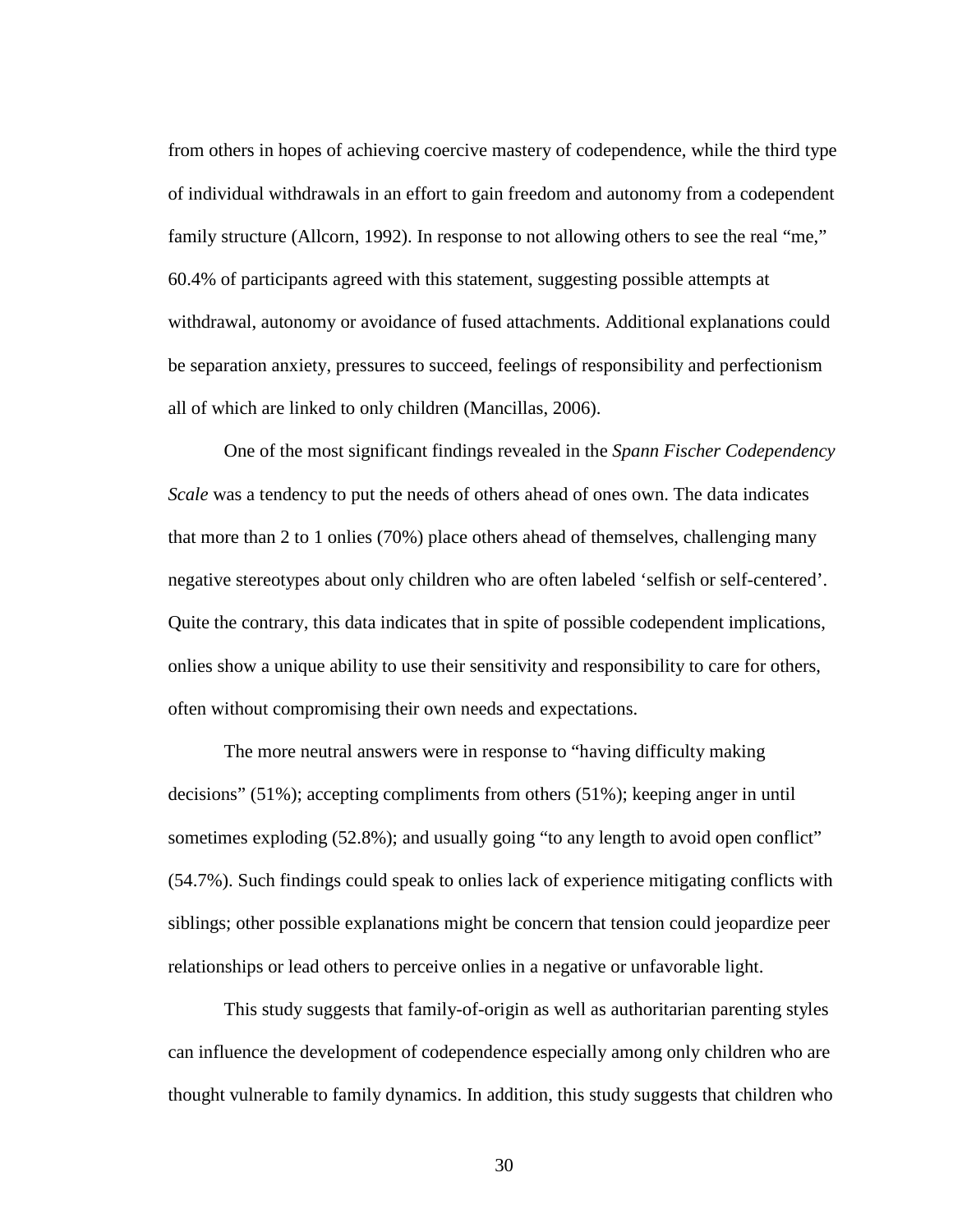from others in hopes of achieving coercive mastery of codependence, while the third type of individual withdrawals in an effort to gain freedom and autonomy from a codependent family structure (Allcorn, 1992). In response to not allowing others to see the real "me," 60.4% of participants agreed with this statement, suggesting possible attempts at withdrawal, autonomy or avoidance of fused attachments. Additional explanations could be separation anxiety, pressures to succeed, feelings of responsibility and perfectionism all of which are linked to only children (Mancillas, 2006).

One of the most significant findings revealed in the *Spann Fischer Codependency Scale* was a tendency to put the needs of others ahead of ones own. The data indicates that more than 2 to 1 onlies (70%) place others ahead of themselves, challenging many negative stereotypes about only children who are often labeled 'selfish or self-centered'. Quite the contrary, this data indicates that in spite of possible codependent implications, onlies show a unique ability to use their sensitivity and responsibility to care for others, often without compromising their own needs and expectations.

The more neutral answers were in response to "having difficulty making decisions" (51%); accepting compliments from others (51%); keeping anger in until sometimes exploding (52.8%); and usually going "to any length to avoid open conflict" (54.7%). Such findings could speak to onlies lack of experience mitigating conflicts with siblings; other possible explanations might be concern that tension could jeopardize peer relationships or lead others to perceive onlies in a negative or unfavorable light.

This study suggests that family-of-origin as well as authoritarian parenting styles can influence the development of codependence especially among only children who are thought vulnerable to family dynamics. In addition, this study suggests that children who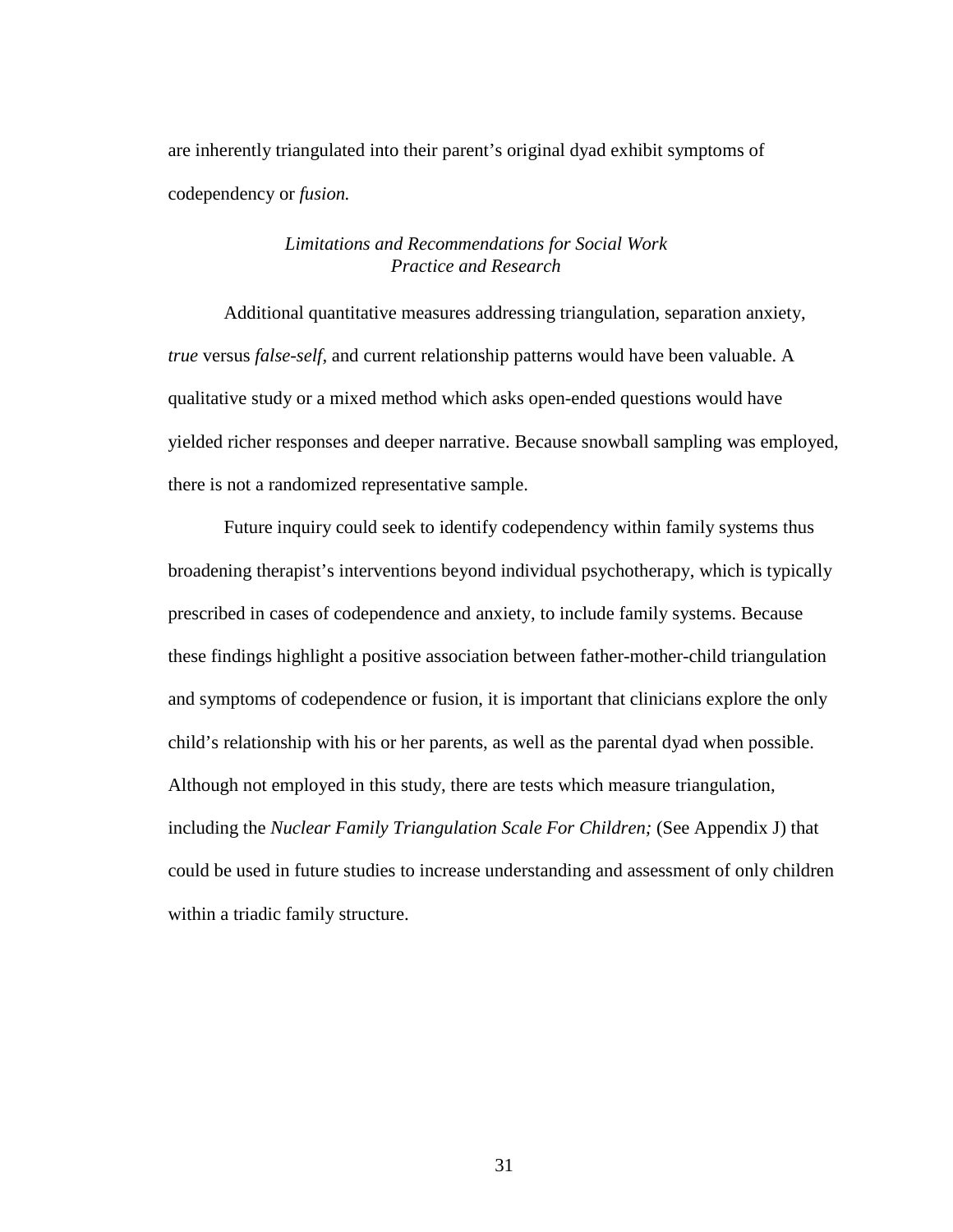are inherently triangulated into their parent's original dyad exhibit symptoms of codependency or *fusion.*

### *Limitations and Recommendations for Social Work Practice and Research*

Additional quantitative measures addressing triangulation, separation anxiety, *true* versus *false-self*, and current relationship patterns would have been valuable. A qualitative study or a mixed method which asks open-ended questions would have yielded richer responses and deeper narrative. Because snowball sampling was employed, there is not a randomized representative sample.

Future inquiry could seek to identify codependency within family systems thus broadening therapist's interventions beyond individual psychotherapy, which is typically prescribed in cases of codependence and anxiety, to include family systems. Because these findings highlight a positive association between father-mother-child triangulation and symptoms of codependence or fusion, it is important that clinicians explore the only child's relationship with his or her parents, as well as the parental dyad when possible. Although not employed in this study, there are tests which measure triangulation, including the *Nuclear Family Triangulation Scale For Children;* (See Appendix J) that could be used in future studies to increase understanding and assessment of only children within a triadic family structure.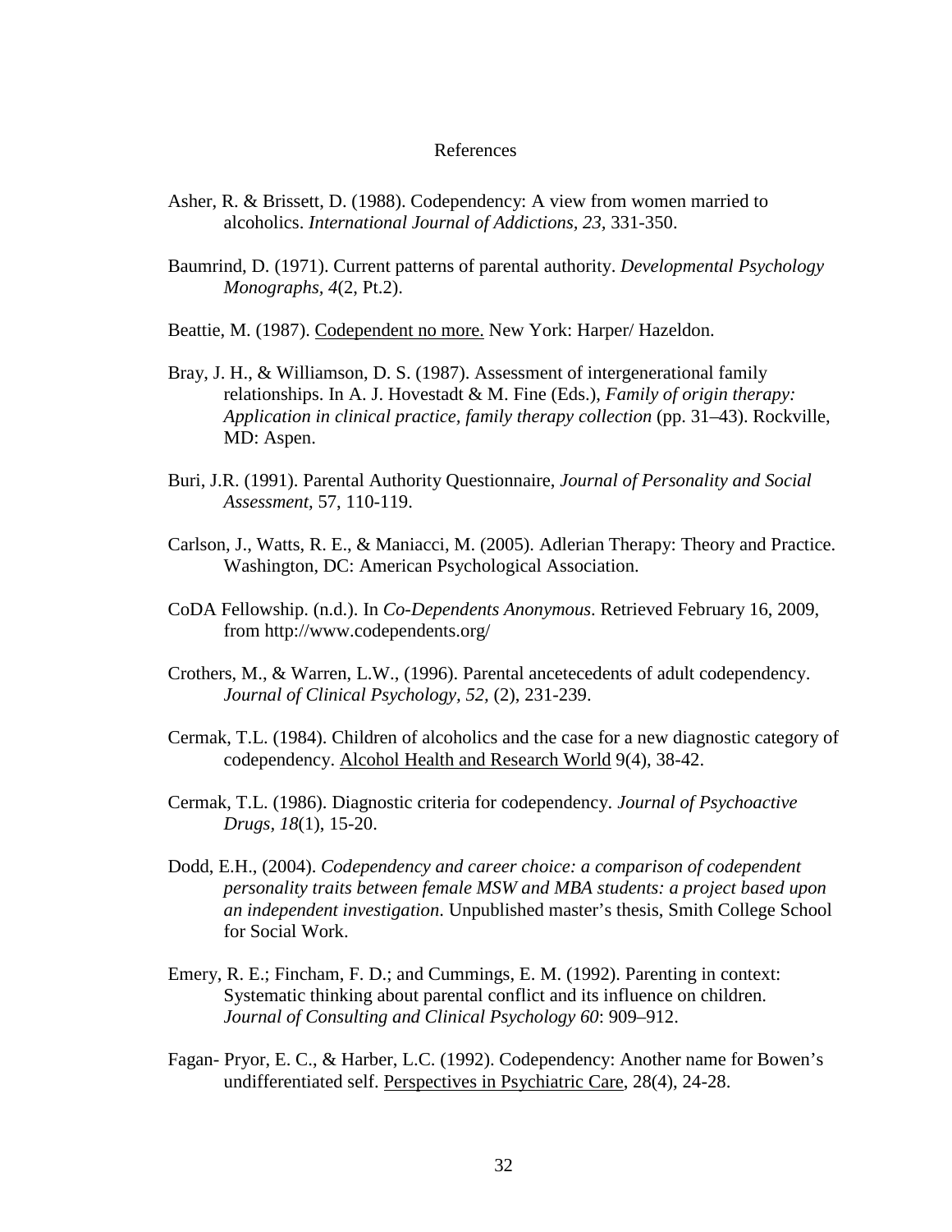# References

Asher, R. & Brissett, D. (1988). Codependency: A view from women married to alcoholics. *International Journal of Addictions, 23*, 331-350.

Baumrind, D. (1971). Current patterns of parental authority. *Developmental Psychology Monographs, 4*(2, Pt.2).

Beattie, M. (1987). <u>Codependent no more.</u> New York: Harper/ Hazeldon.

Bray, J. H., & Williamson, D. S. (1987). Assessment of intergenerational family relationships. In A. J. Hovestadt & M. Fine (Eds.), *Family of origin therapy: Application in clinical practice, family therapy collection* (pp. 31–43). Rockville, MD: Aspen.

Buri, J.R. (1991). Parental Authority Questionnaire, *Journal of Personality and Social Assessment,* 57, 110-119.

Carlson, J., Watts, R. E., & Maniacci, M. (2005). Adlerian Therapy: Theory and Practice. Washington, DC: American Psychological Association.

CoDA Fellowship. (n.d.). In *Co-Dependents Anonymous*. Retrieved February 16, 2009, from http://www.codependents.org/

Crothers, M., & Warren, L.W., (1996). Parental ancetecedents of adult codependency. *Journal of Clinical Psychology, 52,* (2), 231-239.

Cermak, T.L. (1984). Children of alcoholics and the case for a new diagnostic category of codependency. <u>Alcohol Health and Research World</u> 9(4), 38-42.

Cermak, T.L. (1986). Diagnostic criteria for codependency. *Journal of Psychoactive Drugs, 18*(1), 15-20.

Dodd, E.H., (2004). *Codependency and career choice: a comparison of codependent personality traits between female MSW and MBA students: a project based upon an independent investigation*. Unpublished master's thesis, Smith College School for Social Work.

Emery, R. E.; Fincham, F. D.; and Cummings, E. M. (1992). Parenting in context: Systematic thinking about parental conflict and its influence on children. *Journal of Consulting and Clinical Psychology 60*: 909–912.

Fagan- Pryor, E. C., & Harber, L.C. (1992). Codependency: Another name for Bowen's undifferentiated self. <u>Perspectives in Psychiatric Care</u>, 28(4), 24-28.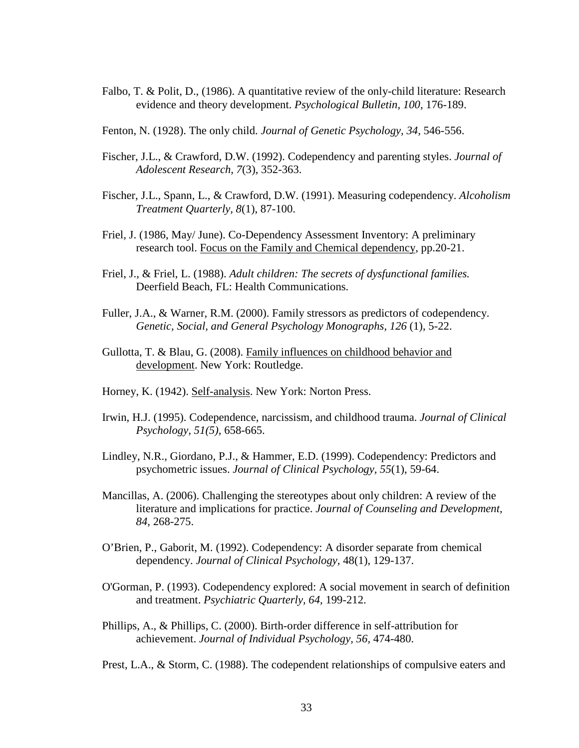Falbo, T. & Polit, D., (1986). A quantitative review of the only-child literature: Research evidence and theory development. *Psychological Bulletin, 100,* 176-189.

Fenton, N. (1928). The only child. *Journal of Genetic Psychology, 34,* 546-556.

Fischer, J.L., & Crawford, D.W. (1992). Codependency and parenting styles. *Journal of Adolescent Research, 7*(3), 352-363.

Fischer, J.L., Spann, L., & Crawford, D.W. (1991). Measuring codependency. *Alcoholism Treatment Quarterly, 8*(1), 87-100.

Friel, J. (1986, May/ June). Co-Dependency Assessment Inventory: A preliminary research tool. Focus on the Family and Chemical dependency, pp.20-21.

Friel, J., & Friel, L. (1988). *Adult children: The secrets of dysfunctional families.* Deerfield Beach, FL: Health Communications.

Fuller, J.A., & Warner, R.M. (2000). Family stressors as predictors of codependency. *Genetic, Social, and General Psychology Monographs, 126* (1), 5-22.

Gullotta, T. & Blau, G. (2008). Family influences on childhood behavior and development. New York: Routledge.

Horney, K. (1942). Self-analysis. New York: Norton Press.

Irwin, H.J. (1995). Codependence, narcissism, and childhood trauma. *Journal of Clinical Psychology, 51(5),* 658-665.

Lindley, N.R., Giordano, P.J., & Hammer, E.D. (1999). Codependency: Predictors and psychometric issues. *Journal of Clinical Psychology, 55*(1), 59-64.

Mancillas, A. (2006). Challenging the stereotypes about only children: A review of the literature and implications for practice. *Journal of Counseling and Development, 84,* 268-275.

O'Brien, P., Gaborit, M. (1992). Codependency: A disorder separate from chemical dependency. *Journal of Clinical Psychology,* 48(1), 129-137.

O'Gorman, P. (1993). Codependency explored: A social movement in search of definition and treatment. *Psychiatric Quarterly, 64,* 199-212.

Phillips, A., & Phillips, C. (2000). Birth-order difference in self-attribution for achievement. *Journal of Individual Psychology, 56,* 474-480.

Prest, L.A., & Storm, C. (1988). The codependent relationships of compulsive eaters and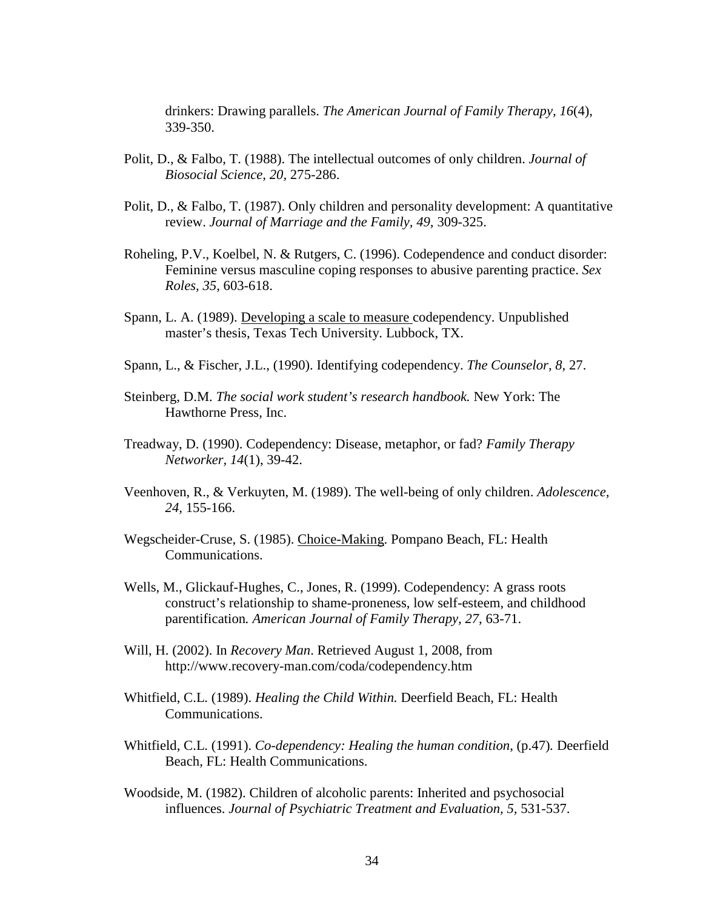drinkers: Drawing parallels. *The American Journal of Family Therapy, 16*(4), 339-350.

Polit, D., & Falbo, T. (1988). The intellectual outcomes of only children. *Journal of Biosocial Science, 20,* 275-286.

Polit, D., & Falbo, T. (1987). Only children and personality development: A quantitative review. *Journal of Marriage and the Family, 49,* 309-325.

Roheling, P.V., Koelbel, N. & Rutgers, C. (1996). Codependence and conduct disorder: Feminine versus masculine coping responses to abusive parenting practice. *Sex Roles, 35,* 603-618.

Spann, L. A. (1989). Developing a scale to measure codependency. Unpublished master's thesis, Texas Tech University. Lubbock, TX.

Spann, L., & Fischer, J.L., (1990). Identifying codependency. *The Counselor, 8*, 27.

Steinberg, D.M. *The social work student's research handbook.* New York: The Hawthorne Press, Inc.

Treadway, D. (1990). Codependency: Disease, metaphor, or fad? *Family Therapy Networker, 14*(1), 39-42.

Veenhoven, R., & Verkuyten, M. (1989). The well-being of only children. *Adolescence, 24,* 155-166.

Wegscheider-Cruse, S. (1985). Choice-Making. Pompano Beach, FL: Health Communications.

Wells, M., Glickauf-Hughes, C., Jones, R. (1999). Codependency: A grass roots construct's relationship to shame-proneness, low self-esteem, and childhood parentification*. American Journal of Family Therapy, 27*, 63-71.

Will, H. (2002). In *Recovery Man*. Retrieved August 1, 2008, from http://www.recovery-man.com/coda/codependency.htm

Whitfield, C.L. (1989). *Healing the Child Within.* Deerfield Beach, FL: Health Communications.

Whitfield, C.L. (1991). *Co-dependency: Healing the human condition*, (p.47)*.* Deerfield Beach, FL: Health Communications.

Woodside, M. (1982). Children of alcoholic parents: Inherited and psychosocial influences. *Journal of Psychiatric Treatment and Evaluation, 5,* 531-537.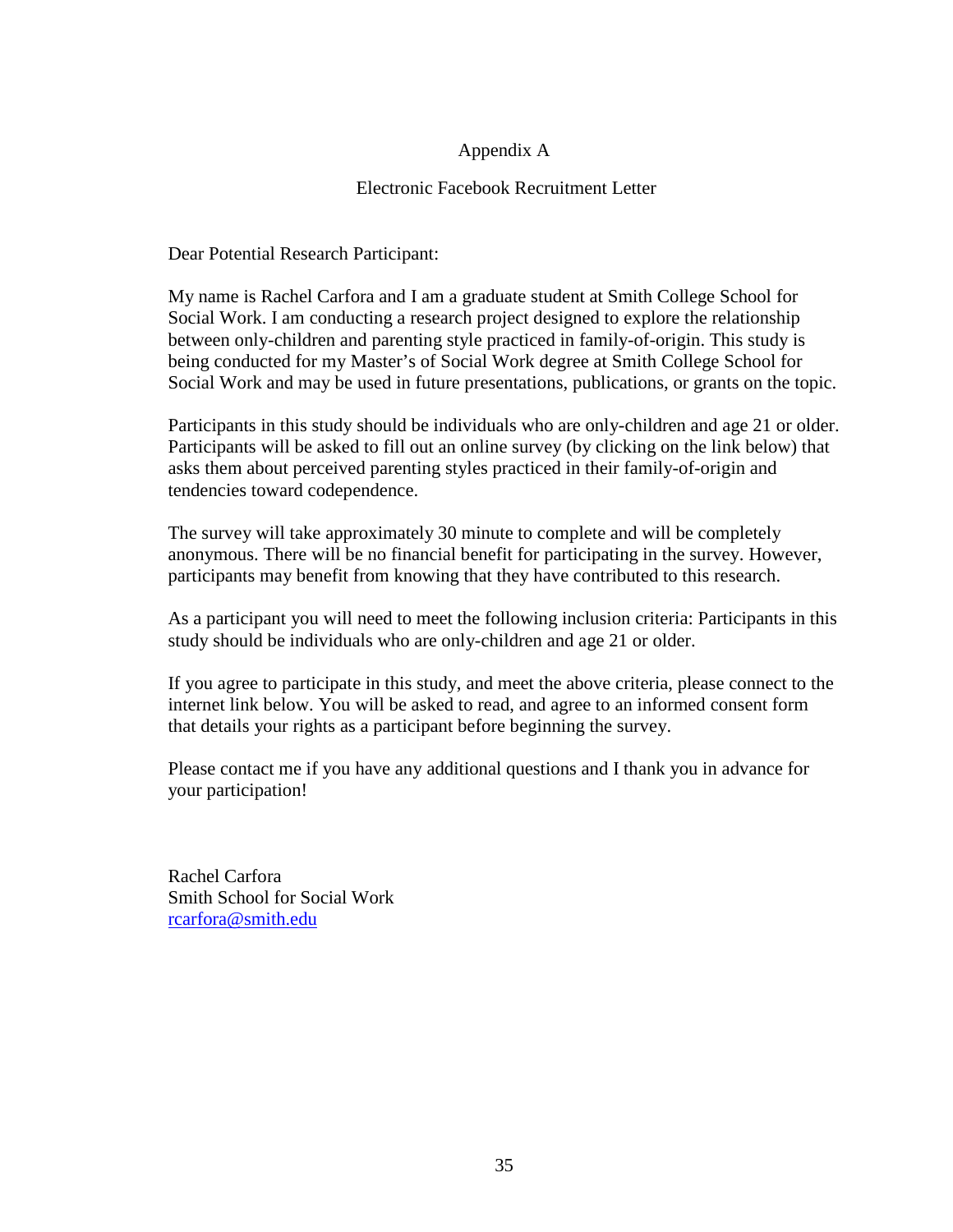# Appendix A

## Electronic Facebook Recruitment Letter

Dear Potential Research Participant:

My name is Rachel Carfora and I am a graduate student at Smith College School for Social Work. I am conducting a research project designed to explore the relationship between only-children and parenting style practiced in family-of-origin. This study is being conducted for my Master's of Social Work degree at Smith College School for Social Work and may be used in future presentations, publications, or grants on the topic.

Participants in this study should be individuals who are only-children and age 21 or older. Participants will be asked to fill out an online survey (by clicking on the link below) that asks them about perceived parenting styles practiced in their family-of-origin and tendencies toward codependence.

The survey will take approximately 30 minute to complete and will be completely anonymous. There will be no financial benefit for participating in the survey. However, participants may benefit from knowing that they have contributed to this research.

As a participant you will need to meet the following inclusion criteria: Participants in this study should be individuals who are only-children and age 21 or older.

If you agree to participate in this study, and meet the above criteria, please connect to the internet link below. You will be asked to read, and agree to an informed consent form that details your rights as a participant before beginning the survey.

Please contact me if you have any additional questions and I thank you in advance for your participation!

Rachel Carfora
Smith School for Social Work
rcarfora@smith.edu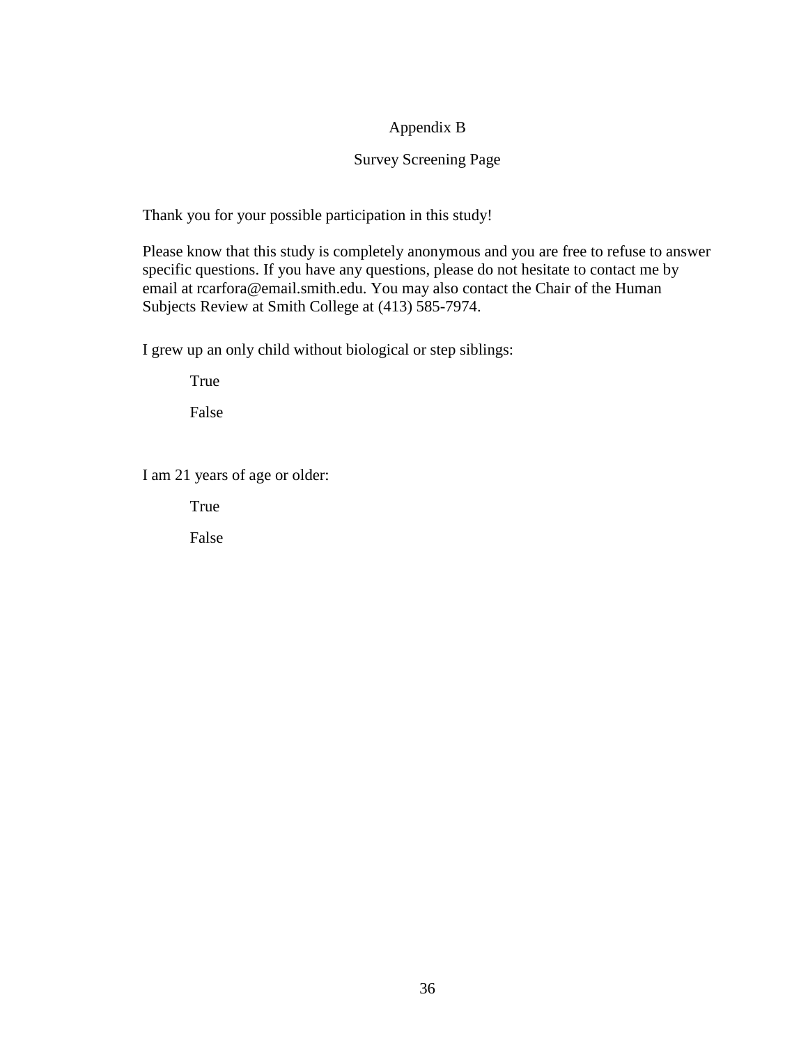# Appendix B

## Survey Screening Page

Thank you for your possible participation in this study!

Please know that this study is completely anonymous and you are free to refuse to answer specific questions. If you have any questions, please do not hesitate to contact me by email at rcarfora@email.smith.edu. You may also contact the Chair of the Human Subjects Review at Smith College at (413) 585-7974.

I grew up an only child without biological or step siblings:

True

False

I am 21 years of age or older:

True

False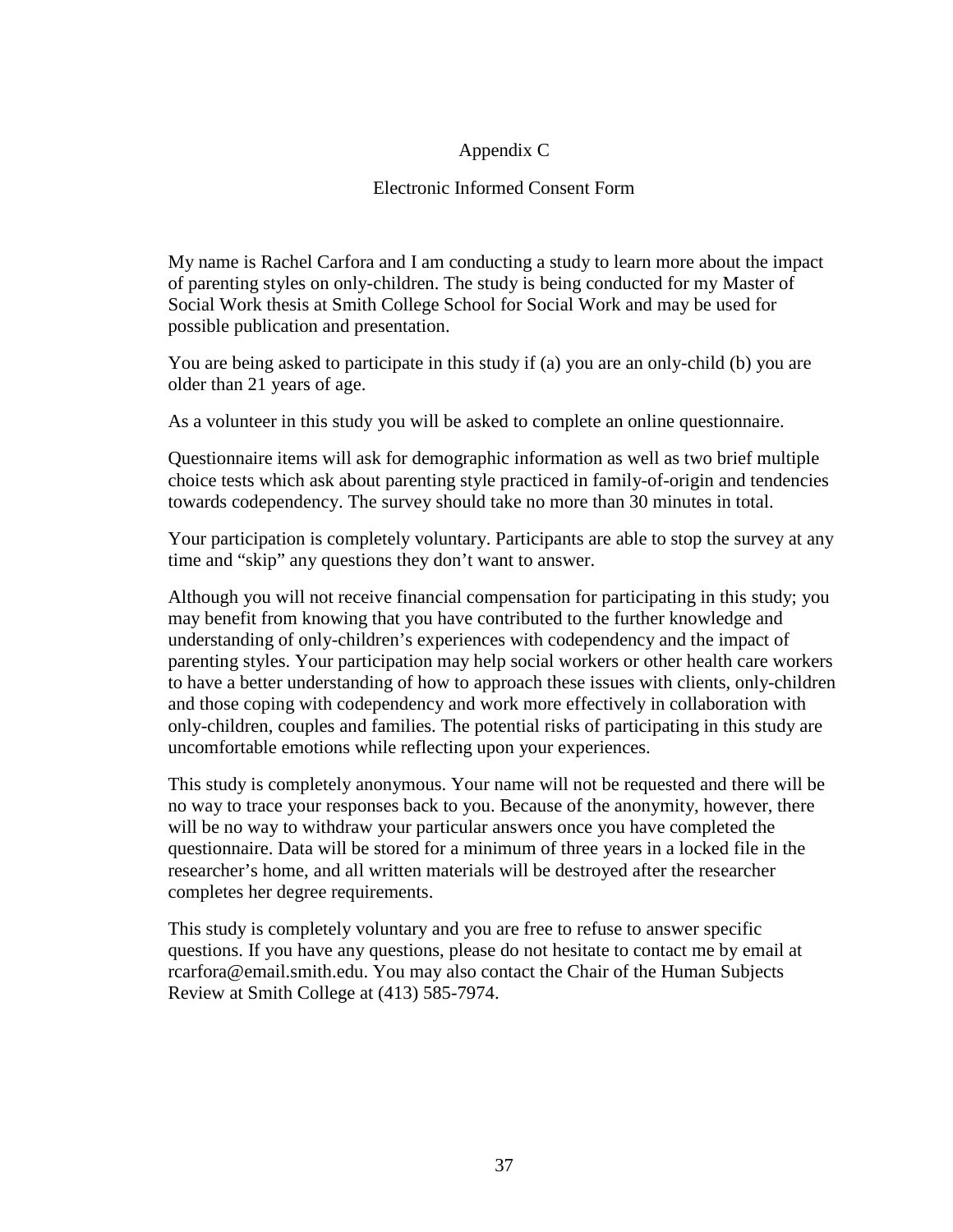# Appendix C

## Electronic Informed Consent Form

My name is Rachel Carfora and I am conducting a study to learn more about the impact of parenting styles on only-children. The study is being conducted for my Master of Social Work thesis at Smith College School for Social Work and may be used for possible publication and presentation.

You are being asked to participate in this study if (a) you are an only-child (b) you are older than 21 years of age.

As a volunteer in this study you will be asked to complete an online questionnaire.

Questionnaire items will ask for demographic information as well as two brief multiple choice tests which ask about parenting style practiced in family-of-origin and tendencies towards codependency. The survey should take no more than 30 minutes in total.

Your participation is completely voluntary. Participants are able to stop the survey at any time and "skip" any questions they don't want to answer.

Although you will not receive financial compensation for participating in this study; you may benefit from knowing that you have contributed to the further knowledge and understanding of only-children's experiences with codependency and the impact of parenting styles. Your participation may help social workers or other health care workers to have a better understanding of how to approach these issues with clients, only-children and those coping with codependency and work more effectively in collaboration with only-children, couples and families. The potential risks of participating in this study are uncomfortable emotions while reflecting upon your experiences.

This study is completely anonymous. Your name will not be requested and there will be no way to trace your responses back to you. Because of the anonymity, however, there will be no way to withdraw your particular answers once you have completed the questionnaire. Data will be stored for a minimum of three years in a locked file in the researcher's home, and all written materials will be destroyed after the researcher completes her degree requirements.

This study is completely voluntary and you are free to refuse to answer specific questions. If you have any questions, please do not hesitate to contact me by email at rcarfora@email.smith.edu. You may also contact the Chair of the Human Subjects Review at Smith College at (413) 585-7974.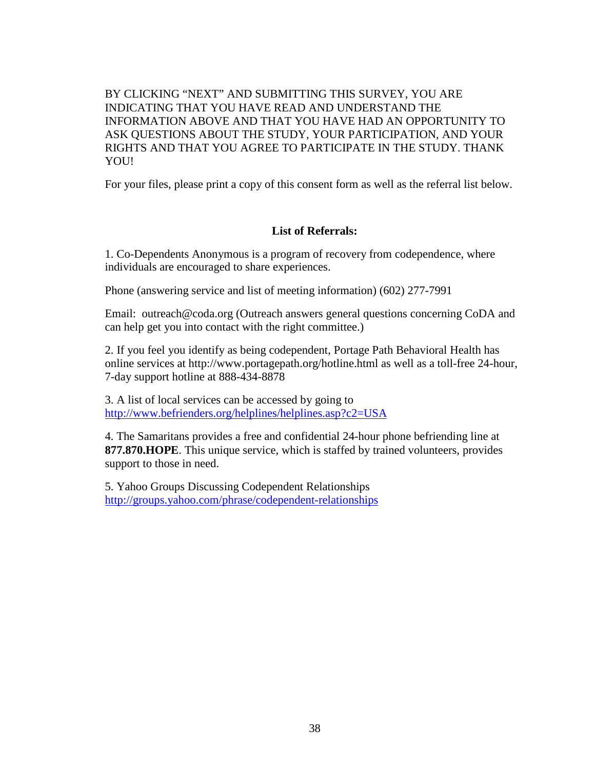BY CLICKING “NEXT” AND SUBMITTING THIS SURVEY, YOU ARE INDICATING THAT YOU HAVE READ AND UNDERSTAND THE INFORMATION ABOVE AND THAT YOU HAVE HAD AN OPPORTUNITY TO ASK QUESTIONS ABOUT THE STUDY, YOUR PARTICIPATION, AND YOUR RIGHTS AND THAT YOU AGREE TO PARTICIPATE IN THE STUDY. THANK YOU!

For your files, please print a copy of this consent form as well as the referral list below.

**List of Referrals:**

1. Co-Dependents Anonymous is a program of recovery from codependence, where individuals are encouraged to share experiences.

Phone (answering service and list of meeting information) (602) 277-7991

Email: outreach@coda.org (Outreach answers general questions concerning CoDA and can help get you into contact with the right committee.)

2. If you feel you identify as being codependent, Portage Path Behavioral Health has online services at http://www.portagepath.org/hotline.html as well as a toll-free 24-hour, 7-day support hotline at 888-434-8878

3. A list of local services can be accessed by going to http://www.befrienders.org/helplines/helplines.asp?c2=USA

4. The Samaritans provides a free and confidential 24-hour phone befriending line at **877.870.HOPE**. This unique service, which is staffed by trained volunteers, provides support to those in need.

5. Yahoo Groups Discussing Codependent Relationships http://groups.yahoo.com/phrase/codependent-relationships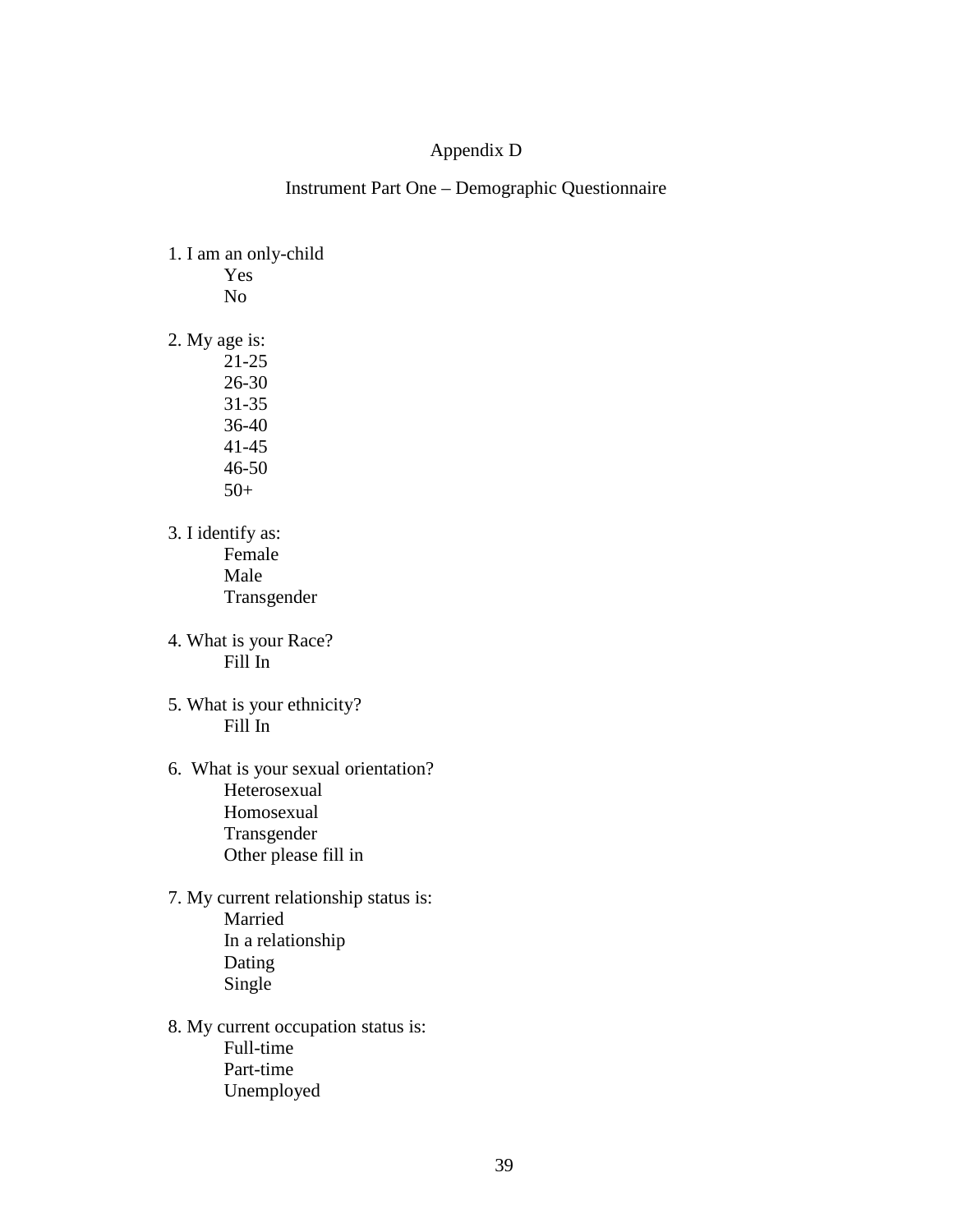# Appendix D

## Instrument Part One – Demographic Questionnaire

1. I am an only-child
   - Yes
   - No

2. My age is:
   - 21-25
   - 26-30
   - 31-35
   - 36-40
   - 41-45
   - 46-50
   - 50+

3. I identify as:
   - Female
   - Male
   - Transgender

4. What is your Race?
   - Fill In

5. What is your ethnicity?
   - Fill In

6. What is your sexual orientation?
   - Heterosexual
   - Homosexual
   - Transgender
   - Other please fill in

7. My current relationship status is:
   - Married
   - In a relationship
   - Dating
   - Single

8. My current occupation status is:
   - Full-time
   - Part-time
   - Unemployed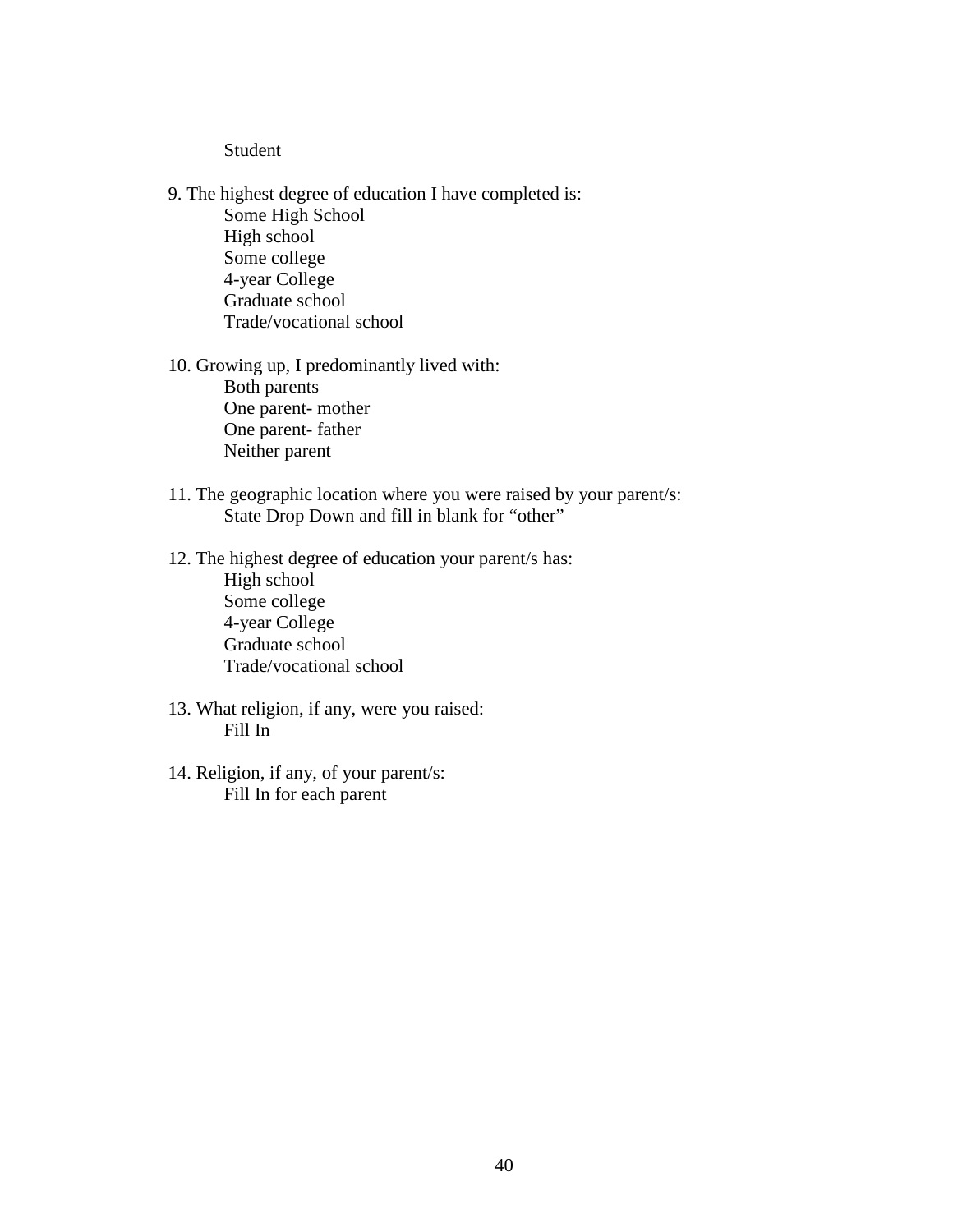Student

9. The highest degree of education I have completed is:
   - Some High School
   - High school
   - Some college
   - 4-year College
   - Graduate school
   - Trade/vocational school

10. Growing up, I predominantly lived with:
    - Both parents
    - One parent- mother
    - One parent- father
    - Neither parent

11. The geographic location where you were raised by your parent/s:
    - State Drop Down and fill in blank for "other"

12. The highest degree of education your parent/s has:
    - High school
    - Some college
    - 4-year College
    - Graduate school
    - Trade/vocational school

13. What religion, if any, were you raised:
    - Fill In

14. Religion, if any, of your parent/s:
    - Fill In for each parent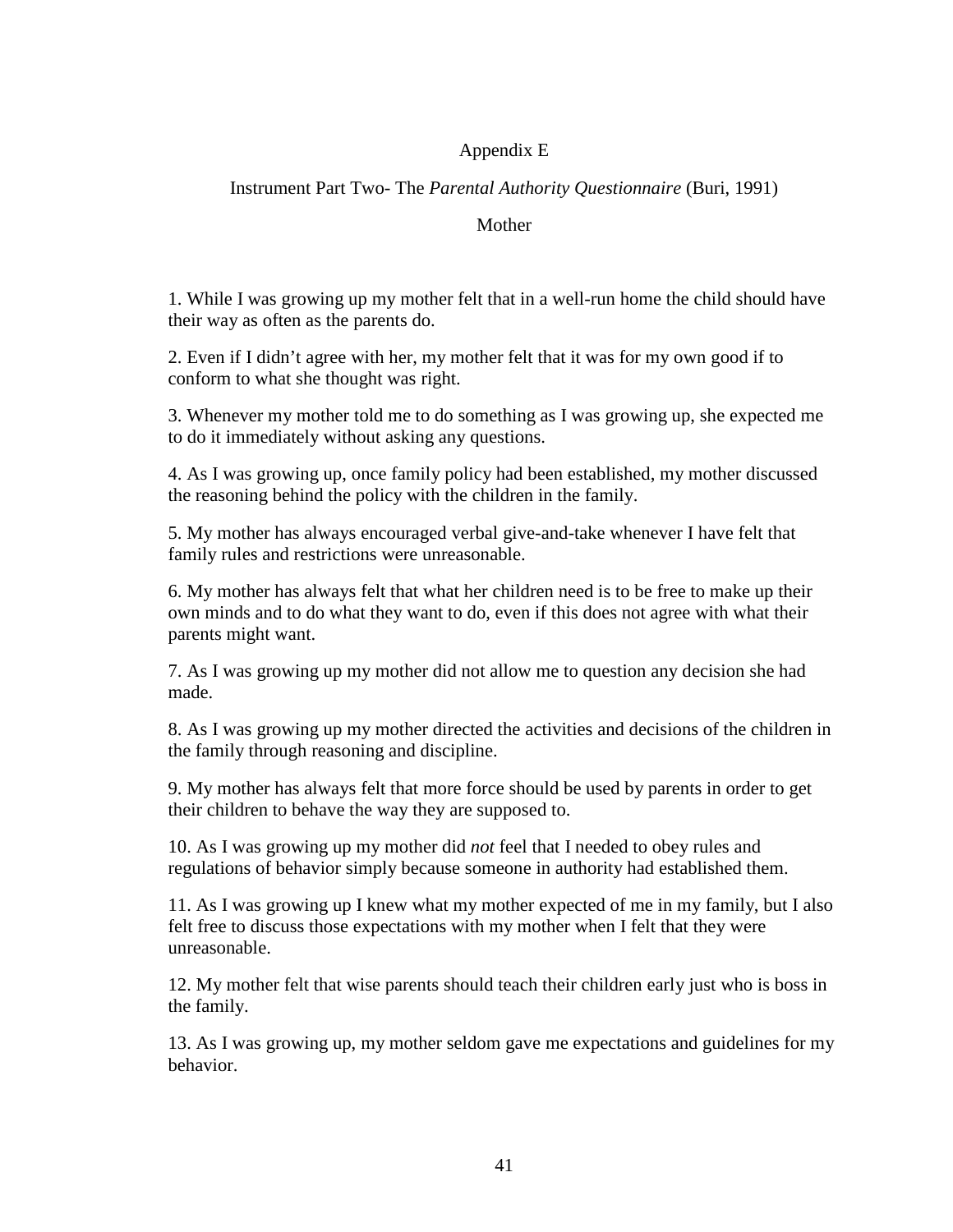# Appendix E

## Instrument Part Two- The *Parental Authority Questionnaire* (Buri, 1991)

### Mother

1. While I was growing up my mother felt that in a well-run home the child should have their way as often as the parents do.

2. Even if I didn't agree with her, my mother felt that it was for my own good if to conform to what she thought was right.

3. Whenever my mother told me to do something as I was growing up, she expected me to do it immediately without asking any questions.

4. As I was growing up, once family policy had been established, my mother discussed the reasoning behind the policy with the children in the family.

5. My mother has always encouraged verbal give-and-take whenever I have felt that family rules and restrictions were unreasonable.

6. My mother has always felt that what her children need is to be free to make up their own minds and to do what they want to do, even if this does not agree with what their parents might want.

7. As I was growing up my mother did not allow me to question any decision she had made.

8. As I was growing up my mother directed the activities and decisions of the children in the family through reasoning and discipline.

9. My mother has always felt that more force should be used by parents in order to get their children to behave the way they are supposed to.

10. As I was growing up my mother did *not* feel that I needed to obey rules and regulations of behavior simply because someone in authority had established them.

11. As I was growing up I knew what my mother expected of me in my family, but I also felt free to discuss those expectations with my mother when I felt that they were unreasonable.

12. My mother felt that wise parents should teach their children early just who is boss in the family.

13. As I was growing up, my mother seldom gave me expectations and guidelines for my behavior.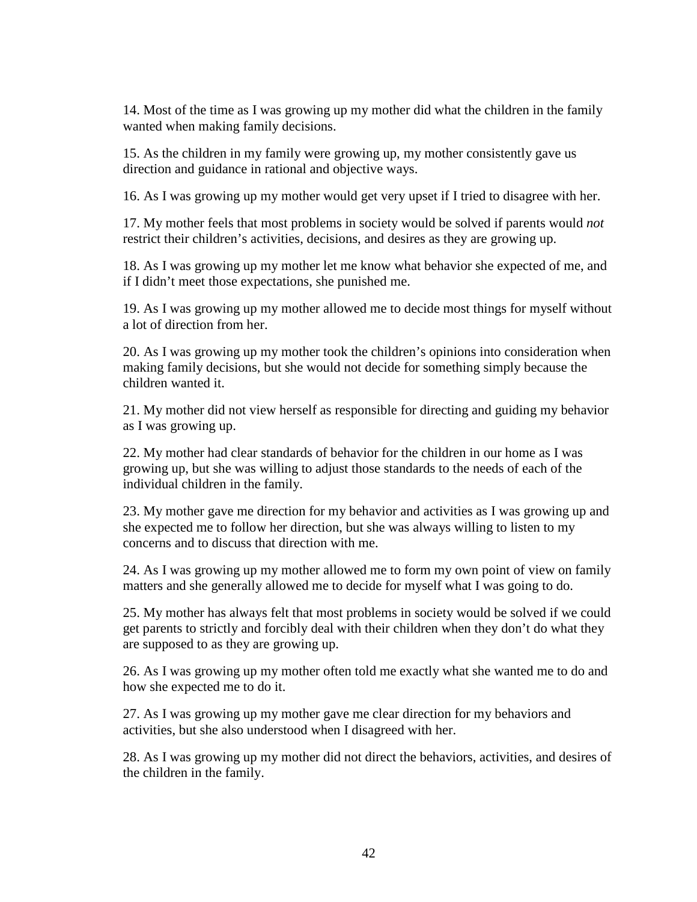14. Most of the time as I was growing up my mother did what the children in the family wanted when making family decisions.

15. As the children in my family were growing up, my mother consistently gave us direction and guidance in rational and objective ways.

16. As I was growing up my mother would get very upset if I tried to disagree with her.

17. My mother feels that most problems in society would be solved if parents would *not* restrict their children's activities, decisions, and desires as they are growing up.

18. As I was growing up my mother let me know what behavior she expected of me, and if I didn't meet those expectations, she punished me.

19. As I was growing up my mother allowed me to decide most things for myself without a lot of direction from her.

20. As I was growing up my mother took the children's opinions into consideration when making family decisions, but she would not decide for something simply because the children wanted it.

21. My mother did not view herself as responsible for directing and guiding my behavior as I was growing up.

22. My mother had clear standards of behavior for the children in our home as I was growing up, but she was willing to adjust those standards to the needs of each of the individual children in the family.

23. My mother gave me direction for my behavior and activities as I was growing up and she expected me to follow her direction, but she was always willing to listen to my concerns and to discuss that direction with me.

24. As I was growing up my mother allowed me to form my own point of view on family matters and she generally allowed me to decide for myself what I was going to do.

25. My mother has always felt that most problems in society would be solved if we could get parents to strictly and forcibly deal with their children when they don't do what they are supposed to as they are growing up.

26. As I was growing up my mother often told me exactly what she wanted me to do and how she expected me to do it.

27. As I was growing up my mother gave me clear direction for my behaviors and activities, but she also understood when I disagreed with her.

28. As I was growing up my mother did not direct the behaviors, activities, and desires of the children in the family.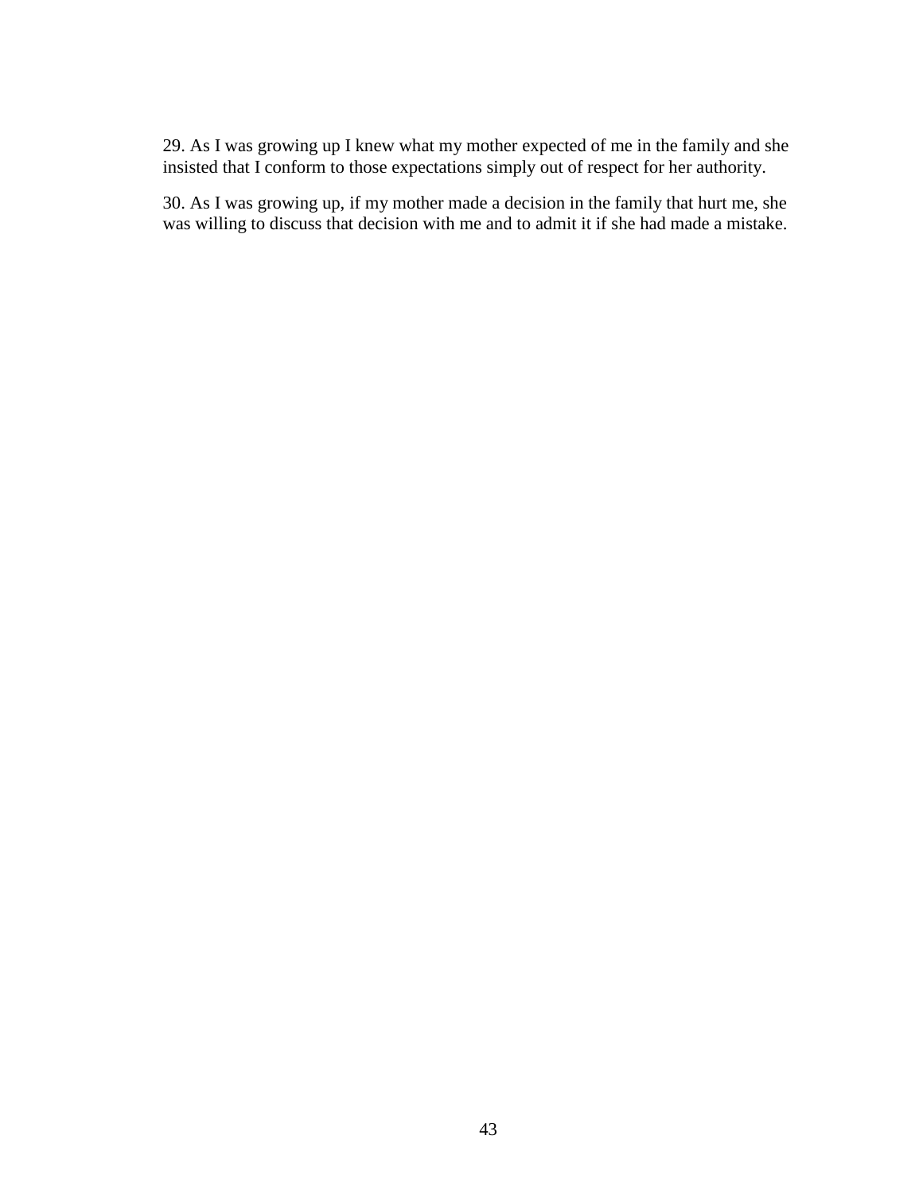29. As I was growing up I knew what my mother expected of me in the family and she insisted that I conform to those expectations simply out of respect for her authority.

30. As I was growing up, if my mother made a decision in the family that hurt me, she was willing to discuss that decision with me and to admit it if she had made a mistake.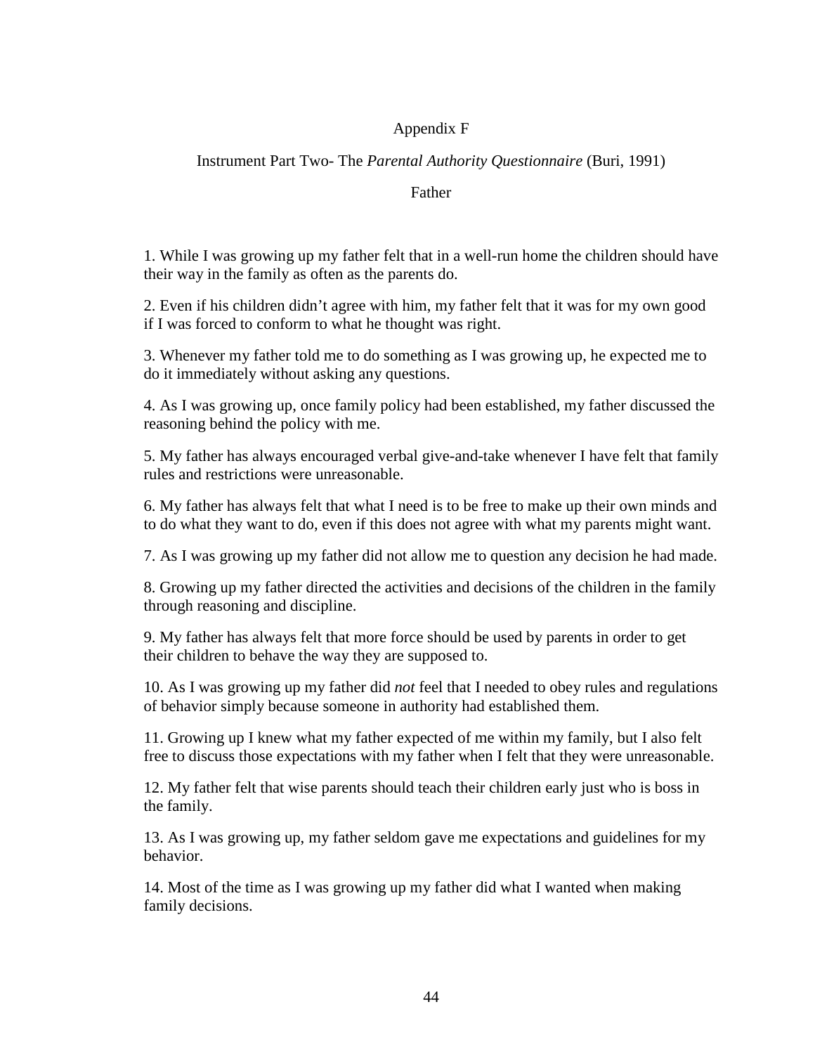# Appendix F

## Instrument Part Two- The *Parental Authority Questionnaire* (Buri, 1991)

### Father

1. While I was growing up my father felt that in a well-run home the children should have their way in the family as often as the parents do.

2. Even if his children didn't agree with him, my father felt that it was for my own good if I was forced to conform to what he thought was right.

3. Whenever my father told me to do something as I was growing up, he expected me to do it immediately without asking any questions.

4. As I was growing up, once family policy had been established, my father discussed the reasoning behind the policy with me.

5. My father has always encouraged verbal give-and-take whenever I have felt that family rules and restrictions were unreasonable.

6. My father has always felt that what I need is to be free to make up their own minds and to do what they want to do, even if this does not agree with what my parents might want.

7. As I was growing up my father did not allow me to question any decision he had made.

8. Growing up my father directed the activities and decisions of the children in the family through reasoning and discipline.

9. My father has always felt that more force should be used by parents in order to get their children to behave the way they are supposed to.

10. As I was growing up my father did *not* feel that I needed to obey rules and regulations of behavior simply because someone in authority had established them.

11. Growing up I knew what my father expected of me within my family, but I also felt free to discuss those expectations with my father when I felt that they were unreasonable.

12. My father felt that wise parents should teach their children early just who is boss in the family.

13. As I was growing up, my father seldom gave me expectations and guidelines for my behavior.

14. Most of the time as I was growing up my father did what I wanted when making family decisions.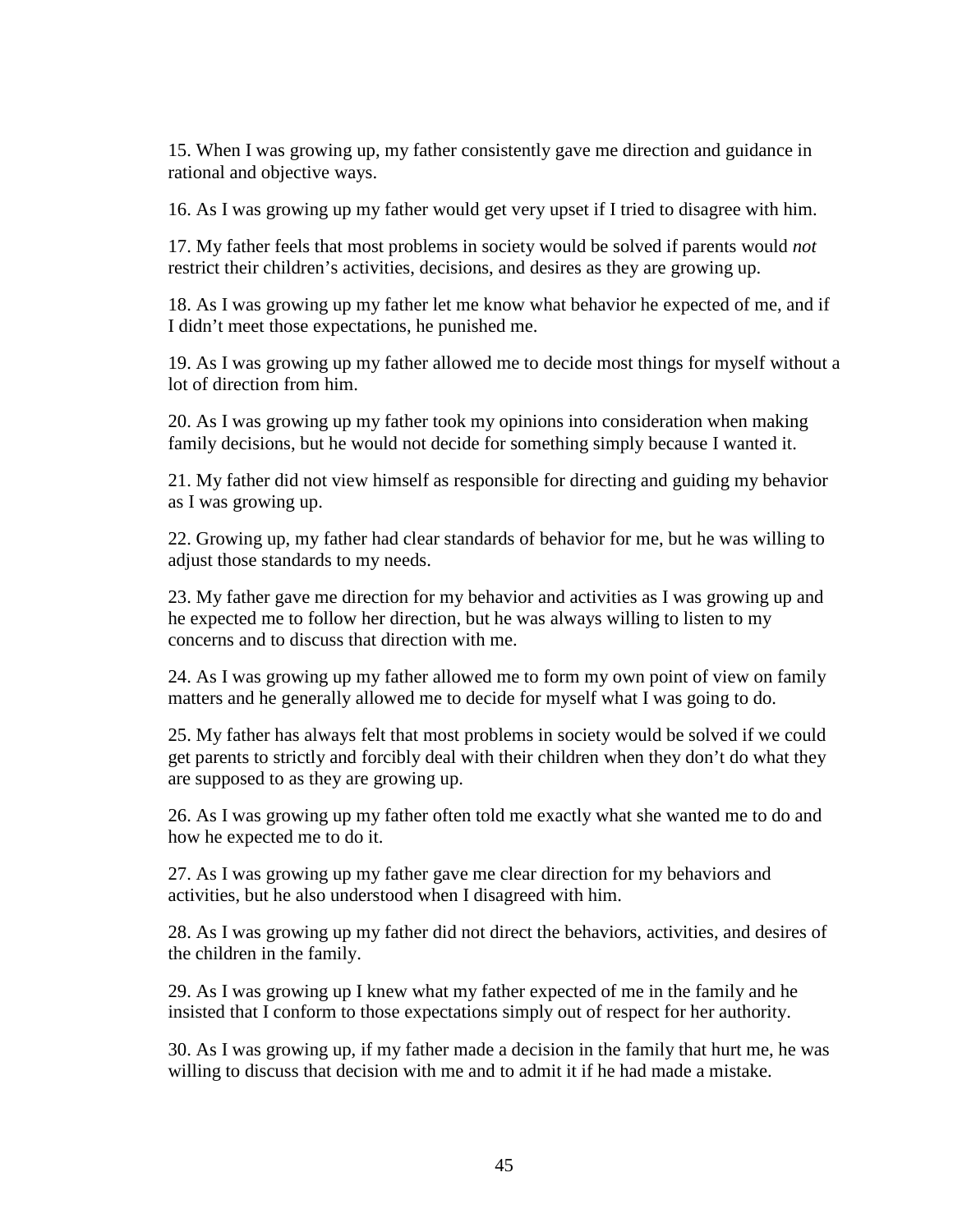15. When I was growing up, my father consistently gave me direction and guidance in rational and objective ways.

16. As I was growing up my father would get very upset if I tried to disagree with him.

17. My father feels that most problems in society would be solved if parents would *not* restrict their children's activities, decisions, and desires as they are growing up.

18. As I was growing up my father let me know what behavior he expected of me, and if I didn't meet those expectations, he punished me.

19. As I was growing up my father allowed me to decide most things for myself without a lot of direction from him.

20. As I was growing up my father took my opinions into consideration when making family decisions, but he would not decide for something simply because I wanted it.

21. My father did not view himself as responsible for directing and guiding my behavior as I was growing up.

22. Growing up, my father had clear standards of behavior for me, but he was willing to adjust those standards to my needs.

23. My father gave me direction for my behavior and activities as I was growing up and he expected me to follow her direction, but he was always willing to listen to my concerns and to discuss that direction with me.

24. As I was growing up my father allowed me to form my own point of view on family matters and he generally allowed me to decide for myself what I was going to do.

25. My father has always felt that most problems in society would be solved if we could get parents to strictly and forcibly deal with their children when they don't do what they are supposed to as they are growing up.

26. As I was growing up my father often told me exactly what she wanted me to do and how he expected me to do it.

27. As I was growing up my father gave me clear direction for my behaviors and activities, but he also understood when I disagreed with him.

28. As I was growing up my father did not direct the behaviors, activities, and desires of the children in the family.

29. As I was growing up I knew what my father expected of me in the family and he insisted that I conform to those expectations simply out of respect for her authority.

30. As I was growing up, if my father made a decision in the family that hurt me, he was willing to discuss that decision with me and to admit it if he had made a mistake.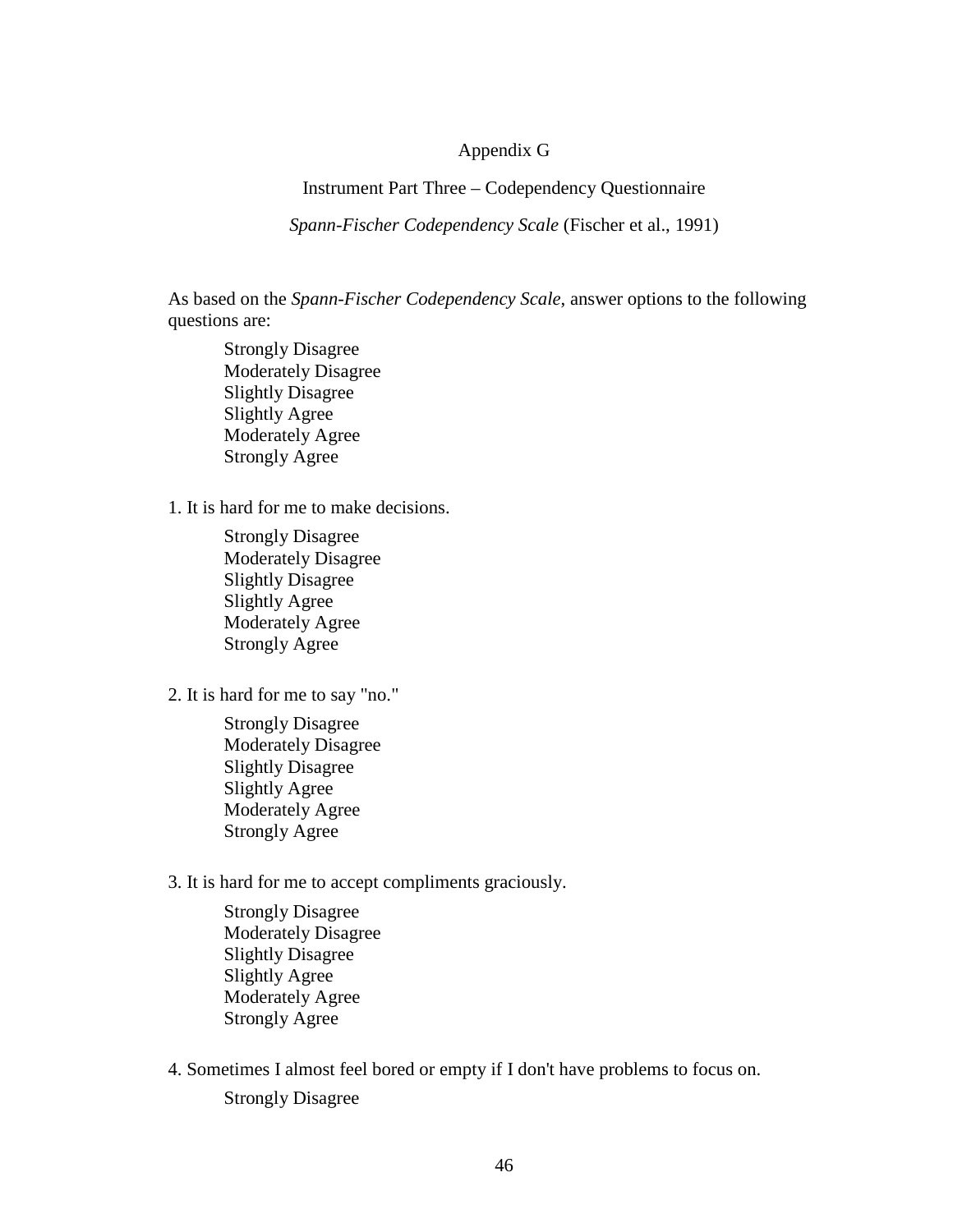# Appendix G

## Instrument Part Three – Codependency Questionnaire

### *Spann-Fischer Codependency Scale* (Fischer et al., 1991)

As based on the *Spann-Fischer Codependency Scale*, answer options to the following questions are:

- Strongly Disagree
- Moderately Disagree
- Slightly Disagree
- Slightly Agree
- Moderately Agree
- Strongly Agree

1. It is hard for me to make decisions.

   - Strongly Disagree
   - Moderately Disagree
   - Slightly Disagree
   - Slightly Agree
   - Moderately Agree
   - Strongly Agree

2. It is hard for me to say "no."

   - Strongly Disagree
   - Moderately Disagree
   - Slightly Disagree
   - Slightly Agree
   - Moderately Agree
   - Strongly Agree

3. It is hard for me to accept compliments graciously.

   - Strongly Disagree
   - Moderately Disagree
   - Slightly Disagree
   - Slightly Agree
   - Moderately Agree
   - Strongly Agree

4. Sometimes I almost feel bored or empty if I don't have problems to focus on.

   - Strongly Disagree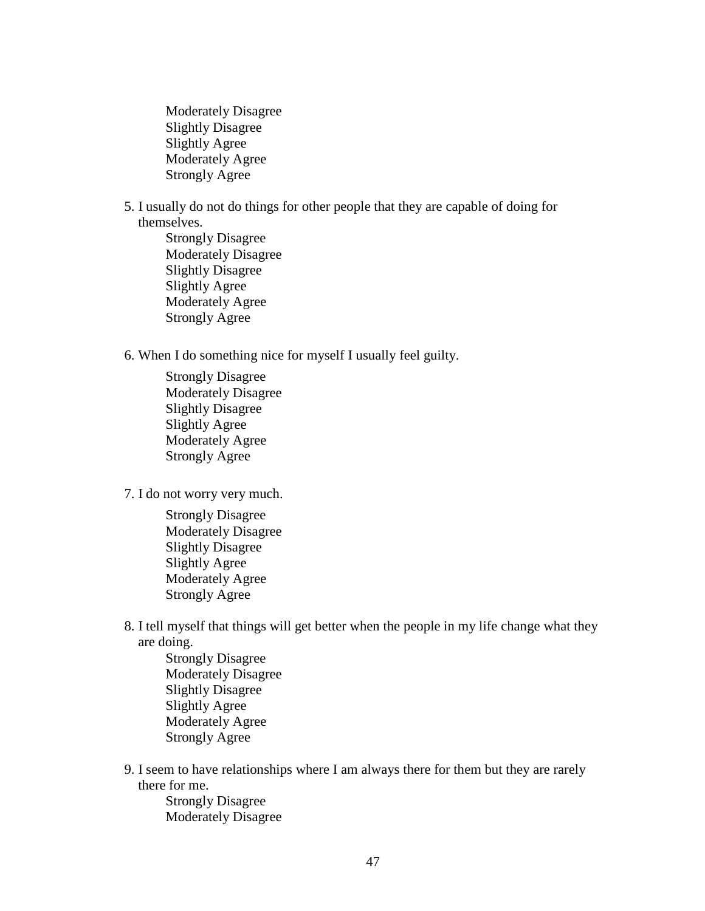Moderately Disagree
Slightly Disagree
Slightly Agree
Moderately Agree
Strongly Agree

5. I usually do not do things for other people that they are capable of doing for themselves.
    Strongly Disagree
    Moderately Disagree
    Slightly Disagree
    Slightly Agree
    Moderately Agree
    Strongly Agree

6. When I do something nice for myself I usually feel guilty.
    Strongly Disagree
    Moderately Disagree
    Slightly Disagree
    Slightly Agree
    Moderately Agree
    Strongly Agree

7. I do not worry very much.
    Strongly Disagree
    Moderately Disagree
    Slightly Disagree
    Slightly Agree
    Moderately Agree
    Strongly Agree

8. I tell myself that things will get better when the people in my life change what they are doing.
    Strongly Disagree
    Moderately Disagree
    Slightly Disagree
    Slightly Agree
    Moderately Agree
    Strongly Agree

9. I seem to have relationships where I am always there for them but they are rarely there for me.
    Strongly Disagree
    Moderately Disagree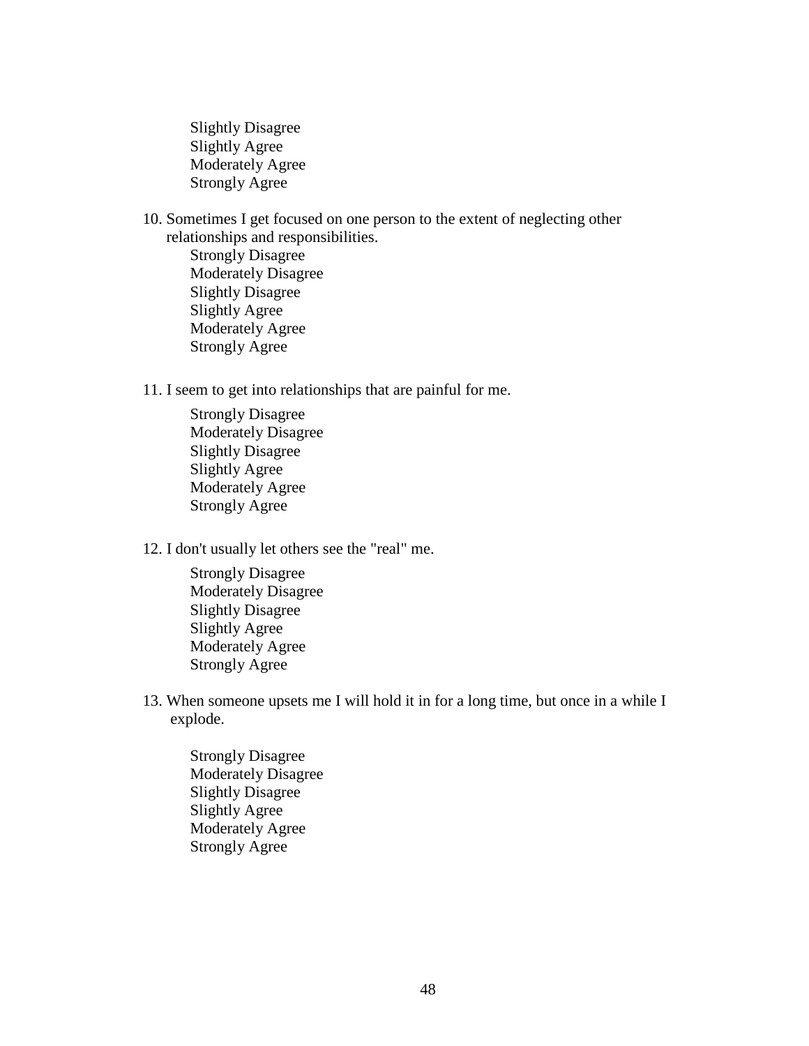Slightly Disagree
Slightly Agree
Moderately Agree
Strongly Agree

10. Sometimes I get focused on one person to the extent of neglecting other relationships and responsibilities.
    Strongly Disagree
    Moderately Disagree
    Slightly Disagree
    Slightly Agree
    Moderately Agree
    Strongly Agree

11. I seem to get into relationships that are painful for me.

    Strongly Disagree
    Moderately Disagree
    Slightly Disagree
    Slightly Agree
    Moderately Agree
    Strongly Agree

12. I don't usually let others see the "real" me.

    Strongly Disagree
    Moderately Disagree
    Slightly Disagree
    Slightly Agree
    Moderately Agree
    Strongly Agree

13. When someone upsets me I will hold it in for a long time, but once in a while I explode.

    Strongly Disagree
    Moderately Disagree
    Slightly Disagree
    Slightly Agree
    Moderately Agree
    Strongly Agree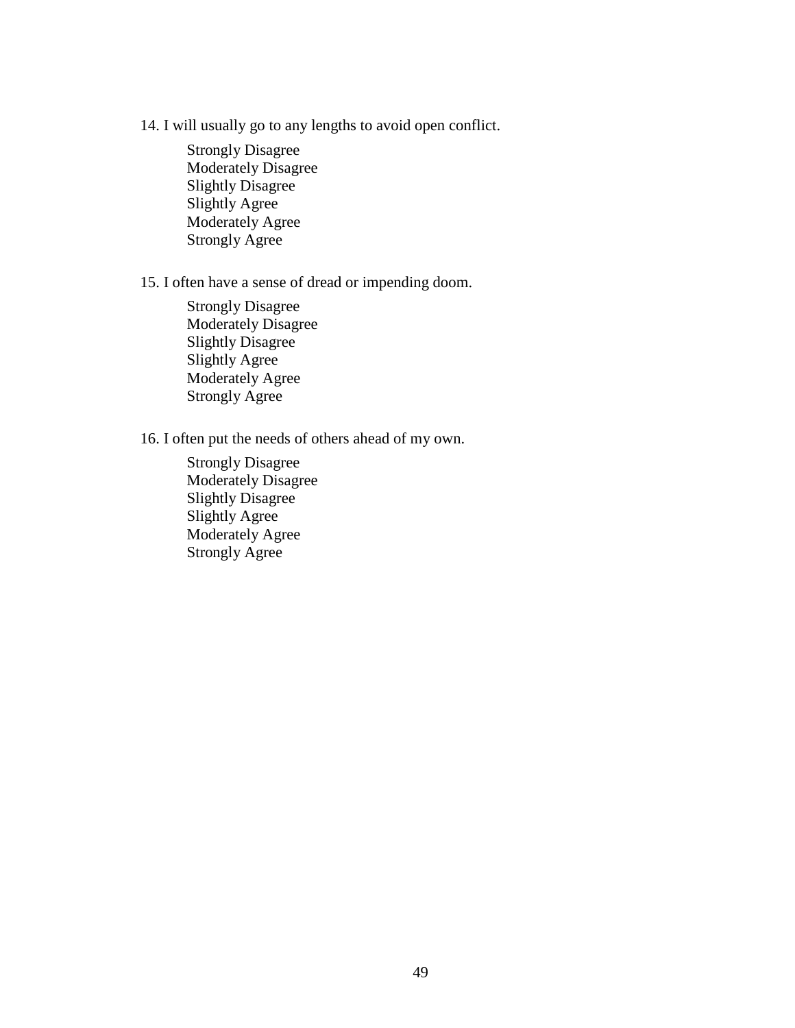14. I will usually go to any lengths to avoid open conflict.

    Strongly Disagree
    Moderately Disagree
    Slightly Disagree
    Slightly Agree
    Moderately Agree
    Strongly Agree

15. I often have a sense of dread or impending doom.

    Strongly Disagree
    Moderately Disagree
    Slightly Disagree
    Slightly Agree
    Moderately Agree
    Strongly Agree

16. I often put the needs of others ahead of my own.

    Strongly Disagree
    Moderately Disagree
    Slightly Disagree
    Slightly Agree
    Moderately Agree
    Strongly Agree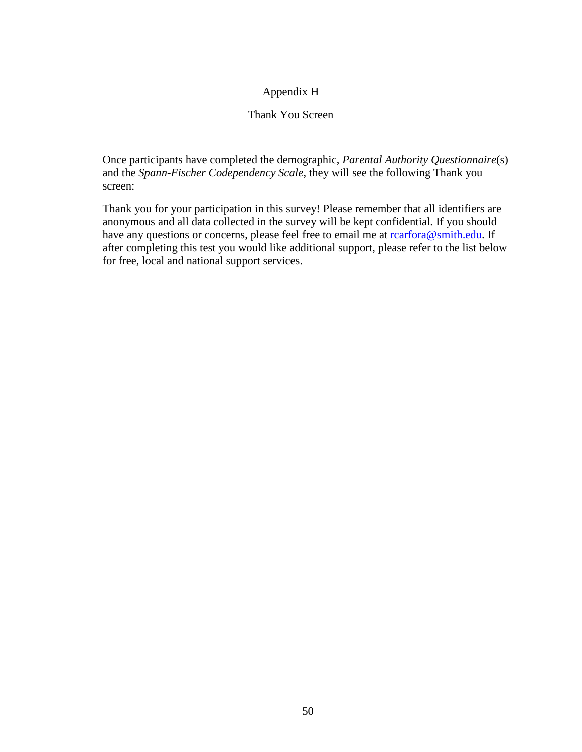# Appendix H

## Thank You Screen

Once participants have completed the demographic, *Parental Authority Questionnaire*(s) and the *Spann-Fischer Codependency Scale*, they will see the following Thank you screen:

Thank you for your participation in this survey! Please remember that all identifiers are anonymous and all data collected in the survey will be kept confidential. If you should have any questions or concerns, please feel free to email me at rcarfora@smith.edu. If after completing this test you would like additional support, please refer to the list below for free, local and national support services.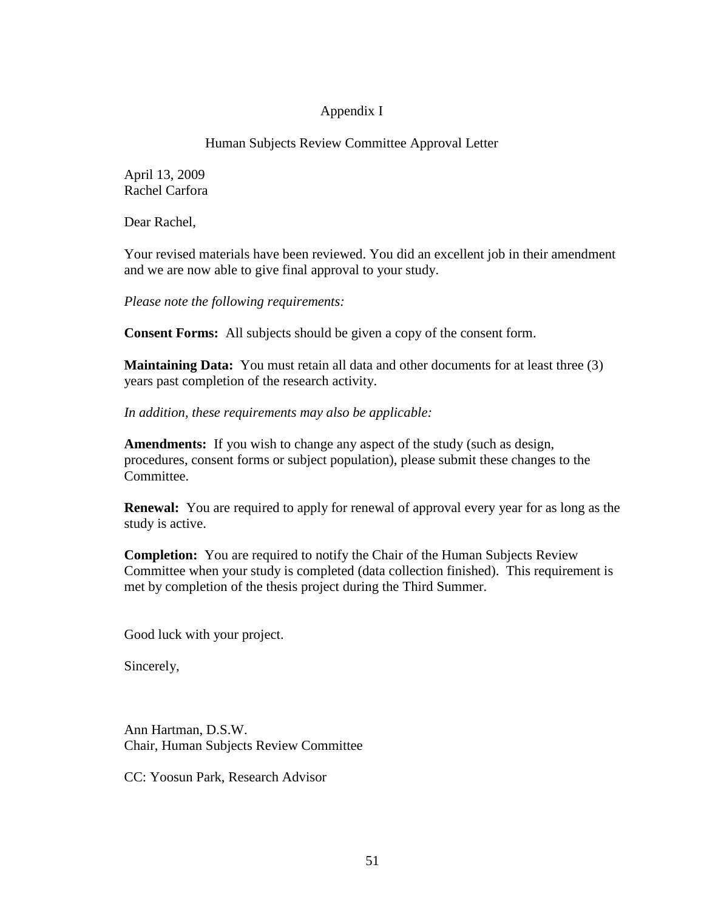## Appendix I

### Human Subjects Review Committee Approval Letter

April 13, 2009
Rachel Carfora

Dear Rachel,

Your revised materials have been reviewed. You did an excellent job in their amendment and we are now able to give final approval to your study.

*Please note the following requirements:*

**Consent Forms:** All subjects should be given a copy of the consent form.

**Maintaining Data:** You must retain all data and other documents for at least three (3) years past completion of the research activity.

*In addition, these requirements may also be applicable:*

**Amendments:** If you wish to change any aspect of the study (such as design, procedures, consent forms or subject population), please submit these changes to the Committee.

**Renewal:** You are required to apply for renewal of approval every year for as long as the study is active.

**Completion:** You are required to notify the Chair of the Human Subjects Review Committee when your study is completed (data collection finished). This requirement is met by completion of the thesis project during the Third Summer.

Good luck with your project.

Sincerely,

Ann Hartman, D.S.W.
Chair, Human Subjects Review Committee

CC: Yoosun Park, Research Advisor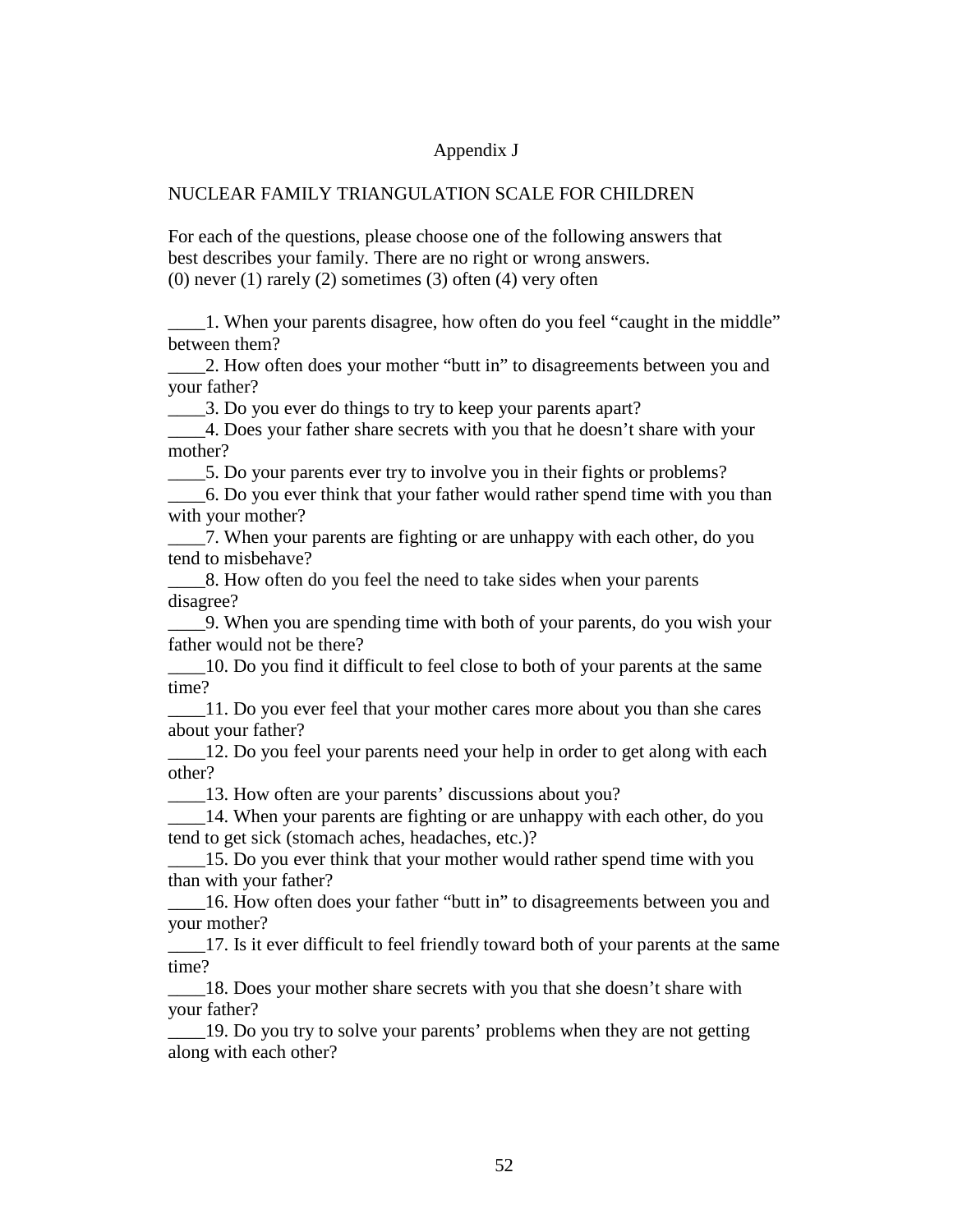Appendix J

NUCLEAR FAMILY TRIANGULATION SCALE FOR CHILDREN

For each of the questions, please choose one of the following answers that best describes your family. There are no right or wrong answers.
(0) never (1) rarely (2) sometimes (3) often (4) very often

____1. When your parents disagree, how often do you feel "caught in the middle" between them?
____2. How often does your mother "butt in" to disagreements between you and your father?
____3. Do you ever do things to try to keep your parents apart?
____4. Does your father share secrets with you that he doesn't share with your mother?
____5. Do your parents ever try to involve you in their fights or problems?
____6. Do you ever think that your father would rather spend time with you than with your mother?
____7. When your parents are fighting or are unhappy with each other, do you tend to misbehave?
____8. How often do you feel the need to take sides when your parents disagree?
____9. When you are spending time with both of your parents, do you wish your father would not be there?
____10. Do you find it difficult to feel close to both of your parents at the same time?
____11. Do you ever feel that your mother cares more about you than she cares about your father?
____12. Do you feel your parents need your help in order to get along with each other?
____13. How often are your parents' discussions about you?
____14. When your parents are fighting or are unhappy with each other, do you tend to get sick (stomach aches, headaches, etc.)?
____15. Do you ever think that your mother would rather spend time with you than with your father?
____16. How often does your father "butt in" to disagreements between you and your mother?
____17. Is it ever difficult to feel friendly toward both of your parents at the same time?
____18. Does your mother share secrets with you that she doesn't share with your father?
____19. Do you try to solve your parents' problems when they are not getting along with each other?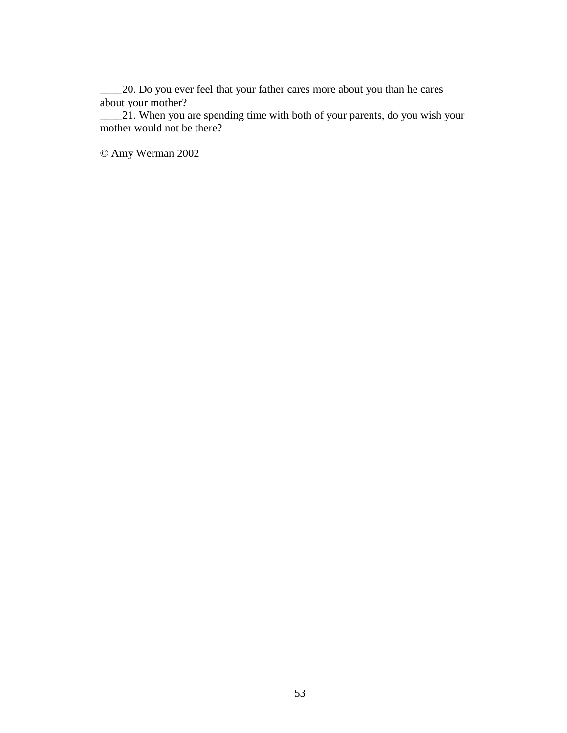____20. Do you ever feel that your father cares more about you than he cares about your mother?

____21. When you are spending time with both of your parents, do you wish your mother would not be there?

© Amy Werman 2002